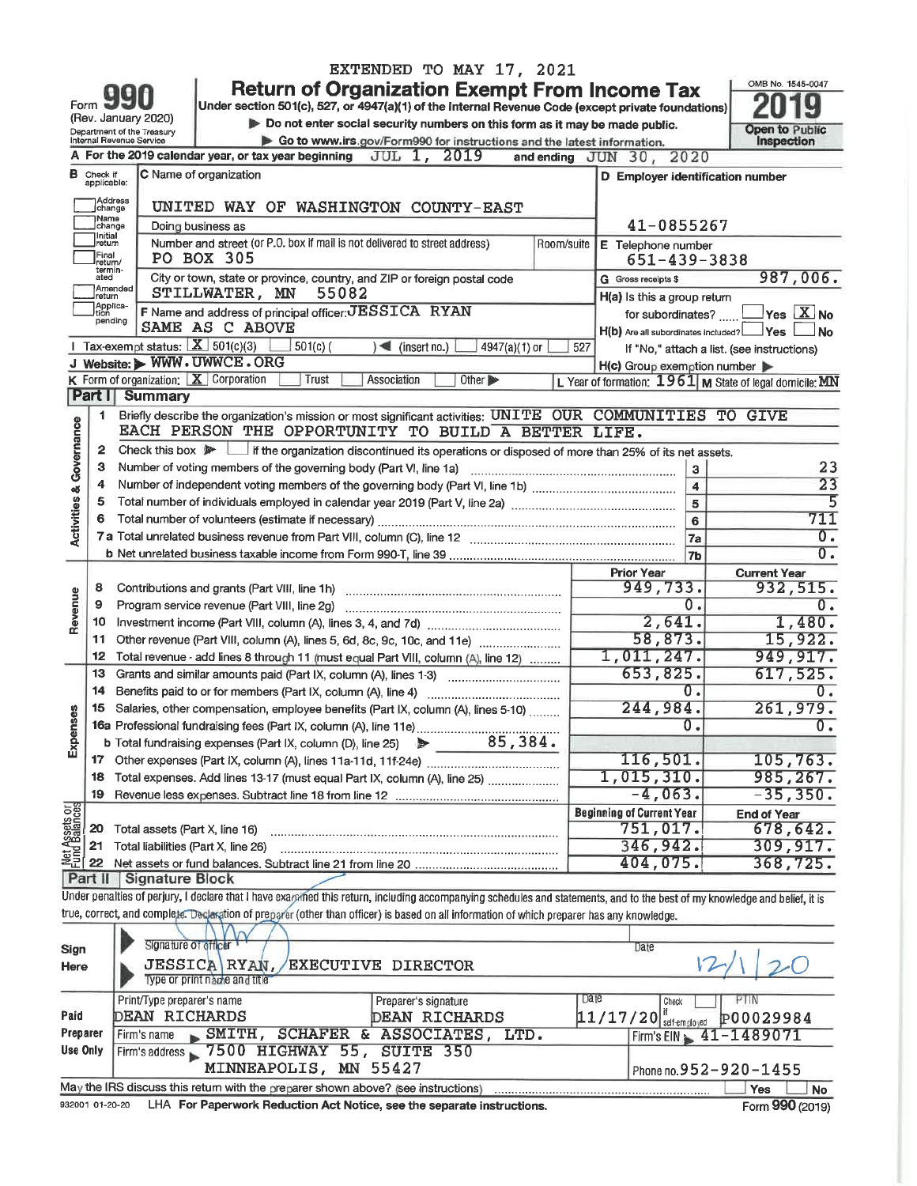EXTENDED TO MAY 17, 2021

# Form 990 — Return of Organization Exempt From Income Tax — 2019

(Rev. January 2020)

Under section 501(c), 527, or 4947(a)(1) of the Internal Revenue Code (except private foundations)

▶ Do not enter social security numbers on this form as it may be made public.

▶ Go to www.irs.gov/Form990 for instructions and the latest information.

Department of the Treasury
Internal Revenue Service

OMB No. 1545-0047

Open to Public Inspection

**A** For the 2019 calendar year, or tax year beginning JUL 1, 2019 and ending JUN 30, 2020

**B** Check if applicable:
- Address change
- Name change
- Initial return
- Final return/terminated
- Amended return
- Application pending

**C** Name of organization: UNITED WAY OF WASHINGTON COUNTY-EAST

Doing business as

Number and street (or P.O. box if mail is not delivered to street address): PO BOX 305 | Room/suite

City or town, state or province, country, and ZIP or foreign postal code: STILLWATER, MN 55082

**D** Employer identification number: 41-0855267

**E** Telephone number: 651-439-3838

**G** Gross receipts $ 987,006.

**F** Name and address of principal officer: JESSICA RYAN, SAME AS C ABOVE

**H(a)** Is this a group return for subordinates? Yes [ ] No [X]

**H(b)** Are all subordinates included? Yes [ ] No [ ]
If "No," attach a list. (see instructions)

**H(c)** Group exemption number ▶

**I** Tax-exempt status: [X] 501(c)(3) [ ] 501(c) ( ) ◀ (insert no.) [ ] 4947(a)(1) or [ ] 527

**J** Website: ▶ WWW.UWWCE.ORG

**K** Form of organization: [X] Corporation [ ] Trust [ ] Association [ ] Other ▶

**L** Year of formation: 1961 **M** State of legal domicile: MN

## Part I Summary

### Activities & Governance

1. Briefly describe the organization's mission or most significant activities: UNITE OUR COMMUNITIES TO GIVE EACH PERSON THE OPPORTUNITY TO BUILD A BETTER LIFE.
2. Check this box ▶ [ ] if the organization discontinued its operations or disposed of more than 25% of its net assets.

| Line | Description | No. | Value |
|---|---|---|---|
| 3 | Number of voting members of the governing body (Part VI, line 1a) | 3 | 23 |
| 4 | Number of independent voting members of the governing body (Part VI, line 1b) | 4 | 23 |
| 5 | Total number of individuals employed in calendar year 2019 (Part V, line 2a) | 5 | 5 |
| 6 | Total number of volunteers (estimate if necessary) | 6 | 711 |
| 7a | Total unrelated business revenue from Part VIII, column (C), line 12 | 7a | 0. |
| 7b | Net unrelated business taxable income from Form 990-T, line 39 | 7b | 0. |

### Revenue / Expenses / Net Assets

| Line | Description | Prior Year | Current Year |
|---|---|---|---|
| 8 | Contributions and grants (Part VIII, line 1h) | 949,733. | 932,515. |
| 9 | Program service revenue (Part VIII, line 2g) | 0. | 0. |
| 10 | Investment income (Part VIII, column (A), lines 3, 4, and 7d) | 2,641. | 1,480. |
| 11 | Other revenue (Part VIII, column (A), lines 5, 6d, 8c, 9c, 10c, and 11e) | 58,873. | 15,922. |
| 12 | Total revenue - add lines 8 through 11 (must equal Part VIII, column (A), line 12) | 1,011,247. | 949,917. |
| 13 | Grants and similar amounts paid (Part IX, column (A), lines 1-3) | 653,825. | 617,525. |
| 14 | Benefits paid to or for members (Part IX, column (A), line 4) | 0. | 0. |
| 15 | Salaries, other compensation, employee benefits (Part IX, column (A), lines 5-10) | 244,984. | 261,979. |
| 16a | Professional fundraising fees (Part IX, column (A), line 11e) | 0. | 0. |
| b | Total fundraising expenses (Part IX, column (D), line 25) ▶ 85,384. | | |
| 17 | Other expenses (Part IX, column (A), lines 11a-11d, 11f-24e) | 116,501. | 105,763. |
| 18 | Total expenses. Add lines 13-17 (must equal Part IX, column (A), line 25) | 1,015,310. | 985,267. |
| 19 | Revenue less expenses. Subtract line 18 from line 12 | -4,063. | -35,350. |

| Line | Description | Beginning of Current Year | End of Year |
|---|---|---|---|
| 20 | Total assets (Part X, line 16) | 751,017. | 678,642. |
| 21 | Total liabilities (Part X, line 26) | 346,942. | 309,917. |
| 22 | Net assets or fund balances. Subtract line 21 from line 20 | 404,075. | 368,725. |

## Part II Signature Block

Under penalties of perjury, I declare that I have examined this return, including accompanying schedules and statements, and to the best of my knowledge and belief, it is true, correct, and complete. Declaration of preparer (other than officer) is based on all information of which preparer has any knowledge.

**Sign Here**

Signature of officer — Date: 12/1/20

JESSICA RYAN, EXECUTIVE DIRECTOR
Type or print name and title

**Paid Preparer Use Only**

| Print/Type preparer's name | Preparer's signature | Date | Check if self-employed | PTIN |
|---|---|---|---|---|
| DEAN RICHARDS | DEAN RICHARDS | 11/17/20 | [ ] | P00029984 |

Firm's name ▶ SMITH, SCHAFER & ASSOCIATES, LTD. — Firm's EIN ▶ 41-1489071

Firm's address ▶ 7500 HIGHWAY 55, SUITE 350, MINNEAPOLIS, MN 55427 — Phone no. 952-920-1455

May the IRS discuss this return with the preparer shown above? (see instructions) Yes [ ] No [ ]

932001 01-20-20 LHA For Paperwork Reduction Act Notice, see the separate instructions. Form 990 (2019)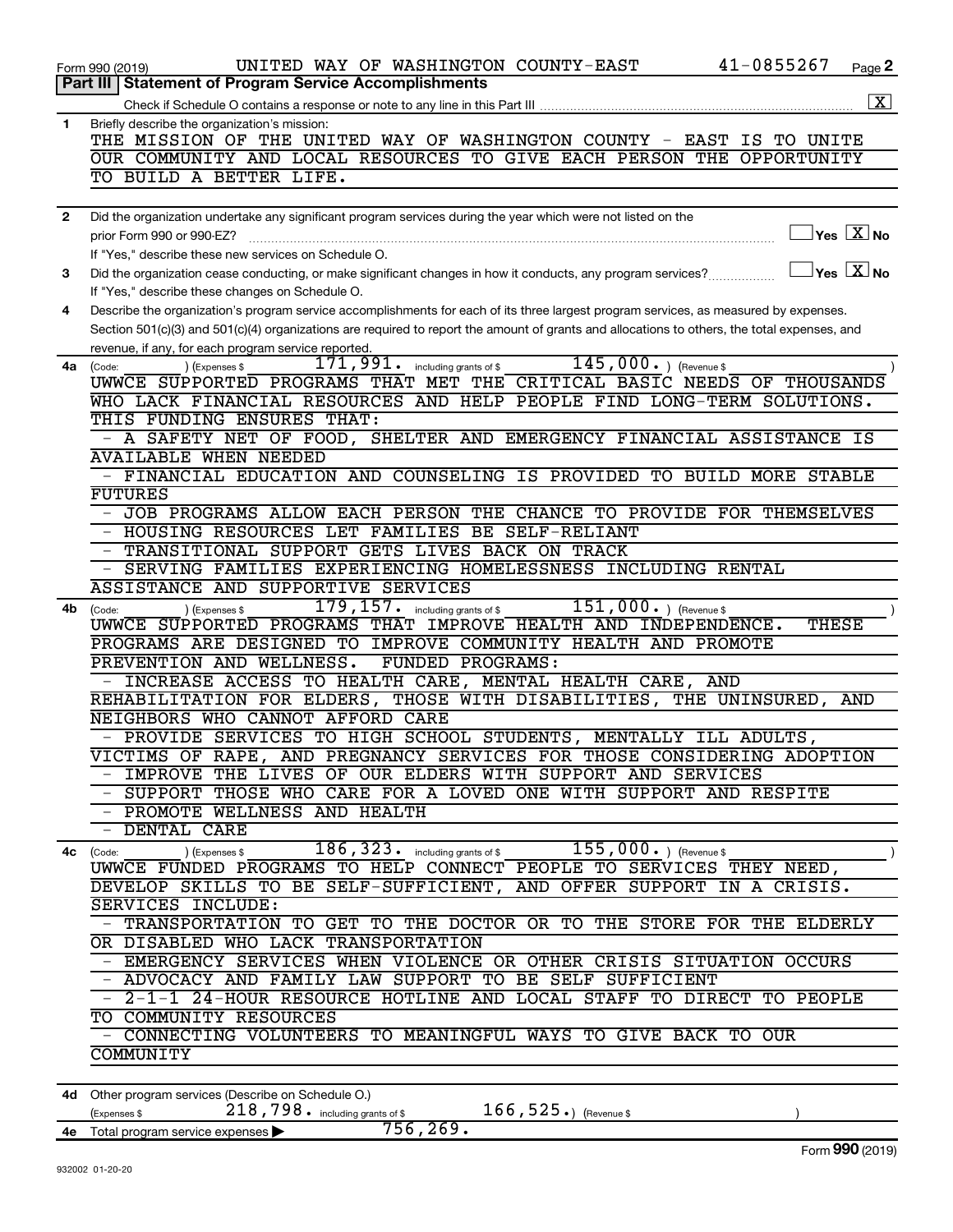Form 990 (2019) UNITED WAY OF WASHINGTON COUNTY-EAST 41-0855267 Page 2

## Part III | Statement of Program Service Accomplishments

Check if Schedule O contains a response or note to any line in this Part III ..... [X]

**1** Briefly describe the organization's mission:

THE MISSION OF THE UNITED WAY OF WASHINGTON COUNTY - EAST IS TO UNITE OUR COMMUNITY AND LOCAL RESOURCES TO GIVE EACH PERSON THE OPPORTUNITY TO BUILD A BETTER LIFE.

**2** Did the organization undertake any significant program services during the year which were not listed on the prior Form 990 or 990-EZ? ..... [ ] Yes [X] No

If "Yes," describe these new services on Schedule O.

**3** Did the organization cease conducting, or make significant changes in how it conducts, any program services? ..... [ ] Yes [X] No

If "Yes," describe these changes on Schedule O.

**4** Describe the organization's program service accomplishments for each of its three largest program services, as measured by expenses. Section 501(c)(3) and 501(c)(4) organizations are required to report the amount of grants and allocations to others, the total expenses, and revenue, if any, for each program service reported.

**4a** (Code: ) (Expenses $ 171,991. including grants of $ 145,000. ) (Revenue $ )

UWWCE SUPPORTED PROGRAMS THAT MET THE CRITICAL BASIC NEEDS OF THOUSANDS WHO LACK FINANCIAL RESOURCES AND HELP PEOPLE FIND LONG-TERM SOLUTIONS. THIS FUNDING ENSURES THAT:
- A SAFETY NET OF FOOD, SHELTER AND EMERGENCY FINANCIAL ASSISTANCE IS AVAILABLE WHEN NEEDED
- FINANCIAL EDUCATION AND COUNSELING IS PROVIDED TO BUILD MORE STABLE FUTURES
- JOB PROGRAMS ALLOW EACH PERSON THE CHANCE TO PROVIDE FOR THEMSELVES
- HOUSING RESOURCES LET FAMILIES BE SELF-RELIANT
- TRANSITIONAL SUPPORT GETS LIVES BACK ON TRACK
- SERVING FAMILIES EXPERIENCING HOMELESSNESS INCLUDING RENTAL ASSISTANCE AND SUPPORTIVE SERVICES

**4b** (Code: ) (Expenses $ 179,157. including grants of $ 151,000. ) (Revenue $ )

UWWCE SUPPORTED PROGRAMS THAT IMPROVE HEALTH AND INDEPENDENCE. THESE PROGRAMS ARE DESIGNED TO IMPROVE COMMUNITY HEALTH AND PROMOTE PREVENTION AND WELLNESS. FUNDED PROGRAMS:
- INCREASE ACCESS TO HEALTH CARE, MENTAL HEALTH CARE, AND REHABILITATION FOR ELDERS, THOSE WITH DISABILITIES, THE UNINSURED, AND NEIGHBORS WHO CANNOT AFFORD CARE
- PROVIDE SERVICES TO HIGH SCHOOL STUDENTS, MENTALLY ILL ADULTS, VICTIMS OF RAPE, AND PREGNANCY SERVICES FOR THOSE CONSIDERING ADOPTION
- IMPROVE THE LIVES OF OUR ELDERS WITH SUPPORT AND SERVICES
- SUPPORT THOSE WHO CARE FOR A LOVED ONE WITH SUPPORT AND RESPITE
- PROMOTE WELLNESS AND HEALTH
- DENTAL CARE

**4c** (Code: ) (Expenses $ 186,323. including grants of $ 155,000. ) (Revenue $ )

UWWCE FUNDED PROGRAMS TO HELP CONNECT PEOPLE TO SERVICES THEY NEED, DEVELOP SKILLS TO BE SELF-SUFFICIENT, AND OFFER SUPPORT IN A CRISIS. SERVICES INCLUDE:
- TRANSPORTATION TO GET TO THE DOCTOR OR TO THE STORE FOR THE ELDERLY OR DISABLED WHO LACK TRANSPORTATION
- EMERGENCY SERVICES WHEN VIOLENCE OR OTHER CRISIS SITUATION OCCURS
- ADVOCACY AND FAMILY LAW SUPPORT TO BE SELF SUFFICIENT
- 2-1-1 24-HOUR RESOURCE HOTLINE AND LOCAL STAFF TO DIRECT TO PEOPLE TO COMMUNITY RESOURCES
- CONNECTING VOLUNTEERS TO MEANINGFUL WAYS TO GIVE BACK TO OUR COMMUNITY

**4d** Other program services (Describe on Schedule O.)

(Expenses $ 218,798. including grants of $ 166,525. ) (Revenue $ )

**4e** Total program service expenses ▶ 756,269.

Form 990 (2019)

932002 01-20-20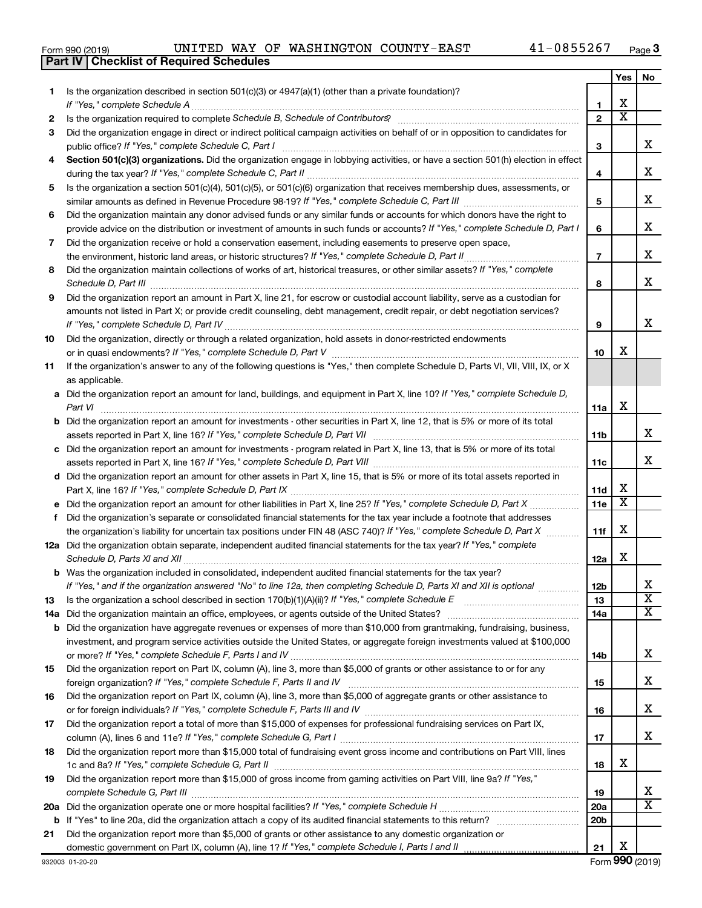Form 990 (2019) UNITED WAY OF WASHINGTON COUNTY-EAST 41-0855267 Page 3

**Part IV | Checklist of Required Schedules**

| | | | Yes | No |
|---|---|---|---|---|
| 1 | Is the organization described in section 501(c)(3) or 4947(a)(1) (other than a private foundation)? *If "Yes," complete Schedule A* | 1 | X | |
| 2 | Is the organization required to complete *Schedule B, Schedule of Contributors*? | 2 | X | |
| 3 | Did the organization engage in direct or indirect political campaign activities on behalf of or in opposition to candidates for public office? *If "Yes," complete Schedule C, Part I* | 3 | | X |
| 4 | **Section 501(c)(3) organizations.** Did the organization engage in lobbying activities, or have a section 501(h) election in effect during the tax year? *If "Yes," complete Schedule C, Part II* | 4 | | X |
| 5 | Is the organization a section 501(c)(4), 501(c)(5), or 501(c)(6) organization that receives membership dues, assessments, or similar amounts as defined in Revenue Procedure 98-19? *If "Yes," complete Schedule C, Part III* | 5 | | X |
| 6 | Did the organization maintain any donor advised funds or any similar funds or accounts for which donors have the right to provide advice on the distribution or investment of amounts in such funds or accounts? *If "Yes," complete Schedule D, Part I* | 6 | | X |
| 7 | Did the organization receive or hold a conservation easement, including easements to preserve open space, the environment, historic land areas, or historic structures? *If "Yes," complete Schedule D, Part II* | 7 | | X |
| 8 | Did the organization maintain collections of works of art, historical treasures, or other similar assets? *If "Yes," complete Schedule D, Part III* | 8 | | X |
| 9 | Did the organization report an amount in Part X, line 21, for escrow or custodial account liability, serve as a custodian for amounts not listed in Part X; or provide credit counseling, debt management, credit repair, or debt negotiation services? *If "Yes," complete Schedule D, Part IV* | 9 | | X |
| 10 | Did the organization, directly or through a related organization, hold assets in donor-restricted endowments or in quasi endowments? *If "Yes," complete Schedule D, Part V* | 10 | X | |
| 11 | If the organization's answer to any of the following questions is "Yes," then complete Schedule D, Parts VI, VII, VIII, IX, or X as applicable. | | | |
| a | Did the organization report an amount for land, buildings, and equipment in Part X, line 10? *If "Yes," complete Schedule D, Part VI* | 11a | X | |
| b | Did the organization report an amount for investments - other securities in Part X, line 12, that is 5% or more of its total assets reported in Part X, line 16? *If "Yes," complete Schedule D, Part VII* | 11b | | X |
| c | Did the organization report an amount for investments - program related in Part X, line 13, that is 5% or more of its total assets reported in Part X, line 16? *If "Yes," complete Schedule D, Part VIII* | 11c | | X |
| d | Did the organization report an amount for other assets in Part X, line 15, that is 5% or more of its total assets reported in Part X, line 16? *If "Yes," complete Schedule D, Part IX* | 11d | X | |
| e | Did the organization report an amount for other liabilities in Part X, line 25? *If "Yes," complete Schedule D, Part X* | 11e | X | |
| f | Did the organization's separate or consolidated financial statements for the tax year include a footnote that addresses the organization's liability for uncertain tax positions under FIN 48 (ASC 740)? *If "Yes," complete Schedule D, Part X* | 11f | X | |
| 12a | Did the organization obtain separate, independent audited financial statements for the tax year? *If "Yes," complete Schedule D, Parts XI and XII* | 12a | X | |
| b | Was the organization included in consolidated, independent audited financial statements for the tax year? *If "Yes," and if the organization answered "No" to line 12a, then completing Schedule D, Parts XI and XII is optional* | 12b | | X |
| 13 | Is the organization a school described in section 170(b)(1)(A)(ii)? *If "Yes," complete Schedule E* | 13 | | X |
| 14a | Did the organization maintain an office, employees, or agents outside of the United States? | 14a | | X |
| b | Did the organization have aggregate revenues or expenses of more than $10,000 from grantmaking, fundraising, business, investment, and program service activities outside the United States, or aggregate foreign investments valued at $100,000 or more? *If "Yes," complete Schedule F, Parts I and IV* | 14b | | X |
| 15 | Did the organization report on Part IX, column (A), line 3, more than $5,000 of grants or other assistance to or for any foreign organization? *If "Yes," complete Schedule F, Parts II and IV* | 15 | | X |
| 16 | Did the organization report on Part IX, column (A), line 3, more than $5,000 of aggregate grants or other assistance to or for foreign individuals? *If "Yes," complete Schedule F, Parts III and IV* | 16 | | X |
| 17 | Did the organization report a total of more than $15,000 of expenses for professional fundraising services on Part IX, column (A), lines 6 and 11e? *If "Yes," complete Schedule G, Part I* | 17 | | X |
| 18 | Did the organization report more than $15,000 total of fundraising event gross income and contributions on Part VIII, lines 1c and 8a? *If "Yes," complete Schedule G, Part II* | 18 | X | |
| 19 | Did the organization report more than $15,000 of gross income from gaming activities on Part VIII, line 9a? *If "Yes," complete Schedule G, Part III* | 19 | | X |
| 20a | Did the organization operate one or more hospital facilities? *If "Yes," complete Schedule H* | 20a | | X |
| b | If "Yes" to line 20a, did the organization attach a copy of its audited financial statements to this return? | 20b | | |
| 21 | Did the organization report more than $5,000 of grants or other assistance to any domestic organization or domestic government on Part IX, column (A), line 1? *If "Yes," complete Schedule I, Parts I and II* | 21 | X | |

932003 01-20-20 Form **990** (2019)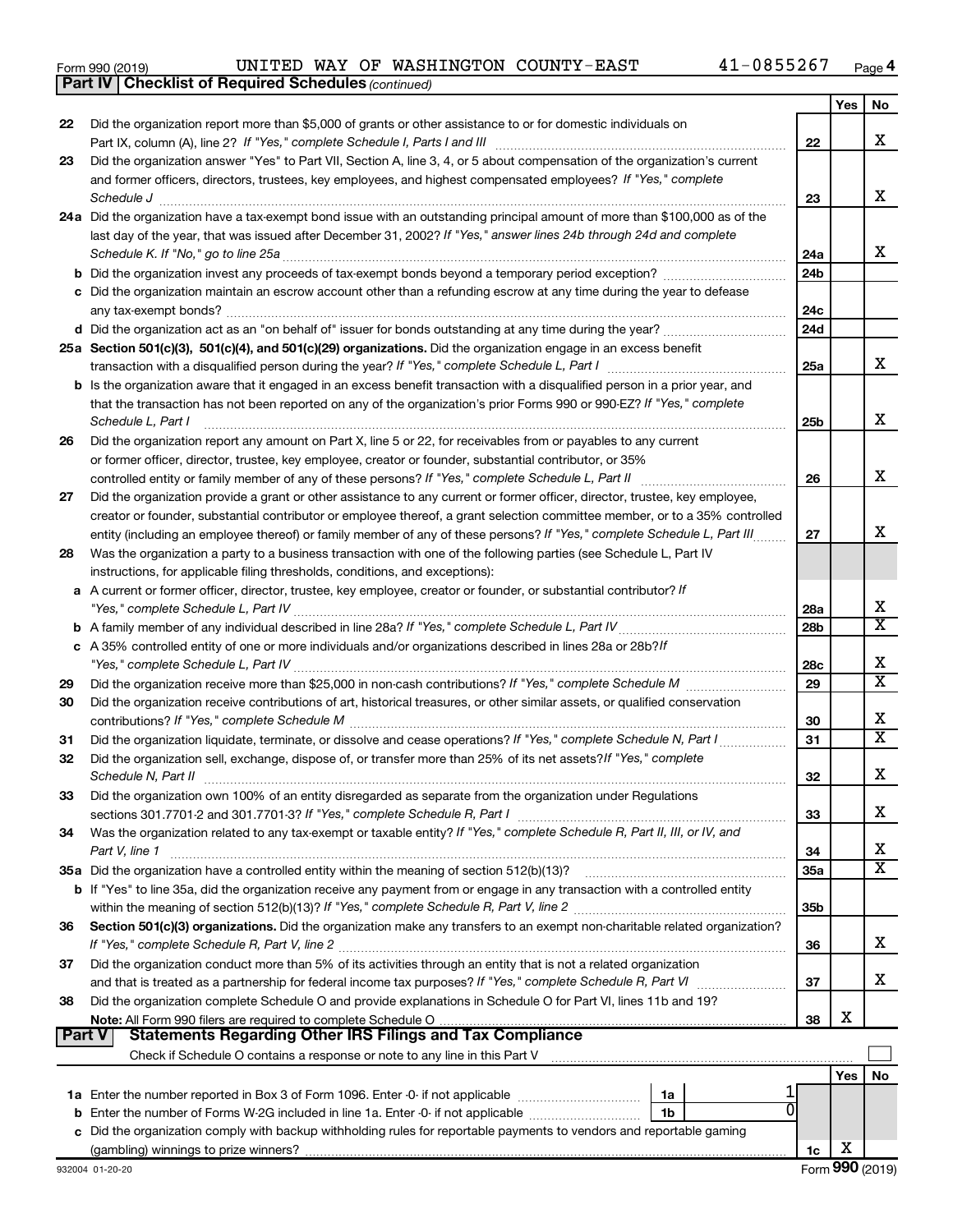Form 990 (2019) UNITED WAY OF WASHINGTON COUNTY-EAST 41-0855267 Page 4

**Part IV | Checklist of Required Schedules** *(continued)*

| | | | Yes | No |
|---|---|---|---|---|
| 22 | Did the organization report more than $5,000 of grants or other assistance to or for domestic individuals on Part IX, column (A), line 2? *If "Yes," complete Schedule I, Parts I and III* | 22 | | X |
| 23 | Did the organization answer "Yes" to Part VII, Section A, line 3, 4, or 5 about compensation of the organization's current and former officers, directors, trustees, key employees, and highest compensated employees? *If "Yes," complete Schedule J* | 23 | | X |
| 24a | Did the organization have a tax-exempt bond issue with an outstanding principal amount of more than $100,000 as of the last day of the year, that was issued after December 31, 2002? *If "Yes," answer lines 24b through 24d and complete Schedule K. If "No," go to line 25a* | 24a | | X |
| b | Did the organization invest any proceeds of tax-exempt bonds beyond a temporary period exception? | 24b | | |
| c | Did the organization maintain an escrow account other than a refunding escrow at any time during the year to defease any tax-exempt bonds? | 24c | | |
| d | Did the organization act as an "on behalf of" issuer for bonds outstanding at any time during the year? | 24d | | |
| 25a | **Section 501(c)(3), 501(c)(4), and 501(c)(29) organizations.** Did the organization engage in an excess benefit transaction with a disqualified person during the year? *If "Yes," complete Schedule L, Part I* | 25a | | X |
| b | Is the organization aware that it engaged in an excess benefit transaction with a disqualified person in a prior year, and that the transaction has not been reported on any of the organization's prior Forms 990 or 990-EZ? *If "Yes," complete Schedule L, Part I* | 25b | | X |
| 26 | Did the organization report any amount on Part X, line 5 or 22, for receivables from or payables to any current or former officer, director, trustee, key employee, creator or founder, substantial contributor, or 35% controlled entity or family member of any of these persons? *If "Yes," complete Schedule L, Part II* | 26 | | X |
| 27 | Did the organization provide a grant or other assistance to any current or former officer, director, trustee, key employee, creator or founder, substantial contributor or employee thereof, a grant selection committee member, or to a 35% controlled entity (including an employee thereof) or family member of any of these persons? *If "Yes," complete Schedule L, Part III* | 27 | | X |
| 28 | Was the organization a party to a business transaction with one of the following parties (see Schedule L, Part IV instructions, for applicable filing thresholds, conditions, and exceptions): | | | |
| a | A current or former officer, director, trustee, key employee, creator or founder, or substantial contributor? *If "Yes," complete Schedule L, Part IV* | 28a | | X |
| b | A family member of any individual described in line 28a? *If "Yes," complete Schedule L, Part IV* | 28b | | X |
| c | A 35% controlled entity of one or more individuals and/or organizations described in lines 28a or 28b? *If "Yes," complete Schedule L, Part IV* | 28c | | X |
| 29 | Did the organization receive more than $25,000 in non-cash contributions? *If "Yes," complete Schedule M* | 29 | | X |
| 30 | Did the organization receive contributions of art, historical treasures, or other similar assets, or qualified conservation contributions? *If "Yes," complete Schedule M* | 30 | | X |
| 31 | Did the organization liquidate, terminate, or dissolve and cease operations? *If "Yes," complete Schedule N, Part I* | 31 | | X |
| 32 | Did the organization sell, exchange, dispose of, or transfer more than 25% of its net assets? *If "Yes," complete Schedule N, Part II* | 32 | | X |
| 33 | Did the organization own 100% of an entity disregarded as separate from the organization under Regulations sections 301.7701-2 and 301.7701-3? *If "Yes," complete Schedule R, Part I* | 33 | | X |
| 34 | Was the organization related to any tax-exempt or taxable entity? *If "Yes," complete Schedule R, Part II, III, or IV, and Part V, line 1* | 34 | | X |
| 35a | Did the organization have a controlled entity within the meaning of section 512(b)(13)? | 35a | | X |
| b | If "Yes" to line 35a, did the organization receive any payment from or engage in any transaction with a controlled entity within the meaning of section 512(b)(13)? *If "Yes," complete Schedule R, Part V, line 2* | 35b | | |
| 36 | **Section 501(c)(3) organizations.** Did the organization make any transfers to an exempt non-charitable related organization? *If "Yes," complete Schedule R, Part V, line 2* | 36 | | X |
| 37 | Did the organization conduct more than 5% of its activities through an entity that is not a related organization and that is treated as a partnership for federal income tax purposes? *If "Yes," complete Schedule R, Part VI* | 37 | | X |
| 38 | Did the organization complete Schedule O and provide explanations in Schedule O for Part VI, lines 11b and 19? **Note:** All Form 990 filers are required to complete Schedule O | 38 | X | |

**Part V | Statements Regarding Other IRS Filings and Tax Compliance**

Check if Schedule O contains a response or note to any line in this Part V ☐

| | | | | | Yes | No |
|---|---|---|---|---|---|---|
| 1a | Enter the number reported in Box 3 of Form 1096. Enter -0- if not applicable | 1a | 1 | | | |
| b | Enter the number of Forms W-2G included in line 1a. Enter -0- if not applicable | 1b | 0 | | | |
| c | Did the organization comply with backup withholding rules for reportable payments to vendors and reportable gaming (gambling) winnings to prize winners? | | | 1c | X | |

932004 01-20-20 Form **990** (2019)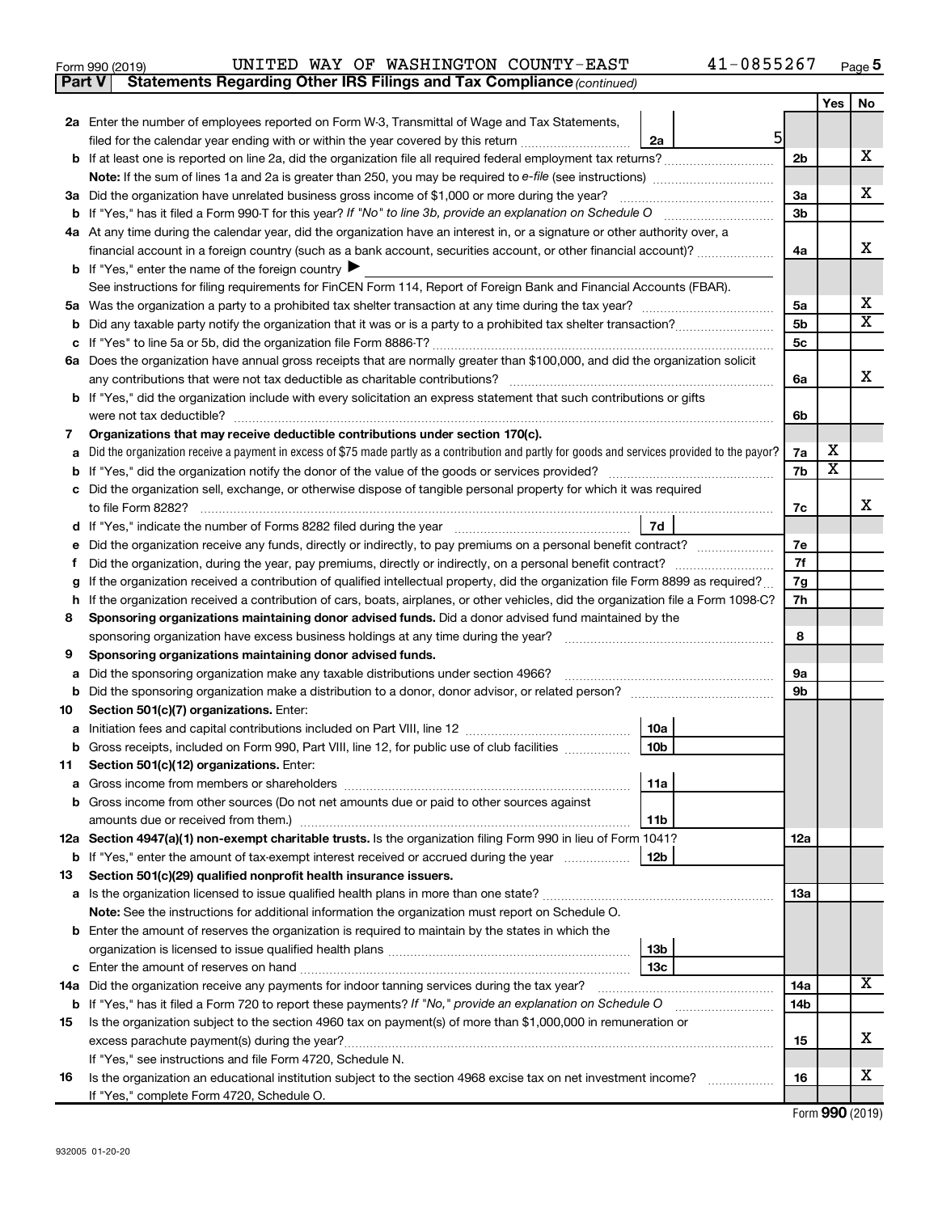Form 990 (2019) UNITED WAY OF WASHINGTON COUNTY-EAST 41-0855267 Page 5

**Part V Statements Regarding Other IRS Filings and Tax Compliance** *(continued)*

| | | | | Line | Yes | No |
|---|---|---|---|---|---|---|
| **2a** | Enter the number of employees reported on Form W-3, Transmittal of Wage and Tax Statements, filed for the calendar year ending with or within the year covered by this return | 2a | 5 | | | |
| **b** | If at least one is reported on line 2a, did the organization file all required federal employment tax returns? | | | 2b | | X |
| | **Note:** If the sum of lines 1a and 2a is greater than 250, you may be required to *e-file* (see instructions) | | | | | |
| **3a** | Did the organization have unrelated business gross income of $1,000 or more during the year? | | | 3a | | X |
| **b** | If "Yes," has it filed a Form 990-T for this year? *If "No" to line 3b, provide an explanation on Schedule O* | | | 3b | | |
| **4a** | At any time during the calendar year, did the organization have an interest in, or a signature or other authority over, a financial account in a foreign country (such as a bank account, securities account, or other financial account)? | | | 4a | | X |
| **b** | If "Yes," enter the name of the foreign country ▶ | | | | | |
| | See instructions for filing requirements for FinCEN Form 114, Report of Foreign Bank and Financial Accounts (FBAR). | | | | | |
| **5a** | Was the organization a party to a prohibited tax shelter transaction at any time during the tax year? | | | 5a | | X |
| **b** | Did any taxable party notify the organization that it was or is a party to a prohibited tax shelter transaction? | | | 5b | | X |
| **c** | If "Yes" to line 5a or 5b, did the organization file Form 8886-T? | | | 5c | | |
| **6a** | Does the organization have annual gross receipts that are normally greater than $100,000, and did the organization solicit any contributions that were not tax deductible as charitable contributions? | | | 6a | | X |
| **b** | If "Yes," did the organization include with every solicitation an express statement that such contributions or gifts were not tax deductible? | | | 6b | | |
| **7** | **Organizations that may receive deductible contributions under section 170(c).** | | | | | |
| **a** | Did the organization receive a payment in excess of $75 made partly as a contribution and partly for goods and services provided to the payor? | | | 7a | X | |
| **b** | If "Yes," did the organization notify the donor of the value of the goods or services provided? | | | 7b | X | |
| **c** | Did the organization sell, exchange, or otherwise dispose of tangible personal property for which it was required to file Form 8282? | | | 7c | | X |
| **d** | If "Yes," indicate the number of Forms 8282 filed during the year | 7d | | | | |
| **e** | Did the organization receive any funds, directly or indirectly, to pay premiums on a personal benefit contract? | | | 7e | | |
| **f** | Did the organization, during the year, pay premiums, directly or indirectly, on a personal benefit contract? | | | 7f | | |
| **g** | If the organization received a contribution of qualified intellectual property, did the organization file Form 8899 as required? | | | 7g | | |
| **h** | If the organization received a contribution of cars, boats, airplanes, or other vehicles, did the organization file a Form 1098-C? | | | 7h | | |
| **8** | **Sponsoring organizations maintaining donor advised funds.** Did a donor advised fund maintained by the sponsoring organization have excess business holdings at any time during the year? | | | 8 | | |
| **9** | **Sponsoring organizations maintaining donor advised funds.** | | | | | |
| **a** | Did the sponsoring organization make any taxable distributions under section 4966? | | | 9a | | |
| **b** | Did the sponsoring organization make a distribution to a donor, donor advisor, or related person? | | | 9b | | |
| **10** | **Section 501(c)(7) organizations.** Enter: | | | | | |
| **a** | Initiation fees and capital contributions included on Part VIII, line 12 | 10a | | | | |
| **b** | Gross receipts, included on Form 990, Part VIII, line 12, for public use of club facilities | 10b | | | | |
| **11** | **Section 501(c)(12) organizations.** Enter: | | | | | |
| **a** | Gross income from members or shareholders | 11a | | | | |
| **b** | Gross income from other sources (Do not net amounts due or paid to other sources against amounts due or received from them.) | 11b | | | | |
| **12a** | **Section 4947(a)(1) non-exempt charitable trusts.** Is the organization filing Form 990 in lieu of Form 1041? | | | 12a | | |
| **b** | If "Yes," enter the amount of tax-exempt interest received or accrued during the year | 12b | | | | |
| **13** | **Section 501(c)(29) qualified nonprofit health insurance issuers.** | | | | | |
| **a** | Is the organization licensed to issue qualified health plans in more than one state? | | | 13a | | |
| | **Note:** See the instructions for additional information the organization must report on Schedule O. | | | | | |
| **b** | Enter the amount of reserves the organization is required to maintain by the states in which the organization is licensed to issue qualified health plans | 13b | | | | |
| **c** | Enter the amount of reserves on hand | 13c | | | | |
| **14a** | Did the organization receive any payments for indoor tanning services during the tax year? | | | 14a | | X |
| **b** | If "Yes," has it filed a Form 720 to report these payments? *If "No," provide an explanation on Schedule O* | | | 14b | | |
| **15** | Is the organization subject to the section 4960 tax on payment(s) of more than $1,000,000 in remuneration or excess parachute payment(s) during the year? If "Yes," see instructions and file Form 4720, Schedule N. | | | 15 | | X |
| **16** | Is the organization an educational institution subject to the section 4968 excise tax on net investment income? If "Yes," complete Form 4720, Schedule O. | | | 16 | | X |

Form **990** (2019)

932005 01-20-20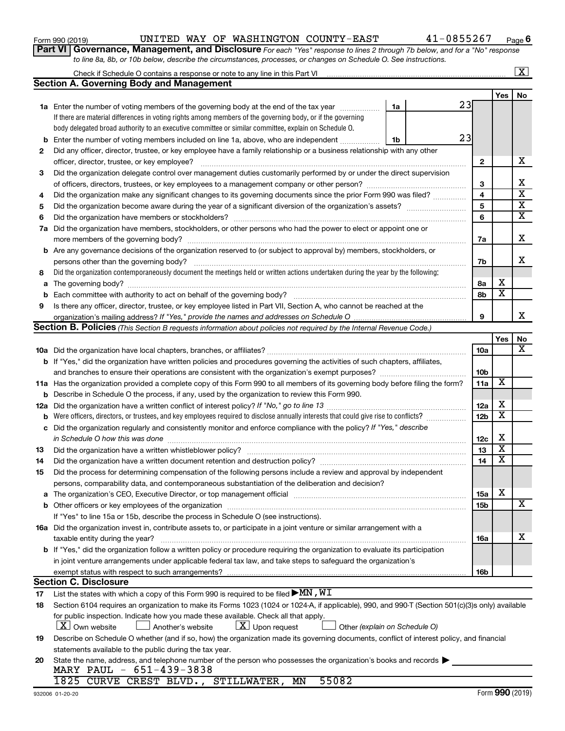Form 990 (2019) UNITED WAY OF WASHINGTON COUNTY-EAST 41-0855267 Page 6

**Part VI Governance, Management, and Disclosure** *For each "Yes" response to lines 2 through 7b below, and for a "No" response to line 8a, 8b, or 10b below, describe the circumstances, processes, or changes on Schedule O. See instructions.*

Check if Schedule O contains a response or note to any line in this Part VI .......... [X]

## Section A. Governing Body and Management

| | | | | Yes | No |
|---|---|---|---|---|---|
| **1a** | Enter the number of voting members of the governing body at the end of the tax year ... **1a** 23 | | | | |
| | If there are material differences in voting rights among members of the governing body, or if the governing body delegated broad authority to an executive committee or similar committee, explain on Schedule O. | | | | |
| **b** | Enter the number of voting members included on line 1a, above, who are independent ... **1b** 23 | | | | |
| **2** | Did any officer, director, trustee, or key employee have a family relationship or a business relationship with any other officer, director, trustee, or key employee? | | **2** | | X |
| **3** | Did the organization delegate control over management duties customarily performed by or under the direct supervision of officers, directors, trustees, or key employees to a management company or other person? | | **3** | | X |
| **4** | Did the organization make any significant changes to its governing documents since the prior Form 990 was filed? | | **4** | | X |
| **5** | Did the organization become aware during the year of a significant diversion of the organization's assets? | | **5** | | X |
| **6** | Did the organization have members or stockholders? | | **6** | | X |
| **7a** | Did the organization have members, stockholders, or other persons who had the power to elect or appoint one or more members of the governing body? | | **7a** | | X |
| **b** | Are any governance decisions of the organization reserved to (or subject to approval by) members, stockholders, or persons other than the governing body? | | **7b** | | X |
| **8** | Did the organization contemporaneously document the meetings held or written actions undertaken during the year by the following: | | | | |
| **a** | The governing body? | | **8a** | X | |
| **b** | Each committee with authority to act on behalf of the governing body? | | **8b** | X | |
| **9** | Is there any officer, director, trustee, or key employee listed in Part VII, Section A, who cannot be reached at the organization's mailing address? *If "Yes," provide the names and addresses on Schedule O* | | **9** | | X |

## Section B. Policies *(This Section B requests information about policies not required by the Internal Revenue Code.)*

| | | | Yes | No |
|---|---|---|---|---|
| **10a** | Did the organization have local chapters, branches, or affiliates? | **10a** | | X |
| **b** | If "Yes," did the organization have written policies and procedures governing the activities of such chapters, affiliates, and branches to ensure their operations are consistent with the organization's exempt purposes? | **10b** | | |
| **11a** | Has the organization provided a complete copy of this Form 990 to all members of its governing body before filing the form? | **11a** | X | |
| **b** | Describe in Schedule O the process, if any, used by the organization to review this Form 990. | | | |
| **12a** | Did the organization have a written conflict of interest policy? *If "No," go to line 13* | **12a** | X | |
| **b** | Were officers, directors, or trustees, and key employees required to disclose annually interests that could give rise to conflicts? | **12b** | X | |
| **c** | Did the organization regularly and consistently monitor and enforce compliance with the policy? *If "Yes," describe in Schedule O how this was done* | **12c** | X | |
| **13** | Did the organization have a written whistleblower policy? | **13** | X | |
| **14** | Did the organization have a written document retention and destruction policy? | **14** | X | |
| **15** | Did the process for determining compensation of the following persons include a review and approval by independent persons, comparability data, and contemporaneous substantiation of the deliberation and decision? | | | |
| **a** | The organization's CEO, Executive Director, or top management official | **15a** | X | |
| **b** | Other officers or key employees of the organization | **15b** | | X |
| | If "Yes" to line 15a or 15b, describe the process in Schedule O (see instructions). | | | |
| **16a** | Did the organization invest in, contribute assets to, or participate in a joint venture or similar arrangement with a taxable entity during the year? | **16a** | | X |
| **b** | If "Yes," did the organization follow a written policy or procedure requiring the organization to evaluate its participation in joint venture arrangements under applicable federal tax law, and take steps to safeguard the organization's exempt status with respect to such arrangements? | **16b** | | |

## Section C. Disclosure

**17** List the states with which a copy of this Form 990 is required to be filed ▶MN,WI

**18** Section 6104 requires an organization to make its Forms 1023 (1024 or 1024-A, if applicable), 990, and 990-T (Section 501(c)(3)s only) available for public inspection. Indicate how you made these available. Check all that apply.

[X] Own website [ ] Another's website [X] Upon request [ ] Other *(explain on Schedule O)*

**19** Describe on Schedule O whether (and if so, how) the organization made its governing documents, conflict of interest policy, and financial statements available to the public during the tax year.

**20** State the name, address, and telephone number of the person who possesses the organization's books and records ▶

MARY PAUL - 651-439-3838
1825 CURVE CREST BLVD., STILLWATER, MN 55082

932006 01-20-20 Form **990** (2019)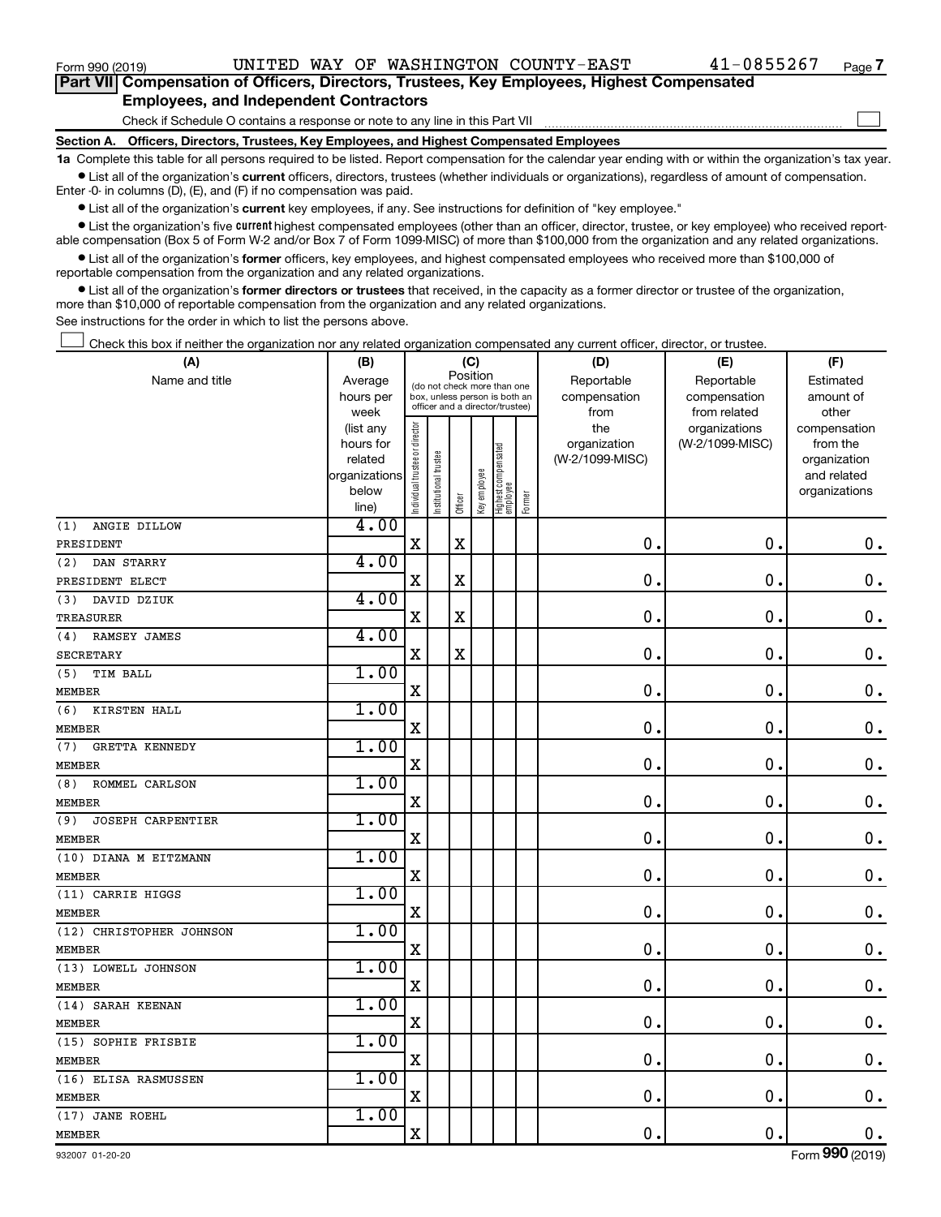Form 990 (2019) UNITED WAY OF WASHINGTON COUNTY-EAST 41-0855267

## Part VII Compensation of Officers, Directors, Trustees, Key Employees, Highest Compensated Employees, and Independent Contractors

Check if Schedule O contains a response or note to any line in this Part VII

### Section A. Officers, Directors, Trustees, Key Employees, and Highest Compensated Employees

**1a** Complete this table for all persons required to be listed. Report compensation for the calendar year ending with or within the organization's tax year.

- List all of the organization's **current** officers, directors, trustees (whether individuals or organizations), regardless of amount of compensation. Enter -0- in columns (D), (E), and (F) if no compensation was paid.
- List all of the organization's **current** key employees, if any. See instructions for definition of "key employee."
- List the organization's five **current** highest compensated employees (other than an officer, director, trustee, or key employee) who received reportable compensation (Box 5 of Form W-2 and/or Box 7 of Form 1099-MISC) of more than $100,000 from the organization and any related organizations.
- List all of the organization's **former** officers, key employees, and highest compensated employees who received more than $100,000 of reportable compensation from the organization and any related organizations.
- List all of the organization's **former directors or trustees** that received, in the capacity as a former director or trustee of the organization, more than $10,000 of reportable compensation from the organization and any related organizations.

See instructions for the order in which to list the persons above.

Check this box if neither the organization nor any related organization compensated any current officer, director, or trustee.

| (A) Name and title | (B) Average hours per week (list any hours for related organizations below line) | (C) Position: Individual trustee or director | Institutional trustee | Officer | Key employee | Highest compensated employee | Former | (D) Reportable compensation from the organization (W-2/1099-MISC) | (E) Reportable compensation from related organizations (W-2/1099-MISC) | (F) Estimated amount of other compensation from the organization and related organizations |
|---|---|---|---|---|---|---|---|---|---|---|
| (1) ANGIE DILLOW<br>PRESIDENT | 4.00 | X | | X | | | | 0. | 0. | 0. |
| (2) DAN STARRY<br>PRESIDENT ELECT | 4.00 | X | | X | | | | 0. | 0. | 0. |
| (3) DAVID DZIUK<br>TREASURER | 4.00 | X | | X | | | | 0. | 0. | 0. |
| (4) RAMSEY JAMES<br>SECRETARY | 4.00 | X | | X | | | | 0. | 0. | 0. |
| (5) TIM BALL<br>MEMBER | 1.00 | X | | | | | | 0. | 0. | 0. |
| (6) KIRSTEN HALL<br>MEMBER | 1.00 | X | | | | | | 0. | 0. | 0. |
| (7) GRETTA KENNEDY<br>MEMBER | 1.00 | X | | | | | | 0. | 0. | 0. |
| (8) ROMMEL CARLSON<br>MEMBER | 1.00 | X | | | | | | 0. | 0. | 0. |
| (9) JOSEPH CARPENTIER<br>MEMBER | 1.00 | X | | | | | | 0. | 0. | 0. |
| (10) DIANA M EITZMANN<br>MEMBER | 1.00 | X | | | | | | 0. | 0. | 0. |
| (11) CARRIE HIGGS<br>MEMBER | 1.00 | X | | | | | | 0. | 0. | 0. |
| (12) CHRISTOPHER JOHNSON<br>MEMBER | 1.00 | X | | | | | | 0. | 0. | 0. |
| (13) LOWELL JOHNSON<br>MEMBER | 1.00 | X | | | | | | 0. | 0. | 0. |
| (14) SARAH KEENAN<br>MEMBER | 1.00 | X | | | | | | 0. | 0. | 0. |
| (15) SOPHIE FRISBIE<br>MEMBER | 1.00 | X | | | | | | 0. | 0. | 0. |
| (16) ELISA RASMUSSEN<br>MEMBER | 1.00 | X | | | | | | 0. | 0. | 0. |
| (17) JANE ROEHL<br>MEMBER | 1.00 | X | | | | | | 0. | 0. | 0. |

932007 01-20-20 Form 990 (2019)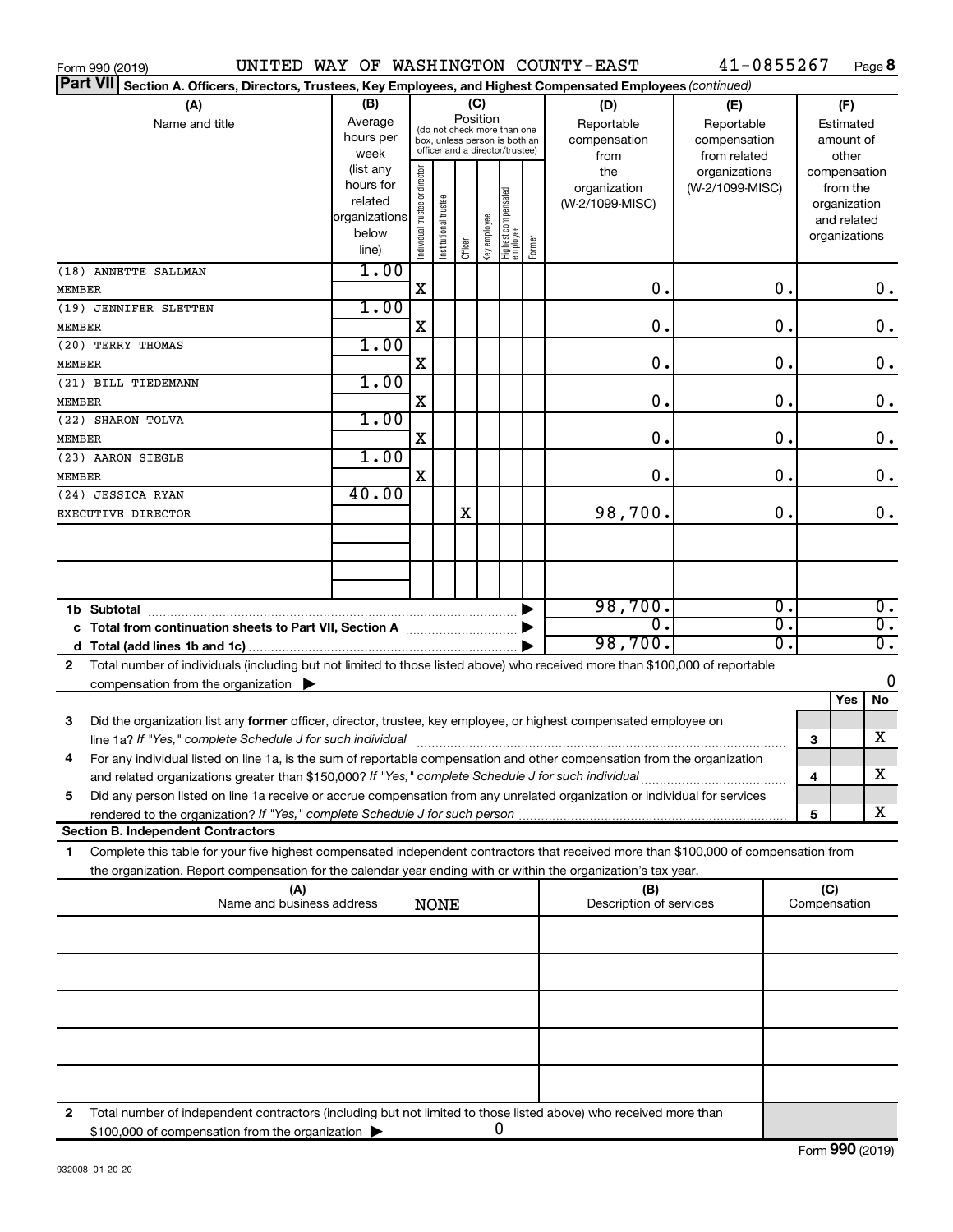Form 990 (2019) UNITED WAY OF WASHINGTON COUNTY-EAST 41-0855267

**Part VII** **Section A. Officers, Directors, Trustees, Key Employees, and Highest Compensated Employees** *(continued)*

| (A) Name and title | (B) Average hours per week (list any hours for related organizations below line) | (C) Position: Individual trustee or director | Institutional trustee | Officer | Key employee | Highest compensated employee | Former | (D) Reportable compensation from the organization (W-2/1099-MISC) | (E) Reportable compensation from related organizations (W-2/1099-MISC) | (F) Estimated amount of other compensation from the organization and related organizations |
|---|---|---|---|---|---|---|---|---|---|---|
| (18) ANNETTE SALLMAN<br>MEMBER | 1.00 | X | | | | | | 0. | 0. | 0. |
| (19) JENNIFER SLETTEN<br>MEMBER | 1.00 | X | | | | | | 0. | 0. | 0. |
| (20) TERRY THOMAS<br>MEMBER | 1.00 | X | | | | | | 0. | 0. | 0. |
| (21) BILL TIEDEMANN<br>MEMBER | 1.00 | X | | | | | | 0. | 0. | 0. |
| (22) SHARON TOLVA<br>MEMBER | 1.00 | X | | | | | | 0. | 0. | 0. |
| (23) AARON SIEGLE<br>MEMBER | 1.00 | X | | | | | | 0. | 0. | 0. |
| (24) JESSICA RYAN<br>EXECUTIVE DIRECTOR | 40.00 | | | X | | | | 98,700. | 0. | 0. |
| | | | | | | | | | | |
| | | | | | | | | | | |
| **1b Subtotal** | | | | | | | | 98,700. | 0. | 0. |
| **c Total from continuation sheets to Part VII, Section A** | | | | | | | | 0. | 0. | 0. |
| **d Total (add lines 1b and 1c)** | | | | | | | | 98,700. | 0. | 0. |

**2** Total number of individuals (including but not limited to those listed above) who received more than $100,000 of reportable compensation from the organization ▶ 0

| | | | Yes | No |
|---|---|---|---|---|
| **3** | Did the organization list any **former** officer, director, trustee, key employee, or highest compensated employee on line 1a? *If "Yes," complete Schedule J for such individual* | 3 | | X |
| **4** | For any individual listed on line 1a, is the sum of reportable compensation and other compensation from the organization and related organizations greater than $150,000? *If "Yes," complete Schedule J for such individual* | 4 | | X |
| **5** | Did any person listed on line 1a receive or accrue compensation from any unrelated organization or individual for services rendered to the organization? *If "Yes," complete Schedule J for such person* | 5 | | X |

**Section B. Independent Contractors**

**1** Complete this table for your five highest compensated independent contractors that received more than $100,000 of compensation from the organization. Report compensation for the calendar year ending with or within the organization's tax year.

| (A) Name and business address NONE | (B) Description of services | (C) Compensation |
|---|---|---|
| | | |
| | | |
| | | |
| | | |
| | | |

**2** Total number of independent contractors (including but not limited to those listed above) who received more than $100,000 of compensation from the organization ▶ 0

932008 01-20-20

Form **990** (2019)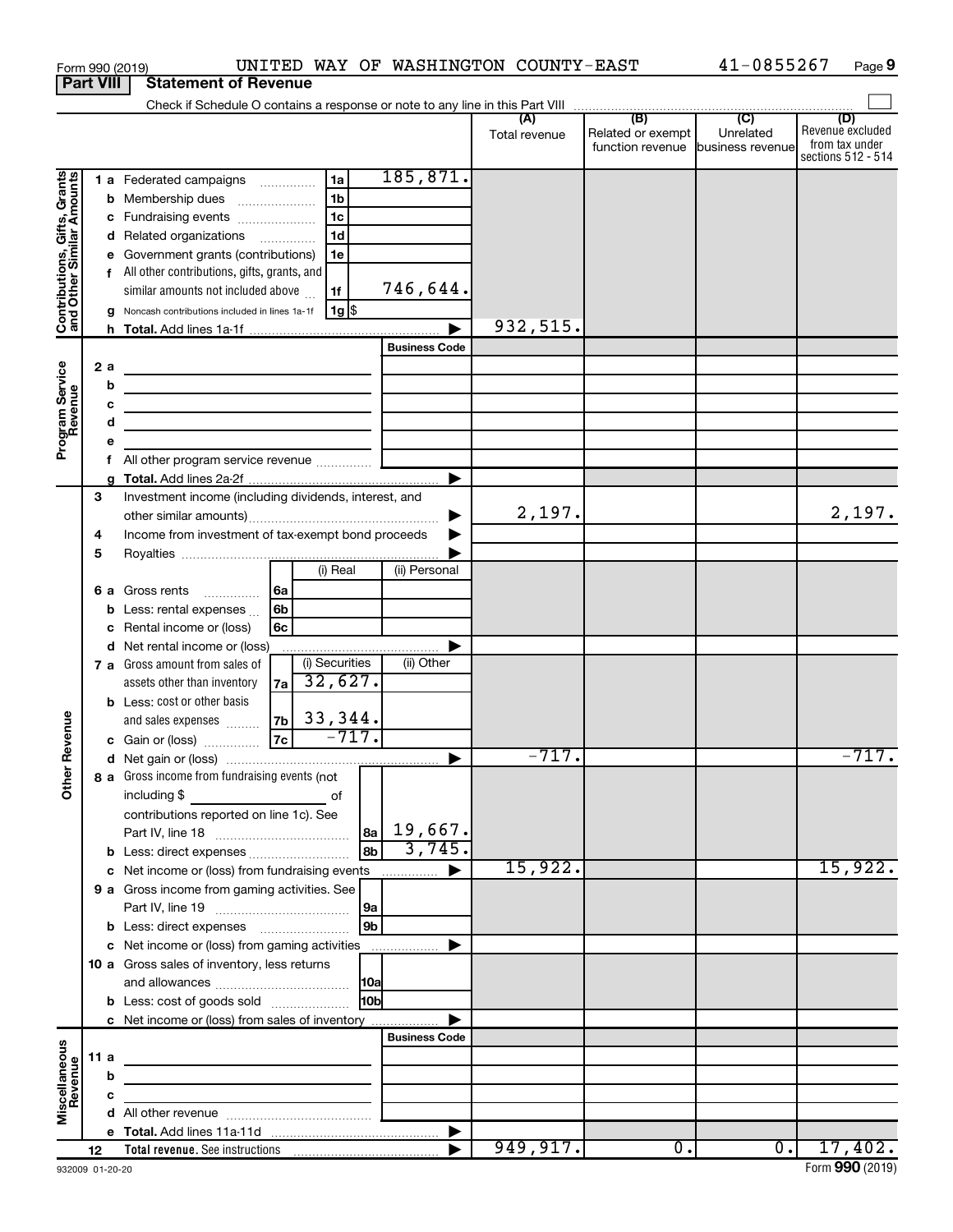Form 990 (2019) UNITED WAY OF WASHINGTON COUNTY-EAST 41-0855267 Page 9

**Part VIII Statement of Revenue**

Check if Schedule O contains a response or note to any line in this Part VIII

| | | | | (A) Total revenue | (B) Related or exempt function revenue | (C) Unrelated business revenue | (D) Revenue excluded from tax under sections 512 - 514 |
|---|---|---|---|---|---|---|---|
| **Contributions, Gifts, Grants and Other Similar Amounts** | 1 a Federated campaigns | 1a | 185,871. | | | | |
| | b Membership dues | 1b | | | | | |
| | c Fundraising events | 1c | | | | | |
| | d Related organizations | 1d | | | | | |
| | e Government grants (contributions) | 1e | | | | | |
| | f All other contributions, gifts, grants, and similar amounts not included above | 1f | 746,644. | | | | |
| | g Noncash contributions included in lines 1a-1f | 1g | $ | | | | |
| | h **Total.** Add lines 1a-1f | | | 932,515. | | | |
| **Program Service Revenue** | | | Business Code | | | | |
| | 2 a | | | | | | |
| | b | | | | | | |
| | c | | | | | | |
| | d | | | | | | |
| | e | | | | | | |
| | f All other program service revenue | | | | | | |
| | g **Total.** Add lines 2a-2f | | | | | | |
| **Other Revenue** | 3 Investment income (including dividends, interest, and other similar amounts) | | | 2,197. | | | 2,197. |
| | 4 Income from investment of tax-exempt bond proceeds | | | | | | |
| | 5 Royalties | | | | | | |
| | | (i) Real | (ii) Personal | | | | |
| | 6 a Gross rents 6a | | | | | | |
| | b Less: rental expenses 6b | | | | | | |
| | c Rental income or (loss) 6c | | | | | | |
| | d Net rental income or (loss) | | | | | | |
| | | (i) Securities | (ii) Other | | | | |
| | 7 a Gross amount from sales of assets other than inventory 7a | 32,627. | | | | | |
| | b Less: cost or other basis and sales expenses 7b | 33,344. | | | | | |
| | c Gain or (loss) 7c | -717. | | | | | |
| | d Net gain or (loss) | | | -717. | | | -717. |
| | 8 a Gross income from fundraising events (not including $ ___ of contributions reported on line 1c). See Part IV, line 18 | 8a | 19,667. | | | | |
| | b Less: direct expenses | 8b | 3,745. | | | | |
| | c Net income or (loss) from fundraising events | | | 15,922. | | | 15,922. |
| | 9 a Gross income from gaming activities. See Part IV, line 19 | 9a | | | | | |
| | b Less: direct expenses | 9b | | | | | |
| | c Net income or (loss) from gaming activities | | | | | | |
| | 10 a Gross sales of inventory, less returns and allowances | 10a | | | | | |
| | b Less: cost of goods sold | 10b | | | | | |
| | c Net income or (loss) from sales of inventory | | | | | | |
| **Miscellaneous Revenue** | | | Business Code | | | | |
| | 11 a | | | | | | |
| | b | | | | | | |
| | c | | | | | | |
| | d All other revenue | | | | | | |
| | e **Total.** Add lines 11a-11d | | | | | | |
| | 12 **Total revenue.** See instructions | | | 949,917. | 0. | 0. | 17,402. |

932009 01-20-20 Form **990** (2019)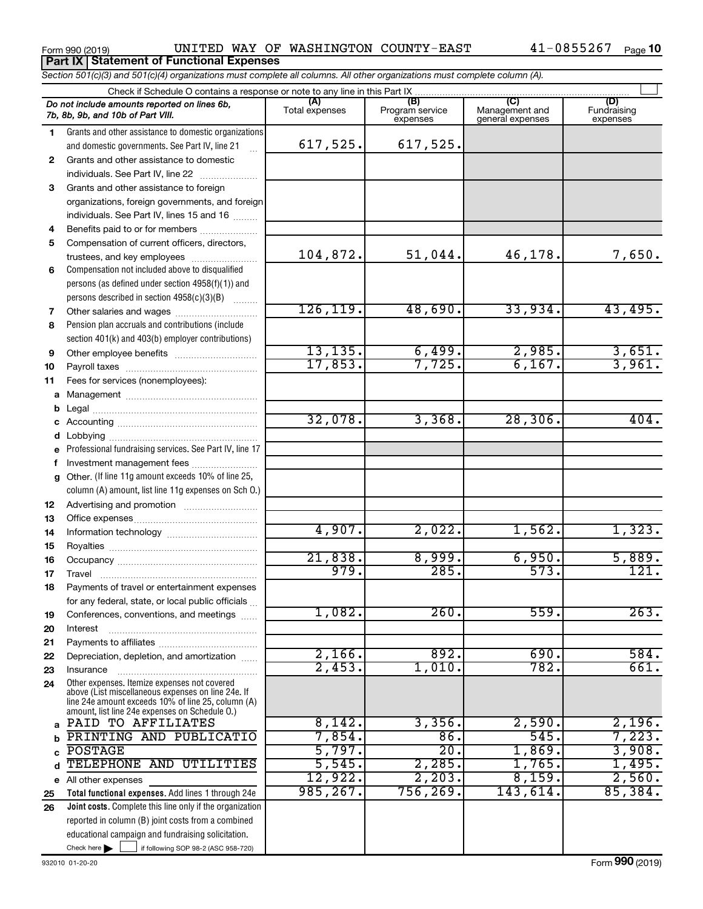Form 990 (2019) UNITED WAY OF WASHINGTON COUNTY-EAST 41-0855267 Page 10

**Part IX Statement of Functional Expenses**

*Section 501(c)(3) and 501(c)(4) organizations must complete all columns. All other organizations must complete column (A).*

Check if Schedule O contains a response or note to any line in this Part IX

| *Do not include amounts reported on lines 6b, 7b, 8b, 9b, and 10b of Part VIII.* | (A) Total expenses | (B) Program service expenses | (C) Management and general expenses | (D) Fundraising expenses |
|---|---|---|---|---|
| 1 Grants and other assistance to domestic organizations and domestic governments. See Part IV, line 21 | 617,525. | 617,525. | | |
| 2 Grants and other assistance to domestic individuals. See Part IV, line 22 | | | | |
| 3 Grants and other assistance to foreign organizations, foreign governments, and foreign individuals. See Part IV, lines 15 and 16 | | | | |
| 4 Benefits paid to or for members | | | | |
| 5 Compensation of current officers, directors, trustees, and key employees | 104,872. | 51,044. | 46,178. | 7,650. |
| 6 Compensation not included above to disqualified persons (as defined under section 4958(f)(1)) and persons described in section 4958(c)(3)(B) | | | | |
| 7 Other salaries and wages | 126,119. | 48,690. | 33,934. | 43,495. |
| 8 Pension plan accruals and contributions (include section 401(k) and 403(b) employer contributions) | | | | |
| 9 Other employee benefits | 13,135. | 6,499. | 2,985. | 3,651. |
| 10 Payroll taxes | 17,853. | 7,725. | 6,167. | 3,961. |
| 11 Fees for services (nonemployees): | | | | |
| a Management | | | | |
| b Legal | | | | |
| c Accounting | 32,078. | 3,368. | 28,306. | 404. |
| d Lobbying | | | | |
| e Professional fundraising services. See Part IV, line 17 | | | | |
| f Investment management fees | | | | |
| g Other. (If line 11g amount exceeds 10% of line 25, column (A) amount, list line 11g expenses on Sch O.) | | | | |
| 12 Advertising and promotion | | | | |
| 13 Office expenses | | | | |
| 14 Information technology | 4,907. | 2,022. | 1,562. | 1,323. |
| 15 Royalties | | | | |
| 16 Occupancy | 21,838. | 8,999. | 6,950. | 5,889. |
| 17 Travel | 979. | 285. | 573. | 121. |
| 18 Payments of travel or entertainment expenses for any federal, state, or local public officials | | | | |
| 19 Conferences, conventions, and meetings | 1,082. | 260. | 559. | 263. |
| 20 Interest | | | | |
| 21 Payments to affiliates | | | | |
| 22 Depreciation, depletion, and amortization | 2,166. | 892. | 690. | 584. |
| 23 Insurance | 2,453. | 1,010. | 782. | 661. |
| 24 Other expenses. Itemize expenses not covered above (List miscellaneous expenses on line 24e. If line 24e amount exceeds 10% of line 25, column (A) amount, list line 24e expenses on Schedule O.) | | | | |
| a PAID TO AFFILIATES | 8,142. | 3,356. | 2,590. | 2,196. |
| b PRINTING AND PUBLICATIO | 7,854. | 86. | 545. | 7,223. |
| c POSTAGE | 5,797. | 20. | 1,869. | 3,908. |
| d TELEPHONE AND UTILITIES | 5,545. | 2,285. | 1,765. | 1,495. |
| e All other expenses | 12,922. | 2,203. | 8,159. | 2,560. |
| 25 **Total functional expenses.** Add lines 1 through 24e | 985,267. | 756,269. | 143,614. | 85,384. |
| 26 **Joint costs.** Complete this line only if the organization reported in column (B) joint costs from a combined educational campaign and fundraising solicitation. Check here ☐ if following SOP 98-2 (ASC 958-720) | | | | |

932010 01-20-20 Form 990 (2019)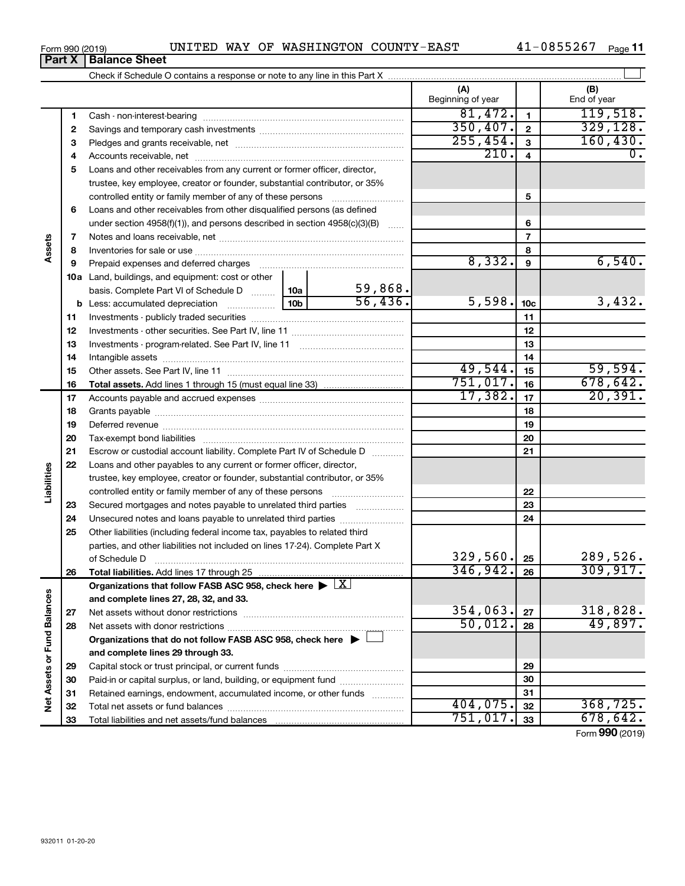Form 990 (2019) UNITED WAY OF WASHINGTON COUNTY-EAST 41-0855267

## Part X Balance Sheet

Check if Schedule O contains a response or note to any line in this Part X

| Section | Line | Description | | | (A) Beginning of year | | (B) End of year |
|---|---|---|---|---|---|---|---|
| Assets | 1 | Cash - non-interest-bearing | | | 81,472. | 1 | 119,518. |
| | 2 | Savings and temporary cash investments | | | 350,407. | 2 | 329,128. |
| | 3 | Pledges and grants receivable, net | | | 255,454. | 3 | 160,430. |
| | 4 | Accounts receivable, net | | | 210. | 4 | 0. |
| | 5 | Loans and other receivables from any current or former officer, director, trustee, key employee, creator or founder, substantial contributor, or 35% controlled entity or family member of any of these persons | | | | 5 | |
| | 6 | Loans and other receivables from other disqualified persons (as defined under section 4958(f)(1)), and persons described in section 4958(c)(3)(B) | | | | 6 | |
| | 7 | Notes and loans receivable, net | | | | 7 | |
| | 8 | Inventories for sale or use | | | | 8 | |
| | 9 | Prepaid expenses and deferred charges | | | 8,332. | 9 | 6,540. |
| | 10a | Land, buildings, and equipment: cost or other basis. Complete Part VI of Schedule D | 10a | 59,868. | | | |
| | b | Less: accumulated depreciation | 10b | 56,436. | 5,598. | 10c | 3,432. |
| | 11 | Investments - publicly traded securities | | | | 11 | |
| | 12 | Investments - other securities. See Part IV, line 11 | | | | 12 | |
| | 13 | Investments - program-related. See Part IV, line 11 | | | | 13 | |
| | 14 | Intangible assets | | | | 14 | |
| | 15 | Other assets. See Part IV, line 11 | | | 49,544. | 15 | 59,594. |
| | 16 | **Total assets.** Add lines 1 through 15 (must equal line 33) | | | 751,017. | 16 | 678,642. |
| Liabilities | 17 | Accounts payable and accrued expenses | | | 17,382. | 17 | 20,391. |
| | 18 | Grants payable | | | | 18 | |
| | 19 | Deferred revenue | | | | 19 | |
| | 20 | Tax-exempt bond liabilities | | | | 20 | |
| | 21 | Escrow or custodial account liability. Complete Part IV of Schedule D | | | | 21 | |
| | 22 | Loans and other payables to any current or former officer, director, trustee, key employee, creator or founder, substantial contributor, or 35% controlled entity or family member of any of these persons | | | | 22 | |
| | 23 | Secured mortgages and notes payable to unrelated third parties | | | | 23 | |
| | 24 | Unsecured notes and loans payable to unrelated third parties | | | | 24 | |
| | 25 | Other liabilities (including federal income tax, payables to related third parties, and other liabilities not included on lines 17-24). Complete Part X of Schedule D | | | 329,560. | 25 | 289,526. |
| | 26 | **Total liabilities.** Add lines 17 through 25 | | | 346,942. | 26 | 309,917. |
| Net Assets or Fund Balances | | **Organizations that follow FASB ASC 958, check here** ▶ X **and complete lines 27, 28, 32, and 33.** | | | | | |
| | 27 | Net assets without donor restrictions | | | 354,063. | 27 | 318,828. |
| | 28 | Net assets with donor restrictions | | | 50,012. | 28 | 49,897. |
| | | **Organizations that do not follow FASB ASC 958, check here** ▶ ☐ **and complete lines 29 through 33.** | | | | | |
| | 29 | Capital stock or trust principal, or current funds | | | | 29 | |
| | 30 | Paid-in or capital surplus, or land, building, or equipment fund | | | | 30 | |
| | 31 | Retained earnings, endowment, accumulated income, or other funds | | | | 31 | |
| | 32 | Total net assets or fund balances | | | 404,075. | 32 | 368,725. |
| | 33 | Total liabilities and net assets/fund balances | | | 751,017. | 33 | 678,642. |

Form **990** (2019)

932011 01-20-20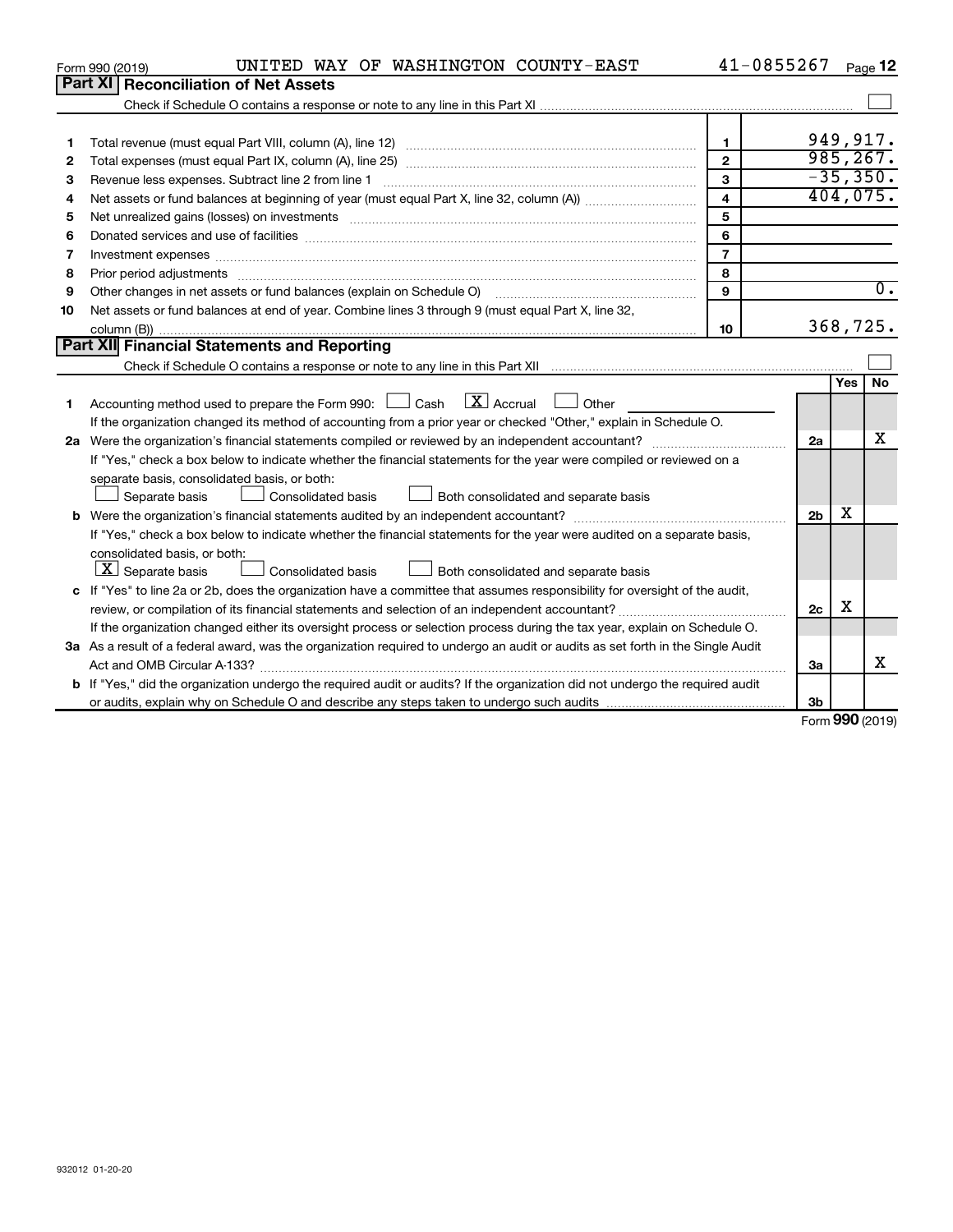Form 990 (2019) UNITED WAY OF WASHINGTON COUNTY-EAST 41-0855267 Page 12

## Part XI Reconciliation of Net Assets

Check if Schedule O contains a response or note to any line in this Part XI ☐

| | | | |
|---|---|---|---|
| 1 | Total revenue (must equal Part VIII, column (A), line 12) | 1 | 949,917. |
| 2 | Total expenses (must equal Part IX, column (A), line 25) | 2 | 985,267. |
| 3 | Revenue less expenses. Subtract line 2 from line 1 | 3 | -35,350. |
| 4 | Net assets or fund balances at beginning of year (must equal Part X, line 32, column (A)) | 4 | 404,075. |
| 5 | Net unrealized gains (losses) on investments | 5 | |
| 6 | Donated services and use of facilities | 6 | |
| 7 | Investment expenses | 7 | |
| 8 | Prior period adjustments | 8 | |
| 9 | Other changes in net assets or fund balances (explain on Schedule O) | 9 | 0. |
| 10 | Net assets or fund balances at end of year. Combine lines 3 through 9 (must equal Part X, line 32, column (B)) | 10 | 368,725. |

## Part XII Financial Statements and Reporting

Check if Schedule O contains a response or note to any line in this Part XII ☐

| | | | Yes | No |
|---|---|---|---|---|
| 1 | Accounting method used to prepare the Form 990: ☐ Cash ☒ Accrual ☐ Other<br>If the organization changed its method of accounting from a prior year or checked "Other," explain in Schedule O. | | | |
| 2a | Were the organization's financial statements compiled or reviewed by an independent accountant?<br>If "Yes," check a box below to indicate whether the financial statements for the year were compiled or reviewed on a separate basis, consolidated basis, or both:<br>☐ Separate basis ☐ Consolidated basis ☐ Both consolidated and separate basis | 2a | | X |
| b | Were the organization's financial statements audited by an independent accountant?<br>If "Yes," check a box below to indicate whether the financial statements for the year were audited on a separate basis, consolidated basis, or both:<br>☒ Separate basis ☐ Consolidated basis ☐ Both consolidated and separate basis | 2b | X | |
| c | If "Yes" to line 2a or 2b, does the organization have a committee that assumes responsibility for oversight of the audit, review, or compilation of its financial statements and selection of an independent accountant?<br>If the organization changed either its oversight process or selection process during the tax year, explain on Schedule O. | 2c | X | |
| 3a | As a result of a federal award, was the organization required to undergo an audit or audits as set forth in the Single Audit Act and OMB Circular A-133? | 3a | | X |
| b | If "Yes," did the organization undergo the required audit or audits? If the organization did not undergo the required audit or audits, explain why on Schedule O and describe any steps taken to undergo such audits | 3b | | |

Form 990 (2019)

932012 01-20-20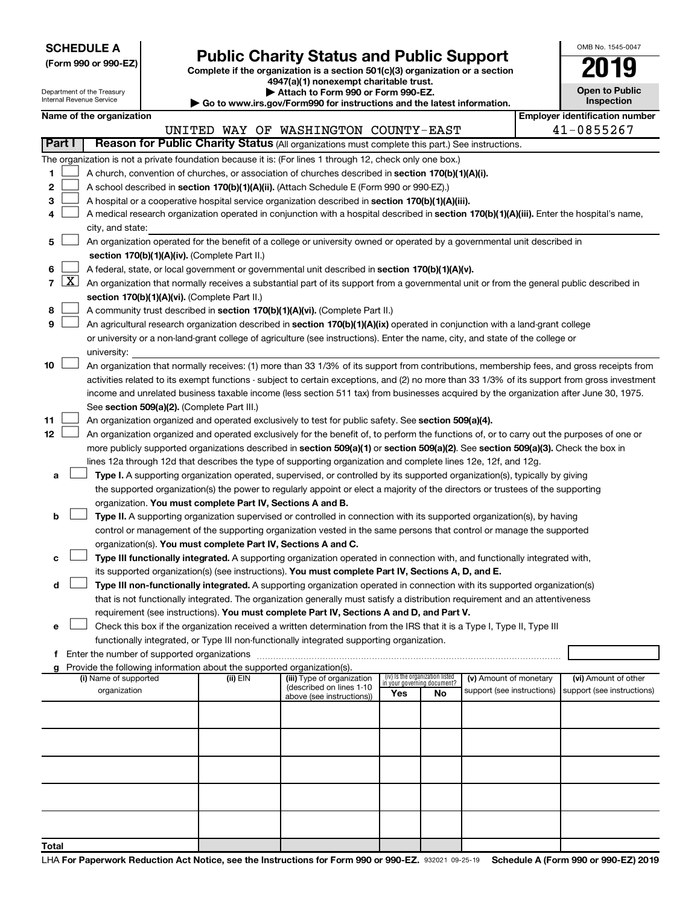**SCHEDULE A**
**(Form 990 or 990-EZ)**

Department of the Treasury
Internal Revenue Service

# Public Charity Status and Public Support

**Complete if the organization is a section 501(c)(3) organization or a section 4947(a)(1) nonexempt charitable trust.**
**▶ Attach to Form 990 or Form 990-EZ.**
**▶ Go to www.irs.gov/Form990 for instructions and the latest information.**

OMB No. 1545-0047

**2019**

**Open to Public Inspection**

**Name of the organization**
UNITED WAY OF WASHINGTON COUNTY-EAST

**Employer identification number**
41-0855267

**Part I** **Reason for Public Charity Status** (All organizations must complete this part.) See instructions.

The organization is not a private foundation because it is: (For lines 1 through 12, check only one box.)

1 ☐ A church, convention of churches, or association of churches described in **section 170(b)(1)(A)(i).**

2 ☐ A school described in **section 170(b)(1)(A)(ii).** (Attach Schedule E (Form 990 or 990-EZ).)

3 ☐ A hospital or a cooperative hospital service organization described in **section 170(b)(1)(A)(iii).**

4 ☐ A medical research organization operated in conjunction with a hospital described in **section 170(b)(1)(A)(iii).** Enter the hospital's name, city, and state:

5 ☐ An organization operated for the benefit of a college or university owned or operated by a governmental unit described in **section 170(b)(1)(A)(iv).** (Complete Part II.)

6 ☐ A federal, state, or local government or governmental unit described in **section 170(b)(1)(A)(v).**

7 ☒ An organization that normally receives a substantial part of its support from a governmental unit or from the general public described in **section 170(b)(1)(A)(vi).** (Complete Part II.)

8 ☐ A community trust described in **section 170(b)(1)(A)(vi).** (Complete Part II.)

9 ☐ An agricultural research organization described in **section 170(b)(1)(A)(ix)** operated in conjunction with a land-grant college or university or a non-land-grant college of agriculture (see instructions). Enter the name, city, and state of the college or university:

10 ☐ An organization that normally receives: (1) more than 33 1/3% of its support from contributions, membership fees, and gross receipts from activities related to its exempt functions - subject to certain exceptions, and (2) no more than 33 1/3% of its support from gross investment income and unrelated business taxable income (less section 511 tax) from businesses acquired by the organization after June 30, 1975. See **section 509(a)(2).** (Complete Part III.)

11 ☐ An organization organized and operated exclusively to test for public safety. See **section 509(a)(4).**

12 ☐ An organization organized and operated exclusively for the benefit of, to perform the functions of, or to carry out the purposes of one or more publicly supported organizations described in **section 509(a)(1)** or **section 509(a)(2)**. See **section 509(a)(3).** Check the box in lines 12a through 12d that describes the type of supporting organization and complete lines 12e, 12f, and 12g.

a ☐ **Type I.** A supporting organization operated, supervised, or controlled by its supported organization(s), typically by giving the supported organization(s) the power to regularly appoint or elect a majority of the directors or trustees of the supporting organization. **You must complete Part IV, Sections A and B.**

b ☐ **Type II.** A supporting organization supervised or controlled in connection with its supported organization(s), by having control or management of the supporting organization vested in the same persons that control or manage the supported organization(s). **You must complete Part IV, Sections A and C.**

c ☐ **Type III functionally integrated.** A supporting organization operated in connection with, and functionally integrated with, its supported organization(s) (see instructions). **You must complete Part IV, Sections A, D, and E.**

d ☐ **Type III non-functionally integrated.** A supporting organization operated in connection with its supported organization(s) that is not functionally integrated. The organization generally must satisfy a distribution requirement and an attentiveness requirement (see instructions). **You must complete Part IV, Sections A and D, and Part V.**

e ☐ Check this box if the organization received a written determination from the IRS that it is a Type I, Type II, Type III functionally integrated, or Type III non-functionally integrated supporting organization.

f Enter the number of supported organizations

g Provide the following information about the supported organization(s).

| (i) Name of supported organization | (ii) EIN | (iii) Type of organization (described on lines 1-10 above (see instructions)) | (iv) Is the organization listed in your governing document? Yes | No | (v) Amount of monetary support (see instructions) | (vi) Amount of other support (see instructions) |
|---|---|---|---|---|---|---|
| | | | | | | |
| | | | | | | |
| | | | | | | |
| | | | | | | |
| | | | | | | |
| **Total** | | | | | | |

LHA **For Paperwork Reduction Act Notice, see the Instructions for Form 990 or 990-EZ.** 932021 09-25-19 **Schedule A (Form 990 or 990-EZ) 2019**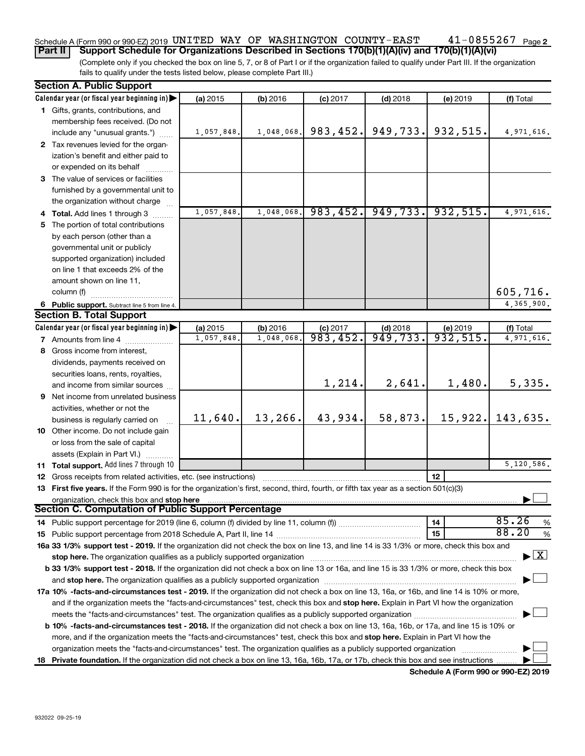Schedule A (Form 990 or 990-EZ) 2019 UNITED WAY OF WASHINGTON COUNTY-EAST 41-0855267 Page 2

**Part II** **Support Schedule for Organizations Described in Sections 170(b)(1)(A)(iv) and 170(b)(1)(A)(vi)**

(Complete only if you checked the box on line 5, 7, or 8 of Part I or if the organization failed to qualify under Part III. If the organization fails to qualify under the tests listed below, please complete Part III.)

## Section A. Public Support

| Calendar year (or fiscal year beginning in) ▶ | (a) 2015 | (b) 2016 | (c) 2017 | (d) 2018 | (e) 2019 | (f) Total |
|---|---|---|---|---|---|---|
| **1** Gifts, grants, contributions, and membership fees received. (Do not include any "unusual grants.") | 1,057,848. | 1,048,068. | 983,452. | 949,733. | 932,515. | 4,971,616. |
| **2** Tax revenues levied for the organization's benefit and either paid to or expended on its behalf | | | | | | |
| **3** The value of services or facilities furnished by a governmental unit to the organization without charge | | | | | | |
| **4 Total.** Add lines 1 through 3 | 1,057,848. | 1,048,068. | 983,452. | 949,733. | 932,515. | 4,971,616. |
| **5** The portion of total contributions by each person (other than a governmental unit or publicly supported organization) included on line 1 that exceeds 2% of the amount shown on line 11, column (f) | | | | | | 605,716. |
| **6 Public support.** Subtract line 5 from line 4. | | | | | | 4,365,900. |

## Section B. Total Support

| Calendar year (or fiscal year beginning in) ▶ | (a) 2015 | (b) 2016 | (c) 2017 | (d) 2018 | (e) 2019 | (f) Total |
|---|---|---|---|---|---|---|
| **7** Amounts from line 4 | 1,057,848. | 1,048,068. | 983,452. | 949,733. | 932,515. | 4,971,616. |
| **8** Gross income from interest, dividends, payments received on securities loans, rents, royalties, and income from similar sources | | | 1,214. | 2,641. | 1,480. | 5,335. |
| **9** Net income from unrelated business activities, whether or not the business is regularly carried on | 11,640. | 13,266. | 43,934. | 58,873. | 15,922. | 143,635. |
| **10** Other income. Do not include gain or loss from the sale of capital assets (Explain in Part VI.) | | | | | | |
| **11 Total support.** Add lines 7 through 10 | | | | | | 5,120,586. |
| **12** Gross receipts from related activities, etc. (see instructions) | | | | | **12** | |

**13 First five years.** If the Form 990 is for the organization's first, second, third, fourth, or fifth tax year as a section 501(c)(3) organization, check this box and **stop here** ▶ ☐

## Section C. Computation of Public Support Percentage

**14** Public support percentage for 2019 (line 6, column (f) divided by line 11, column (f)) **14** 85.26 %

**15** Public support percentage from 2018 Schedule A, Part II, line 14 **15** 88.20 %

**16a 33 1/3% support test - 2019.** If the organization did not check the box on line 13, and line 14 is 33 1/3% or more, check this box and **stop here.** The organization qualifies as a publicly supported organization ▶ ☒

**b 33 1/3% support test - 2018.** If the organization did not check a box on line 13 or 16a, and line 15 is 33 1/3% or more, check this box and **stop here.** The organization qualifies as a publicly supported organization ▶ ☐

**17a 10% -facts-and-circumstances test - 2019.** If the organization did not check a box on line 13, 16a, or 16b, and line 14 is 10% or more, and if the organization meets the "facts-and-circumstances" test, check this box and **stop here.** Explain in Part VI how the organization meets the "facts-and-circumstances" test. The organization qualifies as a publicly supported organization ▶ ☐

**b 10% -facts-and-circumstances test - 2018.** If the organization did not check a box on line 13, 16a, 16b, or 17a, and line 15 is 10% or more, and if the organization meets the "facts-and-circumstances" test, check this box and **stop here.** Explain in Part VI how the organization meets the "facts-and-circumstances" test. The organization qualifies as a publicly supported organization ▶ ☐

**18 Private foundation.** If the organization did not check a box on line 13, 16a, 16b, 17a, or 17b, check this box and see instructions ▶ ☐

**Schedule A (Form 990 or 990-EZ) 2019**

932022 09-25-19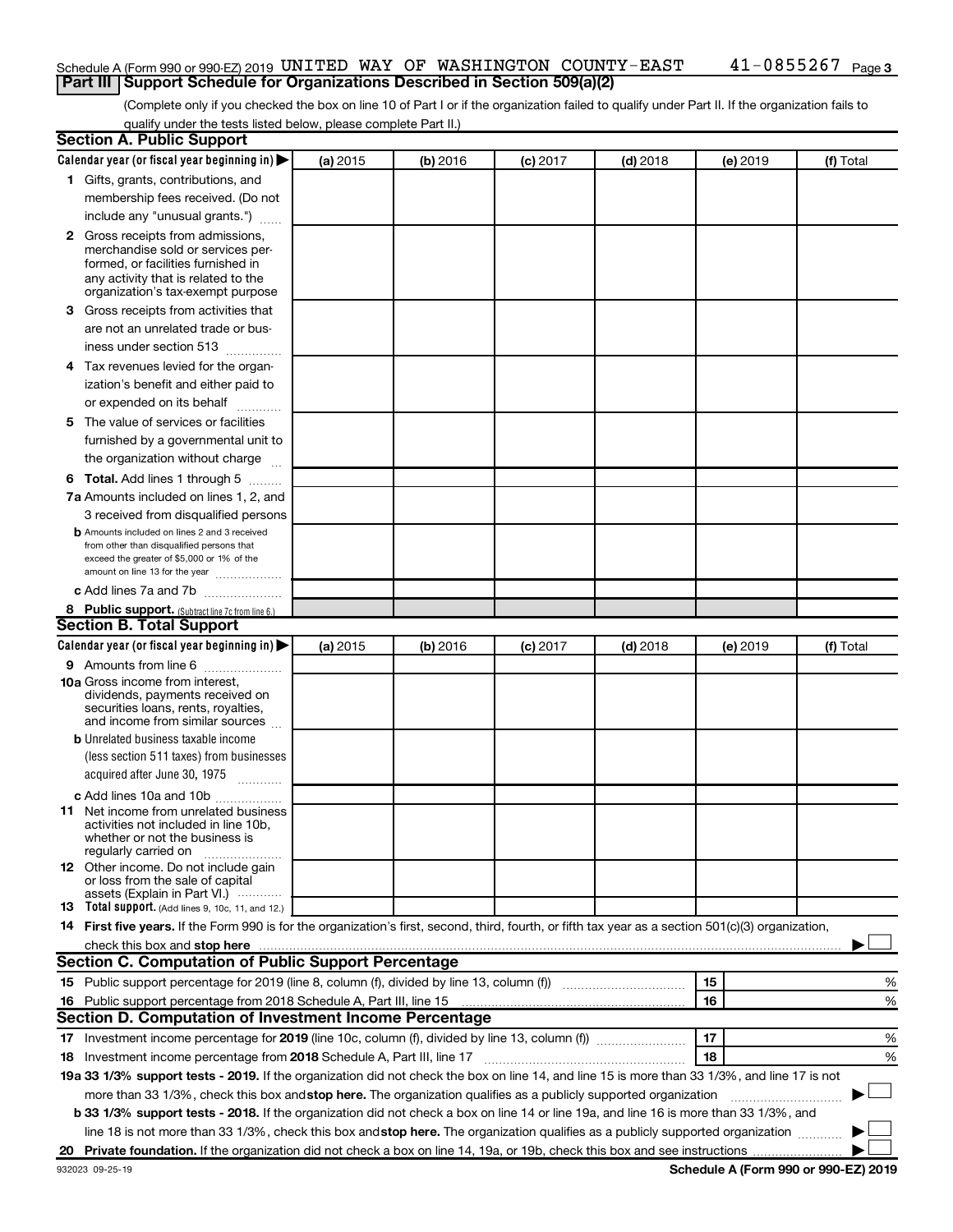Schedule A (Form 990 or 990-EZ) 2019 UNITED WAY OF WASHINGTON COUNTY-EAST 41-0855267 Page 3

## Part III Support Schedule for Organizations Described in Section 509(a)(2)

(Complete only if you checked the box on line 10 of Part I or if the organization failed to qualify under Part II. If the organization fails to qualify under the tests listed below, please complete Part II.)

### Section A. Public Support

| Calendar year (or fiscal year beginning in) ▶ | (a) 2015 | (b) 2016 | (c) 2017 | (d) 2018 | (e) 2019 | (f) Total |
|---|---|---|---|---|---|---|
| 1 Gifts, grants, contributions, and membership fees received. (Do not include any "unusual grants.") | | | | | | |
| 2 Gross receipts from admissions, merchandise sold or services performed, or facilities furnished in any activity that is related to the organization's tax-exempt purpose | | | | | | |
| 3 Gross receipts from activities that are not an unrelated trade or business under section 513 | | | | | | |
| 4 Tax revenues levied for the organization's benefit and either paid to or expended on its behalf | | | | | | |
| 5 The value of services or facilities furnished by a governmental unit to the organization without charge | | | | | | |
| 6 Total. Add lines 1 through 5 | | | | | | |
| 7a Amounts included on lines 1, 2, and 3 received from disqualified persons | | | | | | |
| b Amounts included on lines 2 and 3 received from other than disqualified persons that exceed the greater of $5,000 or 1% of the amount on line 13 for the year | | | | | | |
| c Add lines 7a and 7b | | | | | | |
| 8 Public support. (Subtract line 7c from line 6.) | | | | | | |

### Section B. Total Support

| Calendar year (or fiscal year beginning in) ▶ | (a) 2015 | (b) 2016 | (c) 2017 | (d) 2018 | (e) 2019 | (f) Total |
|---|---|---|---|---|---|---|
| 9 Amounts from line 6 | | | | | | |
| 10a Gross income from interest, dividends, payments received on securities loans, rents, royalties, and income from similar sources | | | | | | |
| b Unrelated business taxable income (less section 511 taxes) from businesses acquired after June 30, 1975 | | | | | | |
| c Add lines 10a and 10b | | | | | | |
| 11 Net income from unrelated business activities not included in line 10b, whether or not the business is regularly carried on | | | | | | |
| 12 Other income. Do not include gain or loss from the sale of capital assets (Explain in Part VI.) | | | | | | |
| 13 Total support. (Add lines 9, 10c, 11, and 12.) | | | | | | |

14 **First five years.** If the Form 990 is for the organization's first, second, third, fourth, or fifth tax year as a section 501(c)(3) organization, check this box and **stop here** ▶ ☐

### Section C. Computation of Public Support Percentage

| | | | |
|---|---|---|---|
| 15 | Public support percentage for 2019 (line 8, column (f), divided by line 13, column (f)) | 15 | % |
| 16 | Public support percentage from 2018 Schedule A, Part III, line 15 | 16 | % |

### Section D. Computation of Investment Income Percentage

| | | | |
|---|---|---|---|
| 17 | Investment income percentage for **2019** (line 10c, column (f), divided by line 13, column (f)) | 17 | % |
| 18 | Investment income percentage from **2018** Schedule A, Part III, line 17 | 18 | % |

**19a 33 1/3% support tests - 2019.** If the organization did not check the box on line 14, and line 15 is more than 33 1/3%, and line 17 is not more than 33 1/3%, check this box and **stop here.** The organization qualifies as a publicly supported organization ▶ ☐

**b 33 1/3% support tests - 2018.** If the organization did not check a box on line 14 or line 19a, and line 16 is more than 33 1/3%, and line 18 is not more than 33 1/3%, check this box and **stop here.** The organization qualifies as a publicly supported organization ▶ ☐

**20 Private foundation.** If the organization did not check a box on line 14, 19a, or 19b, check this box and see instructions ▶ ☐

932023 09-25-19 **Schedule A (Form 990 or 990-EZ) 2019**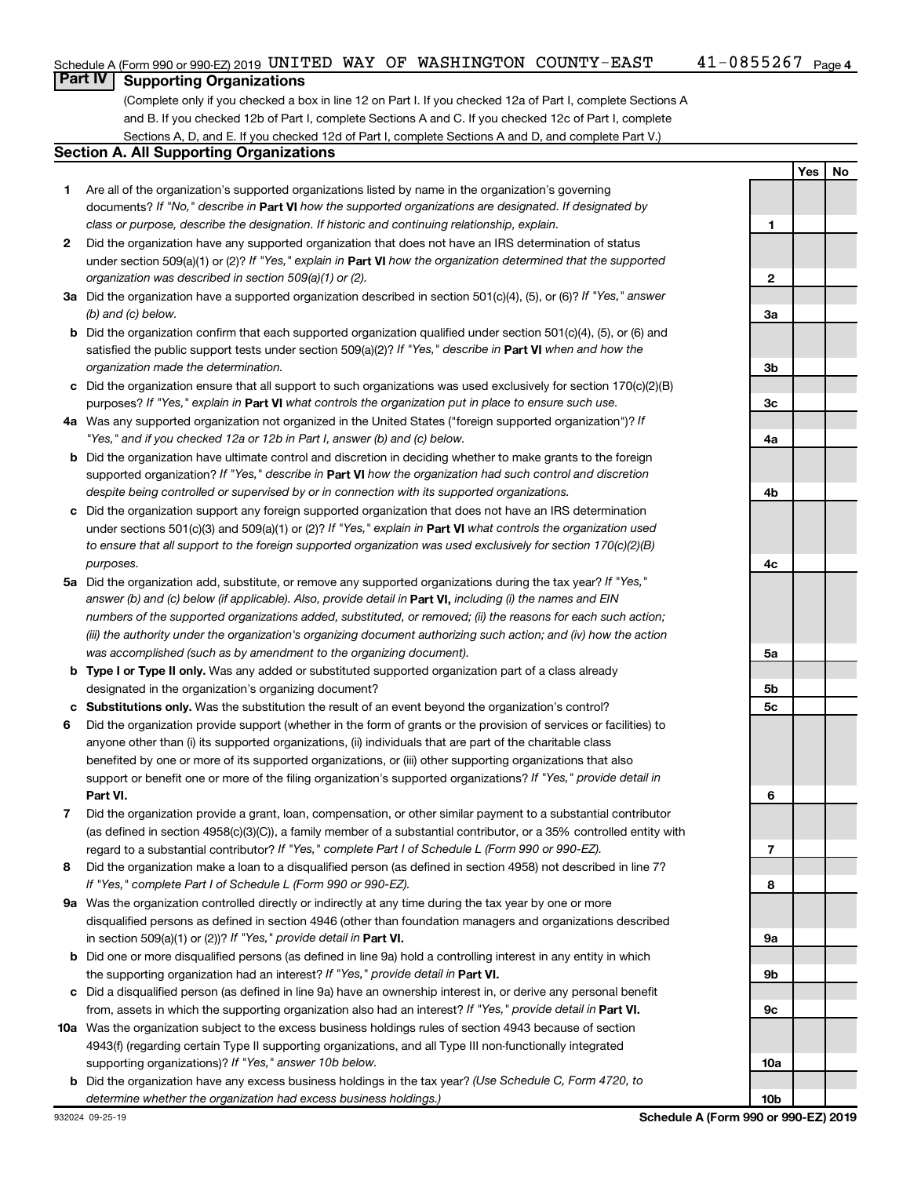Schedule A (Form 990 or 990-EZ) 2019 UNITED WAY OF WASHINGTON COUNTY-EAST 41-0855267 Page 4

## Part IV Supporting Organizations

(Complete only if you checked a box in line 12 on Part I. If you checked 12a of Part I, complete Sections A and B. If you checked 12b of Part I, complete Sections A and C. If you checked 12c of Part I, complete Sections A, D, and E. If you checked 12d of Part I, complete Sections A and D, and complete Part V.)

### Section A. All Supporting Organizations

| | | | Yes | No |
|---|---|---|---|---|
| 1 | Are all of the organization's supported organizations listed by name in the organization's governing documents? *If "No," describe in* **Part VI** *how the supported organizations are designated. If designated by class or purpose, describe the designation. If historic and continuing relationship, explain.* | 1 | | |
| 2 | Did the organization have any supported organization that does not have an IRS determination of status under section 509(a)(1) or (2)? *If "Yes," explain in* **Part VI** *how the organization determined that the supported organization was described in section 509(a)(1) or (2).* | 2 | | |
| 3a | Did the organization have a supported organization described in section 501(c)(4), (5), or (6)? *If "Yes," answer (b) and (c) below.* | 3a | | |
| b | Did the organization confirm that each supported organization qualified under section 501(c)(4), (5), or (6) and satisfied the public support tests under section 509(a)(2)? *If "Yes," describe in* **Part VI** *when and how the organization made the determination.* | 3b | | |
| c | Did the organization ensure that all support to such organizations was used exclusively for section 170(c)(2)(B) purposes? *If "Yes," explain in* **Part VI** *what controls the organization put in place to ensure such use.* | 3c | | |
| 4a | Was any supported organization not organized in the United States ("foreign supported organization")? *If "Yes," and if you checked 12a or 12b in Part I, answer (b) and (c) below.* | 4a | | |
| b | Did the organization have ultimate control and discretion in deciding whether to make grants to the foreign supported organization? *If "Yes," describe in* **Part VI** *how the organization had such control and discretion despite being controlled or supervised by or in connection with its supported organizations.* | 4b | | |
| c | Did the organization support any foreign supported organization that does not have an IRS determination under sections 501(c)(3) and 509(a)(1) or (2)? *If "Yes," explain in* **Part VI** *what controls the organization used to ensure that all support to the foreign supported organization was used exclusively for section 170(c)(2)(B) purposes.* | 4c | | |
| 5a | Did the organization add, substitute, or remove any supported organizations during the tax year? *If "Yes," answer (b) and (c) below (if applicable). Also, provide detail in* **Part VI,** *including (i) the names and EIN numbers of the supported organizations added, substituted, or removed; (ii) the reasons for each such action; (iii) the authority under the organization's organizing document authorizing such action; and (iv) how the action was accomplished (such as by amendment to the organizing document).* | 5a | | |
| b | **Type I or Type II only.** Was any added or substituted supported organization part of a class already designated in the organization's organizing document? | 5b | | |
| c | **Substitutions only.** Was the substitution the result of an event beyond the organization's control? | 5c | | |
| 6 | Did the organization provide support (whether in the form of grants or the provision of services or facilities) to anyone other than (i) its supported organizations, (ii) individuals that are part of the charitable class benefited by one or more of its supported organizations, or (iii) other supporting organizations that also support or benefit one or more of the filing organization's supported organizations? *If "Yes," provide detail in* **Part VI.** | 6 | | |
| 7 | Did the organization provide a grant, loan, compensation, or other similar payment to a substantial contributor (as defined in section 4958(c)(3)(C)), a family member of a substantial contributor, or a 35% controlled entity with regard to a substantial contributor? *If "Yes," complete Part I of Schedule L (Form 990 or 990-EZ).* | 7 | | |
| 8 | Did the organization make a loan to a disqualified person (as defined in section 4958) not described in line 7? *If "Yes," complete Part I of Schedule L (Form 990 or 990-EZ).* | 8 | | |
| 9a | Was the organization controlled directly or indirectly at any time during the tax year by one or more disqualified persons as defined in section 4946 (other than foundation managers and organizations described in section 509(a)(1) or (2))? *If "Yes," provide detail in* **Part VI.** | 9a | | |
| b | Did one or more disqualified persons (as defined in line 9a) hold a controlling interest in any entity in which the supporting organization had an interest? *If "Yes," provide detail in* **Part VI.** | 9b | | |
| c | Did a disqualified person (as defined in line 9a) have an ownership interest in, or derive any personal benefit from, assets in which the supporting organization also had an interest? *If "Yes," provide detail in* **Part VI.** | 9c | | |
| 10a | Was the organization subject to the excess business holdings rules of section 4943 because of section 4943(f) (regarding certain Type II supporting organizations, and all Type III non-functionally integrated supporting organizations)? *If "Yes," answer 10b below.* | 10a | | |
| b | Did the organization have any excess business holdings in the tax year? *(Use Schedule C, Form 4720, to determine whether the organization had excess business holdings.)* | 10b | | |

932024 09-25-19 **Schedule A (Form 990 or 990-EZ) 2019**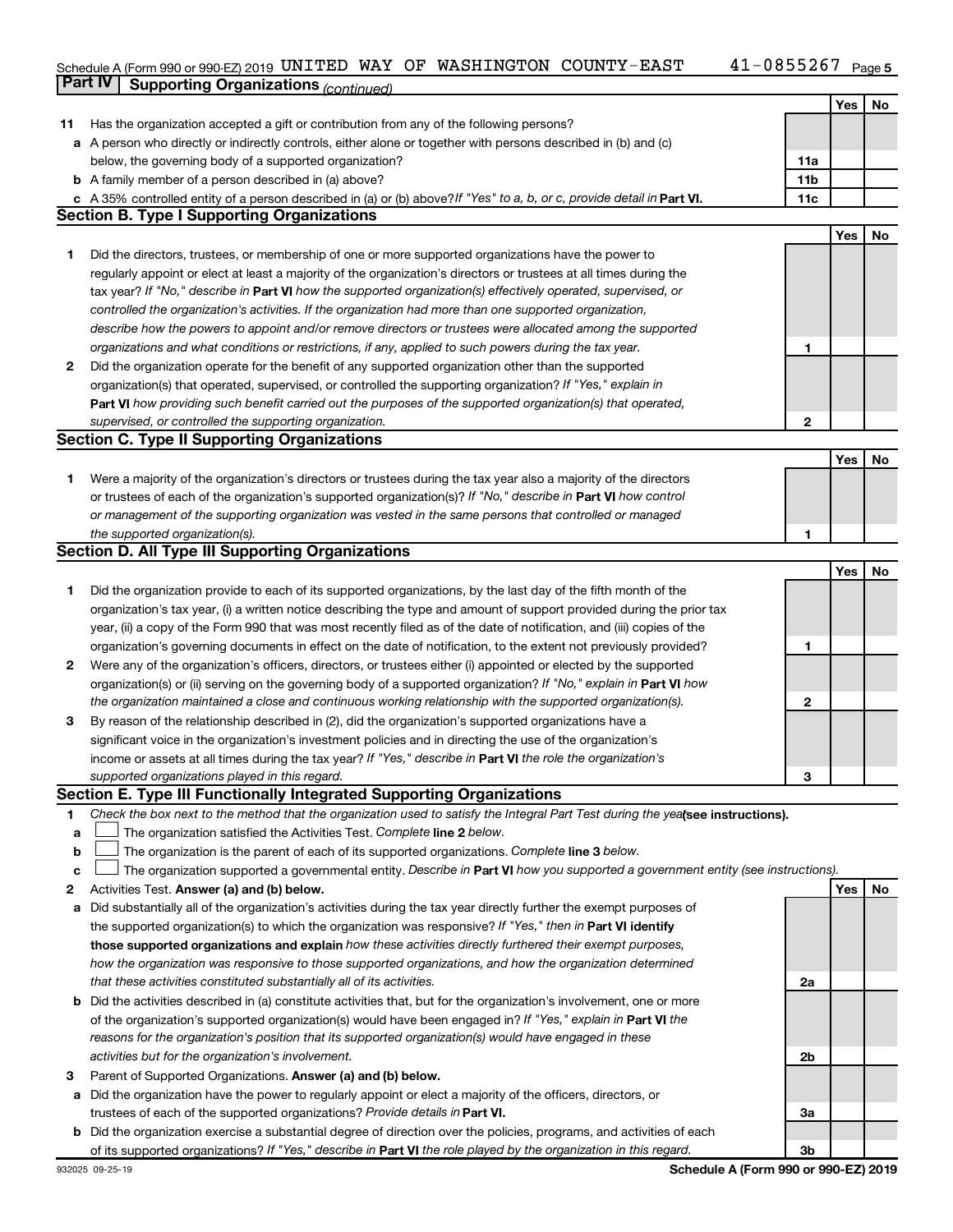Schedule A (Form 990 or 990-EZ) 2019 UNITED WAY OF WASHINGTON COUNTY-EAST 41-0855267 Page 5

## Part IV Supporting Organizations *(continued)*

| | | | Yes | No |
|---|---|---|---|---|
| 11 | Has the organization accepted a gift or contribution from any of the following persons? | | | |
| a | A person who directly or indirectly controls, either alone or together with persons described in (b) and (c) below, the governing body of a supported organization? | 11a | | |
| b | A family member of a person described in (a) above? | 11b | | |
| c | A 35% controlled entity of a person described in (a) or (b) above? *If "Yes" to a, b, or c, provide detail in* **Part VI.** | 11c | | |

### Section B. Type I Supporting Organizations

| | | | Yes | No |
|---|---|---|---|---|
| 1 | Did the directors, trustees, or membership of one or more supported organizations have the power to regularly appoint or elect at least a majority of the organization's directors or trustees at all times during the tax year? *If "No," describe in* **Part VI** *how the supported organization(s) effectively operated, supervised, or controlled the organization's activities. If the organization had more than one supported organization, describe how the powers to appoint and/or remove directors or trustees were allocated among the supported organizations and what conditions or restrictions, if any, applied to such powers during the tax year.* | 1 | | |
| 2 | Did the organization operate for the benefit of any supported organization other than the supported organization(s) that operated, supervised, or controlled the supporting organization? *If "Yes," explain in* **Part VI** *how providing such benefit carried out the purposes of the supported organization(s) that operated, supervised, or controlled the supporting organization.* | 2 | | |

### Section C. Type II Supporting Organizations

| | | | Yes | No |
|---|---|---|---|---|
| 1 | Were a majority of the organization's directors or trustees during the tax year also a majority of the directors or trustees of each of the organization's supported organization(s)? *If "No," describe in* **Part VI** *how control or management of the supporting organization was vested in the same persons that controlled or managed the supported organization(s).* | 1 | | |

### Section D. All Type III Supporting Organizations

| | | | Yes | No |
|---|---|---|---|---|
| 1 | Did the organization provide to each of its supported organizations, by the last day of the fifth month of the organization's tax year, (i) a written notice describing the type and amount of support provided during the prior tax year, (ii) a copy of the Form 990 that was most recently filed as of the date of notification, and (iii) copies of the organization's governing documents in effect on the date of notification, to the extent not previously provided? | 1 | | |
| 2 | Were any of the organization's officers, directors, or trustees either (i) appointed or elected by the supported organization(s) or (ii) serving on the governing body of a supported organization? *If "No," explain in* **Part VI** *how the organization maintained a close and continuous working relationship with the supported organization(s).* | 2 | | |
| 3 | By reason of the relationship described in (2), did the organization's supported organizations have a significant voice in the organization's investment policies and in directing the use of the organization's income or assets at all times during the tax year? *If "Yes," describe in* **Part VI** *the role the organization's supported organizations played in this regard.* | 3 | | |

### Section E. Type III Functionally Integrated Supporting Organizations

1 *Check the box next to the method that the organization used to satisfy the Integral Part Test during the year* **(see instructions).**

- a ☐ The organization satisfied the Activities Test. *Complete* **line 2** *below.*
- b ☐ The organization is the parent of each of its supported organizations. *Complete* **line 3** *below.*
- c ☐ The organization supported a governmental entity. *Describe in* **Part VI** *how you supported a government entity (see instructions).*

| | | | Yes | No |
|---|---|---|---|---|
| 2 | Activities Test. **Answer (a) and (b) below.** | | | |
| a | Did substantially all of the organization's activities during the tax year directly further the exempt purposes of the supported organization(s) to which the organization was responsive? *If "Yes," then in* **Part VI identify those supported organizations and explain** *how these activities directly furthered their exempt purposes, how the organization was responsive to those supported organizations, and how the organization determined that these activities constituted substantially all of its activities.* | 2a | | |
| b | Did the activities described in (a) constitute activities that, but for the organization's involvement, one or more of the organization's supported organization(s) would have been engaged in? *If "Yes," explain in* **Part VI** *the reasons for the organization's position that its supported organization(s) would have engaged in these activities but for the organization's involvement.* | 2b | | |
| 3 | Parent of Supported Organizations. **Answer (a) and (b) below.** | | | |
| a | Did the organization have the power to regularly appoint or elect a majority of the officers, directors, or trustees of each of the supported organizations? *Provide details in* **Part VI.** | 3a | | |
| b | Did the organization exercise a substantial degree of direction over the policies, programs, and activities of each of its supported organizations? *If "Yes," describe in* **Part VI** *the role played by the organization in this regard.* | 3b | | |

932025 09-25-19 **Schedule A (Form 990 or 990-EZ) 2019**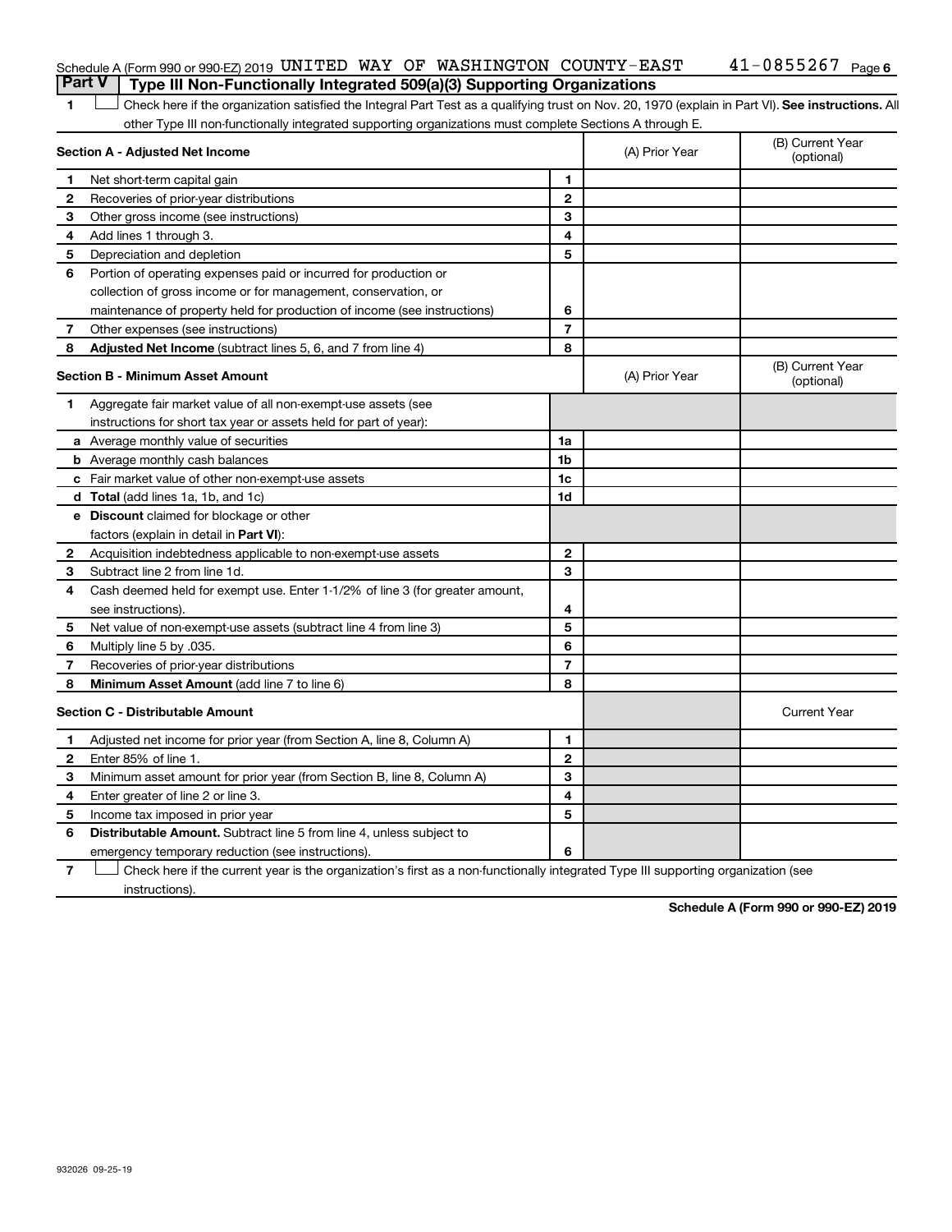Schedule A (Form 990 or 990-EZ) 2019 UNITED WAY OF WASHINGTON COUNTY-EAST 41-0855267 Page 6

## Part V Type III Non-Functionally Integrated 509(a)(3) Supporting Organizations

1 ☐ Check here if the organization satisfied the Integral Part Test as a qualifying trust on Nov. 20, 1970 (explain in Part VI). **See instructions.** All other Type III non-functionally integrated supporting organizations must complete Sections A through E.

| **Section A - Adjusted Net Income** | | | (A) Prior Year | (B) Current Year (optional) |
|---|---|---|---|---|
| 1 | Net short-term capital gain | 1 | | |
| 2 | Recoveries of prior-year distributions | 2 | | |
| 3 | Other gross income (see instructions) | 3 | | |
| 4 | Add lines 1 through 3. | 4 | | |
| 5 | Depreciation and depletion | 5 | | |
| 6 | Portion of operating expenses paid or incurred for production or collection of gross income or for management, conservation, or maintenance of property held for production of income (see instructions) | 6 | | |
| 7 | Other expenses (see instructions) | 7 | | |
| 8 | **Adjusted Net Income** (subtract lines 5, 6, and 7 from line 4) | 8 | | |

| **Section B - Minimum Asset Amount** | | | (A) Prior Year | (B) Current Year (optional) |
|---|---|---|---|---|
| 1 | Aggregate fair market value of all non-exempt-use assets (see instructions for short tax year or assets held for part of year): | | | |
| a | Average monthly value of securities | 1a | | |
| b | Average monthly cash balances | 1b | | |
| c | Fair market value of other non-exempt-use assets | 1c | | |
| d | **Total** (add lines 1a, 1b, and 1c) | 1d | | |
| e | **Discount** claimed for blockage or other factors (explain in detail in **Part VI**): | | | |
| 2 | Acquisition indebtedness applicable to non-exempt-use assets | 2 | | |
| 3 | Subtract line 2 from line 1d. | 3 | | |
| 4 | Cash deemed held for exempt use. Enter 1-1/2% of line 3 (for greater amount, see instructions). | 4 | | |
| 5 | Net value of non-exempt-use assets (subtract line 4 from line 3) | 5 | | |
| 6 | Multiply line 5 by .035. | 6 | | |
| 7 | Recoveries of prior-year distributions | 7 | | |
| 8 | **Minimum Asset Amount** (add line 7 to line 6) | 8 | | |

| **Section C - Distributable Amount** | | | | Current Year |
|---|---|---|---|---|
| 1 | Adjusted net income for prior year (from Section A, line 8, Column A) | 1 | | |
| 2 | Enter 85% of line 1. | 2 | | |
| 3 | Minimum asset amount for prior year (from Section B, line 8, Column A) | 3 | | |
| 4 | Enter greater of line 2 or line 3. | 4 | | |
| 5 | Income tax imposed in prior year | 5 | | |
| 6 | **Distributable Amount.** Subtract line 5 from line 4, unless subject to emergency temporary reduction (see instructions). | 6 | | |

7 ☐ Check here if the current year is the organization's first as a non-functionally integrated Type III supporting organization (see instructions).

**Schedule A (Form 990 or 990-EZ) 2019**

932026 09-25-19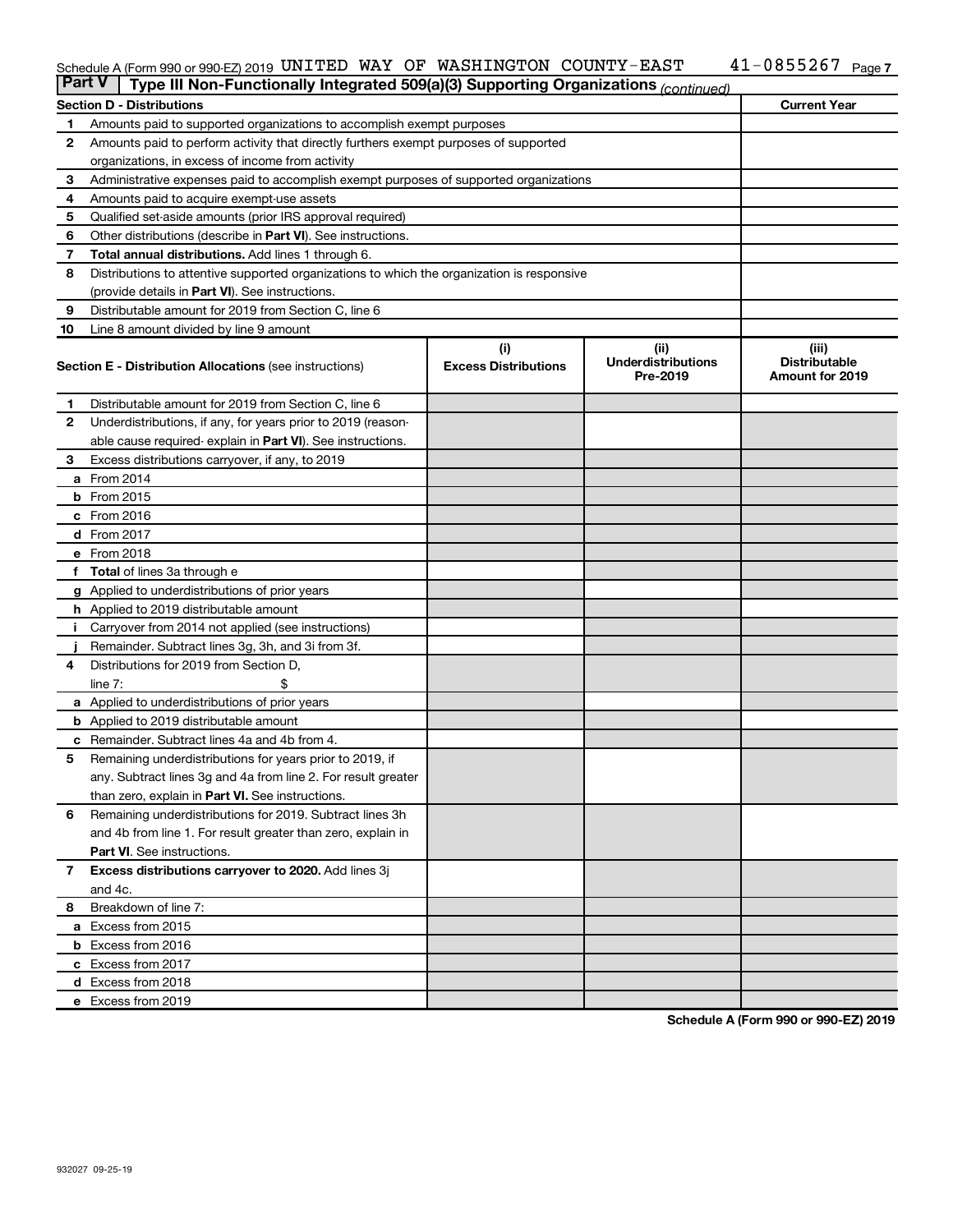Schedule A (Form 990 or 990-EZ) 2019 UNITED WAY OF WASHINGTON COUNTY-EAST 41-0855267 Page 7

**Part V | Type III Non-Functionally Integrated 509(a)(3) Supporting Organizations** *(continued)*

| **Section D - Distributions** | | **Current Year** |
|---|---|---|
| 1 | Amounts paid to supported organizations to accomplish exempt purposes | |
| 2 | Amounts paid to perform activity that directly furthers exempt purposes of supported organizations, in excess of income from activity | |
| 3 | Administrative expenses paid to accomplish exempt purposes of supported organizations | |
| 4 | Amounts paid to acquire exempt-use assets | |
| 5 | Qualified set-aside amounts (prior IRS approval required) | |
| 6 | Other distributions (describe in **Part VI**). See instructions. | |
| 7 | **Total annual distributions.** Add lines 1 through 6. | |
| 8 | Distributions to attentive supported organizations to which the organization is responsive (provide details in **Part VI**). See instructions. | |
| 9 | Distributable amount for 2019 from Section C, line 6 | |
| 10 | Line 8 amount divided by line 9 amount | |

| | **Section E - Distribution Allocations** (see instructions) | (i) **Excess Distributions** | (ii) **Underdistributions Pre-2019** | (iii) **Distributable Amount for 2019** |
|---|---|---|---|---|
| 1 | Distributable amount for 2019 from Section C, line 6 | | | |
| 2 | Underdistributions, if any, for years prior to 2019 (reasonable cause required- explain in **Part VI**). See instructions. | | | |
| 3 | Excess distributions carryover, if any, to 2019 | | | |
| a | From 2014 | | | |
| b | From 2015 | | | |
| c | From 2016 | | | |
| d | From 2017 | | | |
| e | From 2018 | | | |
| f | **Total** of lines 3a through e | | | |
| g | Applied to underdistributions of prior years | | | |
| h | Applied to 2019 distributable amount | | | |
| i | Carryover from 2014 not applied (see instructions) | | | |
| j | Remainder. Subtract lines 3g, 3h, and 3i from 3f. | | | |
| 4 | Distributions for 2019 from Section D, line 7: $ | | | |
| a | Applied to underdistributions of prior years | | | |
| b | Applied to 2019 distributable amount | | | |
| c | Remainder. Subtract lines 4a and 4b from 4. | | | |
| 5 | Remaining underdistributions for years prior to 2019, if any. Subtract lines 3g and 4a from line 2. For result greater than zero, explain in **Part VI.** See instructions. | | | |
| 6 | Remaining underdistributions for 2019. Subtract lines 3h and 4b from line 1. For result greater than zero, explain in **Part VI**. See instructions. | | | |
| 7 | **Excess distributions carryover to 2020.** Add lines 3j and 4c. | | | |
| 8 | Breakdown of line 7: | | | |
| a | Excess from 2015 | | | |
| b | Excess from 2016 | | | |
| c | Excess from 2017 | | | |
| d | Excess from 2018 | | | |
| e | Excess from 2019 | | | |

**Schedule A (Form 990 or 990-EZ) 2019**

932027 09-25-19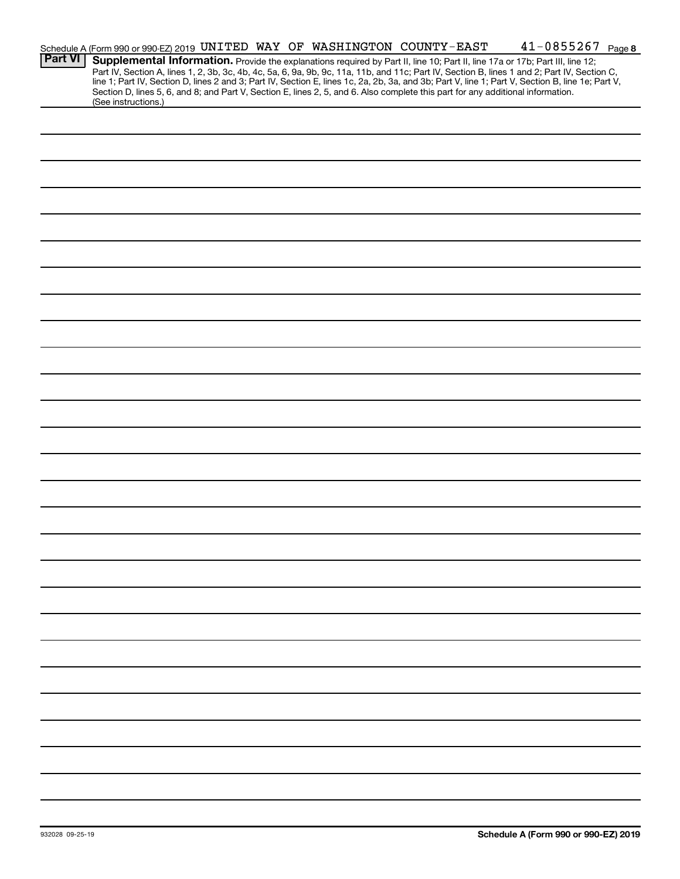Schedule A (Form 990 or 990-EZ) 2019 UNITED WAY OF WASHINGTON COUNTY-EAST 41-0855267 Page 8

**Part VI** **Supplemental Information.** Provide the explanations required by Part II, line 10; Part II, line 17a or 17b; Part III, line 12; Part IV, Section A, lines 1, 2, 3b, 3c, 4b, 4c, 5a, 6, 9a, 9b, 9c, 11a, 11b, and 11c; Part IV, Section B, lines 1 and 2; Part IV, Section C, line 1; Part IV, Section D, lines 2 and 3; Part IV, Section E, lines 1c, 2a, 2b, 3a, and 3b; Part V, line 1; Part V, Section B, line 1e; Part V, Section D, lines 5, 6, and 8; and Part V, Section E, lines 2, 5, and 6. Also complete this part for any additional information. (See instructions.)

932028 09-25-19

**Schedule A (Form 990 or 990-EZ) 2019**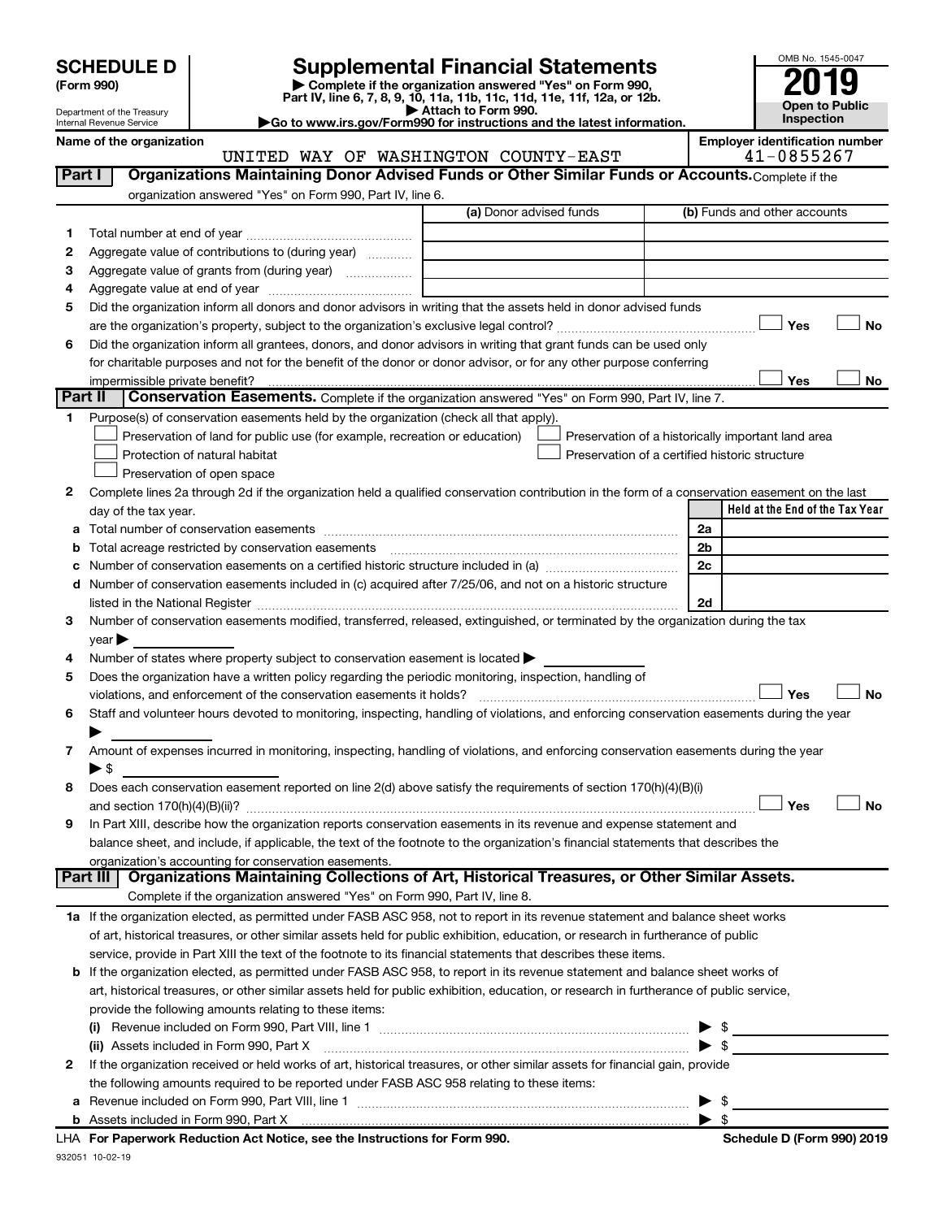# SCHEDULE D (Form 990)

Department of the Treasury
Internal Revenue Service

## Supplemental Financial Statements

▶ Complete if the organization answered "Yes" on Form 990, Part IV, line 6, 7, 8, 9, 10, 11a, 11b, 11c, 11d, 11e, 11f, 12a, or 12b.
▶ Attach to Form 990.
▶Go to www.irs.gov/Form990 for instructions and the latest information.

OMB No. 1545-0047

**2019**

**Open to Public Inspection**

**Name of the organization:** UNITED WAY OF WASHINGTON COUNTY-EAST

**Employer identification number:** 41-0855267

### Part I Organizations Maintaining Donor Advised Funds or Other Similar Funds or Accounts. Complete if the organization answered "Yes" on Form 990, Part IV, line 6.

| | | (a) Donor advised funds | (b) Funds and other accounts |
|---|---|---|---|
| 1 | Total number at end of year | | |
| 2 | Aggregate value of contributions to (during year) | | |
| 3 | Aggregate value of grants from (during year) | | |
| 4 | Aggregate value at end of year | | |

5 Did the organization inform all donors and donor advisors in writing that the assets held in donor advised funds are the organization's property, subject to the organization's exclusive legal control? ☐ Yes ☐ No

6 Did the organization inform all grantees, donors, and donor advisors in writing that grant funds can be used only for charitable purposes and not for the benefit of the donor or donor advisor, or for any other purpose conferring impermissible private benefit? ☐ Yes ☐ No

### Part II Conservation Easements. Complete if the organization answered "Yes" on Form 990, Part IV, line 7.

1 Purpose(s) of conservation easements held by the organization (check all that apply).

- ☐ Preservation of land for public use (for example, recreation or education)
- ☐ Protection of natural habitat
- ☐ Preservation of open space
- ☐ Preservation of a historically important land area
- ☐ Preservation of a certified historic structure

2 Complete lines 2a through 2d if the organization held a qualified conservation contribution in the form of a conservation easement on the last day of the tax year.

| | | | Held at the End of the Tax Year |
|---|---|---|---|
| a | Total number of conservation easements | 2a | |
| b | Total acreage restricted by conservation easements | 2b | |
| c | Number of conservation easements on a certified historic structure included in (a) | 2c | |
| d | Number of conservation easements included in (c) acquired after 7/25/06, and not on a historic structure listed in the National Register | 2d | |

3 Number of conservation easements modified, transferred, released, extinguished, or terminated by the organization during the tax year ▶

4 Number of states where property subject to conservation easement is located ▶

5 Does the organization have a written policy regarding the periodic monitoring, inspection, handling of violations, and enforcement of the conservation easements it holds? ☐ Yes ☐ No

6 Staff and volunteer hours devoted to monitoring, inspecting, handling of violations, and enforcing conservation easements during the year ▶

7 Amount of expenses incurred in monitoring, inspecting, handling of violations, and enforcing conservation easements during the year ▶ $

8 Does each conservation easement reported on line 2(d) above satisfy the requirements of section 170(h)(4)(B)(i) and section 170(h)(4)(B)(ii)? ☐ Yes ☐ No

9 In Part XIII, describe how the organization reports conservation easements in its revenue and expense statement and balance sheet, and include, if applicable, the text of the footnote to the organization's financial statements that describes the organization's accounting for conservation easements.

### Part III Organizations Maintaining Collections of Art, Historical Treasures, or Other Similar Assets. Complete if the organization answered "Yes" on Form 990, Part IV, line 8.

1a If the organization elected, as permitted under FASB ASC 958, not to report in its revenue statement and balance sheet works of art, historical treasures, or other similar assets held for public exhibition, education, or research in furtherance of public service, provide in Part XIII the text of the footnote to its financial statements that describes these items.

b If the organization elected, as permitted under FASB ASC 958, to report in its revenue statement and balance sheet works of art, historical treasures, or other similar assets held for public exhibition, education, or research in furtherance of public service, provide the following amounts relating to these items:

(i) Revenue included on Form 990, Part VIII, line 1 ▶ $

(ii) Assets included in Form 990, Part X ▶ $

2 If the organization received or held works of art, historical treasures, or other similar assets for financial gain, provide the following amounts required to be reported under FASB ASC 958 relating to these items:

a Revenue included on Form 990, Part VIII, line 1 ▶ $

b Assets included in Form 990, Part X ▶ $

LHA For Paperwork Reduction Act Notice, see the Instructions for Form 990. Schedule D (Form 990) 2019

932051 10-02-19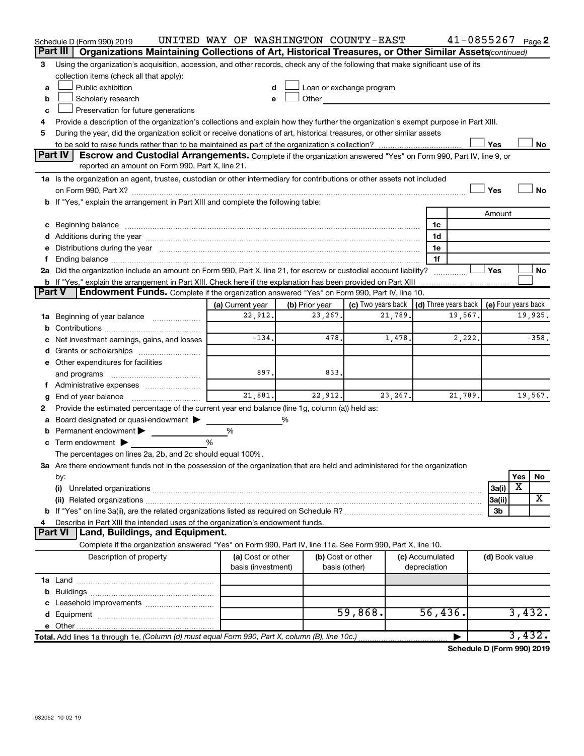Schedule D (Form 990) 2019 UNITED WAY OF WASHINGTON COUNTY-EAST 41-0855267 Page 2

## Part III Organizations Maintaining Collections of Art, Historical Treasures, or Other Similar Assets (continued)

3 Using the organization's acquisition, accession, and other records, check any of the following that make significant use of its collection items (check all that apply):

- a ☐ Public exhibition
- b ☐ Scholarly research
- c ☐ Preservation for future generations
- d ☐ Loan or exchange program
- e ☐ Other

4 Provide a description of the organization's collections and explain how they further the organization's exempt purpose in Part XIII.

5 During the year, did the organization solicit or receive donations of art, historical treasures, or other similar assets to be sold to raise funds rather than to be maintained as part of the organization's collection? ☐ Yes ☐ No

## Part IV Escrow and Custodial Arrangements.

Complete if the organization answered "Yes" on Form 990, Part IV, line 9, or reported an amount on Form 990, Part X, line 21.

1a Is the organization an agent, trustee, custodian or other intermediary for contributions or other assets not included on Form 990, Part X? ☐ Yes ☐ No

b If "Yes," explain the arrangement in Part XIII and complete the following table:

| | | Amount |
|---|---|---|
| c Beginning balance | 1c | |
| d Additions during the year | 1d | |
| e Distributions during the year | 1e | |
| f Ending balance | 1f | |

2a Did the organization include an amount on Form 990, Part X, line 21, for escrow or custodial account liability? ☐ Yes ☐ No

b If "Yes," explain the arrangement in Part XIII. Check here if the explanation has been provided on Part XIII ☐

## Part V Endowment Funds.

Complete if the organization answered "Yes" on Form 990, Part IV, line 10.

| | (a) Current year | (b) Prior year | (c) Two years back | (d) Three years back | (e) Four years back |
|---|---|---|---|---|---|
| 1a Beginning of year balance | 22,912. | 23,267. | 21,789. | 19,567. | 19,925. |
| b Contributions | | | | | |
| c Net investment earnings, gains, and losses | -134. | 478. | 1,478. | 2,222. | -358. |
| d Grants or scholarships | | | | | |
| e Other expenditures for facilities and programs | 897. | 833. | | | |
| f Administrative expenses | | | | | |
| g End of year balance | 21,881. | 22,912. | 23,267. | 21,789. | 19,567. |

2 Provide the estimated percentage of the current year end balance (line 1g, column (a)) held as:

- a Board designated or quasi-endowment ▶ %
- b Permanent endowment ▶ %
- c Term endowment ▶ %

The percentages on lines 2a, 2b, and 2c should equal 100%.

3a Are there endowment funds not in the possession of the organization that are held and administered for the organization by:

| | | Yes | No |
|---|---|---|---|
| (i) Unrelated organizations | 3a(i) | X | |
| (ii) Related organizations | 3a(ii) | | X |
| b If "Yes" on line 3a(ii), are the related organizations listed as required on Schedule R? | 3b | | |

4 Describe in Part XIII the intended uses of the organization's endowment funds.

## Part VI Land, Buildings, and Equipment.

Complete if the organization answered "Yes" on Form 990, Part IV, line 11a. See Form 990, Part X, line 10.

| Description of property | (a) Cost or other basis (investment) | (b) Cost or other basis (other) | (c) Accumulated depreciation | (d) Book value |
|---|---|---|---|---|
| 1a Land | | | | |
| b Buildings | | | | |
| c Leasehold improvements | | | | |
| d Equipment | | 59,868. | 56,436. | 3,432. |
| e Other | | | | |
| Total. Add lines 1a through 1e. (Column (d) must equal Form 990, Part X, column (B), line 10c.) | | | ▶ | 3,432. |

Schedule D (Form 990) 2019

932052 10-02-19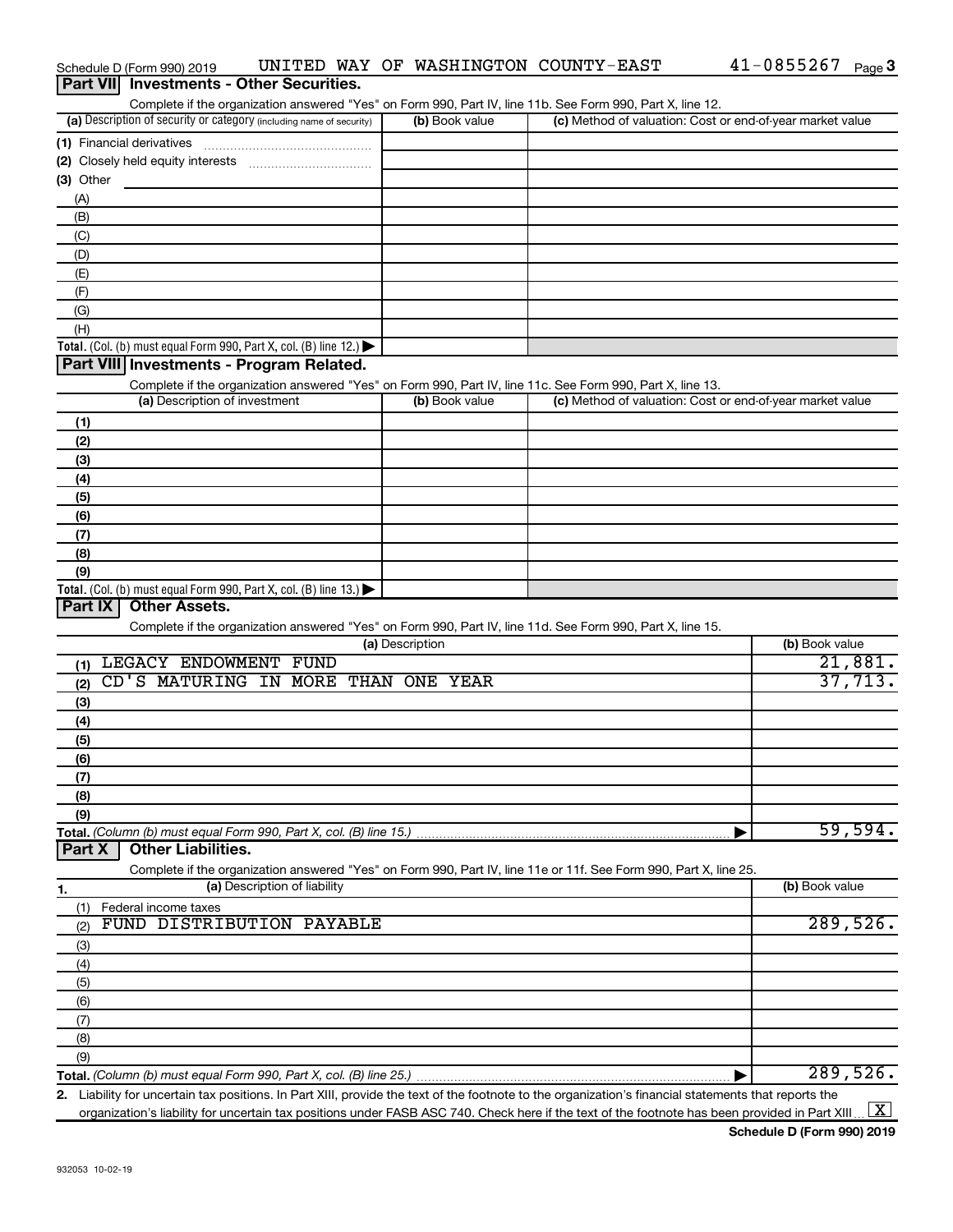Schedule D (Form 990) 2019 UNITED WAY OF WASHINGTON COUNTY-EAST 41-0855267 Page 3

## Part VII Investments - Other Securities.

Complete if the organization answered "Yes" on Form 990, Part IV, line 11b. See Form 990, Part X, line 12.

| (a) Description of security or category (including name of security) | (b) Book value | (c) Method of valuation: Cost or end-of-year market value |
|---|---|---|
| (1) Financial derivatives | | |
| (2) Closely held equity interests | | |
| (3) Other | | |
| (A) | | |
| (B) | | |
| (C) | | |
| (D) | | |
| (E) | | |
| (F) | | |
| (G) | | |
| (H) | | |
| **Total.** (Col. (b) must equal Form 990, Part X, col. (B) line 12.) | | |

## Part VIII Investments - Program Related.

Complete if the organization answered "Yes" on Form 990, Part IV, line 11c. See Form 990, Part X, line 13.

| (a) Description of investment | (b) Book value | (c) Method of valuation: Cost or end-of-year market value |
|---|---|---|
| (1) | | |
| (2) | | |
| (3) | | |
| (4) | | |
| (5) | | |
| (6) | | |
| (7) | | |
| (8) | | |
| (9) | | |
| **Total.** (Col. (b) must equal Form 990, Part X, col. (B) line 13.) | | |

## Part IX Other Assets.

Complete if the organization answered "Yes" on Form 990, Part IV, line 11d. See Form 990, Part X, line 15.

| (a) Description | (b) Book value |
|---|---|
| (1) LEGACY ENDOWMENT FUND | 21,881. |
| (2) CD'S MATURING IN MORE THAN ONE YEAR | 37,713. |
| (3) | |
| (4) | |
| (5) | |
| (6) | |
| (7) | |
| (8) | |
| (9) | |
| **Total.** (Column (b) must equal Form 990, Part X, col. (B) line 15.) | 59,594. |

## Part X Other Liabilities.

Complete if the organization answered "Yes" on Form 990, Part IV, line 11e or 11f. See Form 990, Part X, line 25.

| 1. (a) Description of liability | (b) Book value |
|---|---|
| (1) Federal income taxes | |
| (2) FUND DISTRIBUTION PAYABLE | 289,526. |
| (3) | |
| (4) | |
| (5) | |
| (6) | |
| (7) | |
| (8) | |
| (9) | |
| **Total.** (Column (b) must equal Form 990, Part X, col. (B) line 25.) | 289,526. |

2. Liability for uncertain tax positions. In Part XIII, provide the text of the footnote to the organization's financial statements that reports the organization's liability for uncertain tax positions under FASB ASC 740. Check here if the text of the footnote has been provided in Part XIII [X]

Schedule D (Form 990) 2019

932053 10-02-19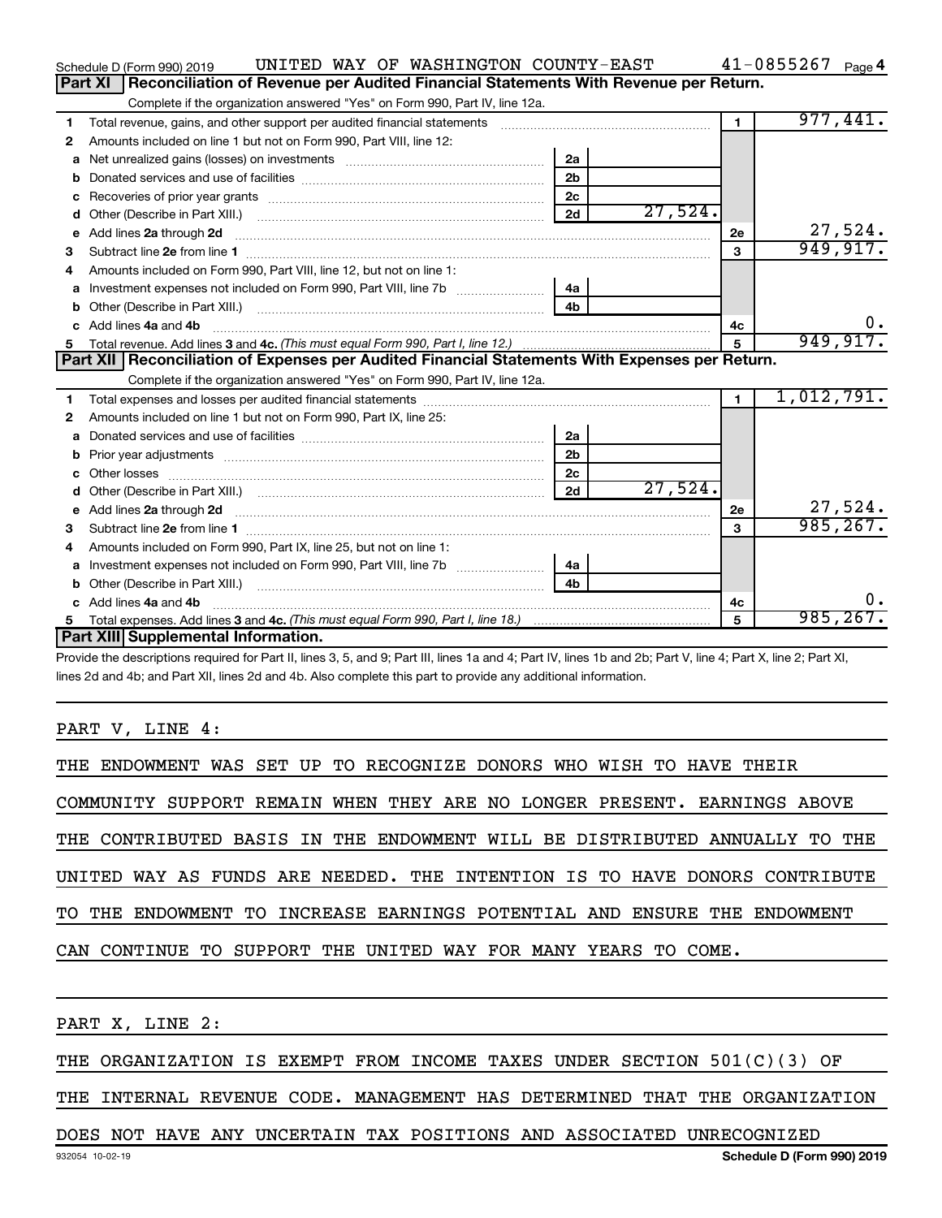Schedule D (Form 990) 2019 UNITED WAY OF WASHINGTON COUNTY-EAST 41-0855267 Page 4

## Part XI Reconciliation of Revenue per Audited Financial Statements With Revenue per Return.

Complete if the organization answered "Yes" on Form 990, Part IV, line 12a.

| | | | | | |
|---|---|---|---|---|---|
| 1 | Total revenue, gains, and other support per audited financial statements | | | 1 | 977,441. |
| 2 | Amounts included on line 1 but not on Form 990, Part VIII, line 12: | | | | |
| a | Net unrealized gains (losses) on investments | 2a | | | |
| b | Donated services and use of facilities | 2b | | | |
| c | Recoveries of prior year grants | 2c | | | |
| d | Other (Describe in Part XIII.) | 2d | 27,524. | | |
| e | Add lines 2a through 2d | | | 2e | 27,524. |
| 3 | Subtract line 2e from line 1 | | | 3 | 949,917. |
| 4 | Amounts included on Form 990, Part VIII, line 12, but not on line 1: | | | | |
| a | Investment expenses not included on Form 990, Part VIII, line 7b | 4a | | | |
| b | Other (Describe in Part XIII.) | 4b | | | |
| c | Add lines 4a and 4b | | | 4c | 0. |
| 5 | Total revenue. Add lines 3 and 4c. *(This must equal Form 990, Part I, line 12.)* | | | 5 | 949,917. |

## Part XII Reconciliation of Expenses per Audited Financial Statements With Expenses per Return.

Complete if the organization answered "Yes" on Form 990, Part IV, line 12a.

| | | | | | |
|---|---|---|---|---|---|
| 1 | Total expenses and losses per audited financial statements | | | 1 | 1,012,791. |
| 2 | Amounts included on line 1 but not on Form 990, Part IX, line 25: | | | | |
| a | Donated services and use of facilities | 2a | | | |
| b | Prior year adjustments | 2b | | | |
| c | Other losses | 2c | | | |
| d | Other (Describe in Part XIII.) | 2d | 27,524. | | |
| e | Add lines 2a through 2d | | | 2e | 27,524. |
| 3 | Subtract line 2e from line 1 | | | 3 | 985,267. |
| 4 | Amounts included on Form 990, Part IX, line 25, but not on line 1: | | | | |
| a | Investment expenses not included on Form 990, Part VIII, line 7b | 4a | | | |
| b | Other (Describe in Part XIII.) | 4b | | | |
| c | Add lines 4a and 4b | | | 4c | 0. |
| 5 | Total expenses. Add lines 3 and 4c. *(This must equal Form 990, Part I, line 18.)* | | | 5 | 985,267. |

## Part XIII Supplemental Information.

Provide the descriptions required for Part II, lines 3, 5, and 9; Part III, lines 1a and 4; Part IV, lines 1b and 2b; Part V, line 4; Part X, line 2; Part XI, lines 2d and 4b; and Part XII, lines 2d and 4b. Also complete this part to provide any additional information.

PART V, LINE 4:

THE ENDOWMENT WAS SET UP TO RECOGNIZE DONORS WHO WISH TO HAVE THEIR COMMUNITY SUPPORT REMAIN WHEN THEY ARE NO LONGER PRESENT. EARNINGS ABOVE THE CONTRIBUTED BASIS IN THE ENDOWMENT WILL BE DISTRIBUTED ANNUALLY TO THE UNITED WAY AS FUNDS ARE NEEDED. THE INTENTION IS TO HAVE DONORS CONTRIBUTE TO THE ENDOWMENT TO INCREASE EARNINGS POTENTIAL AND ENSURE THE ENDOWMENT CAN CONTINUE TO SUPPORT THE UNITED WAY FOR MANY YEARS TO COME.

PART X, LINE 2:

THE ORGANIZATION IS EXEMPT FROM INCOME TAXES UNDER SECTION 501(C)(3) OF THE INTERNAL REVENUE CODE. MANAGEMENT HAS DETERMINED THAT THE ORGANIZATION DOES NOT HAVE ANY UNCERTAIN TAX POSITIONS AND ASSOCIATED UNRECOGNIZED

932054 10-02-19 Schedule D (Form 990) 2019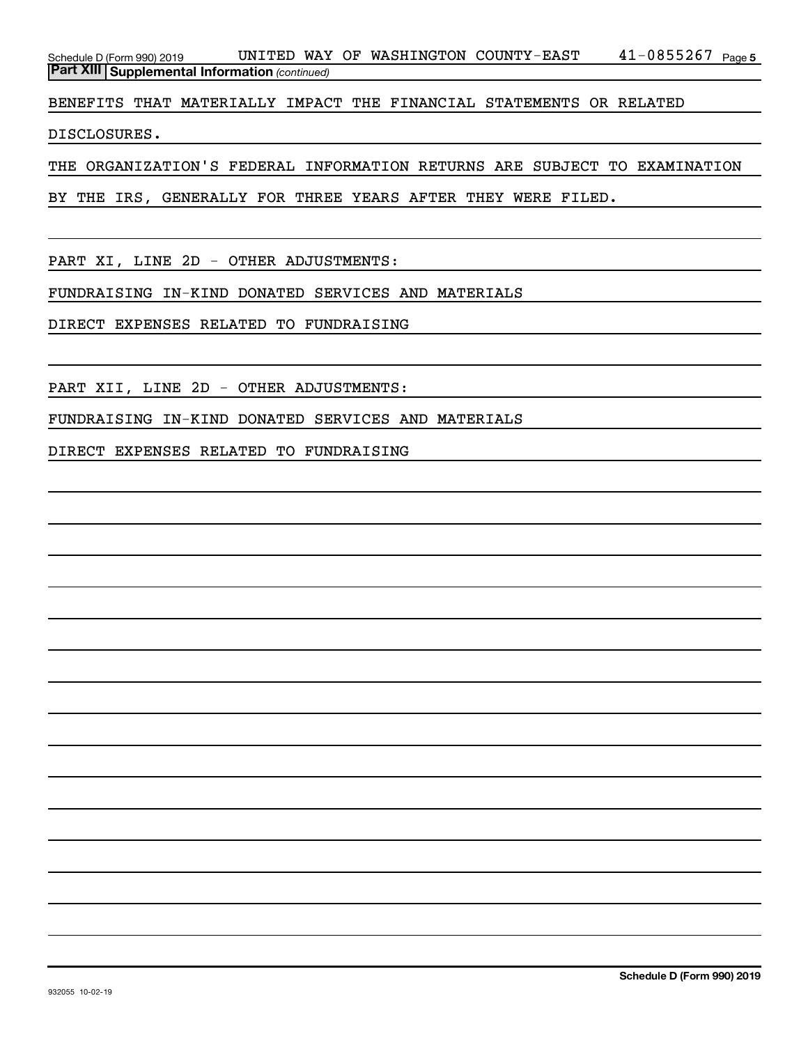**Part XIII Supplemental Information** *(continued)*

BENEFITS THAT MATERIALLY IMPACT THE FINANCIAL STATEMENTS OR RELATED DISCLOSURES.

THE ORGANIZATION'S FEDERAL INFORMATION RETURNS ARE SUBJECT TO EXAMINATION BY THE IRS, GENERALLY FOR THREE YEARS AFTER THEY WERE FILED.

PART XI, LINE 2D - OTHER ADJUSTMENTS:

FUNDRAISING IN-KIND DONATED SERVICES AND MATERIALS

DIRECT EXPENSES RELATED TO FUNDRAISING

PART XII, LINE 2D - OTHER ADJUSTMENTS:

FUNDRAISING IN-KIND DONATED SERVICES AND MATERIALS

DIRECT EXPENSES RELATED TO FUNDRAISING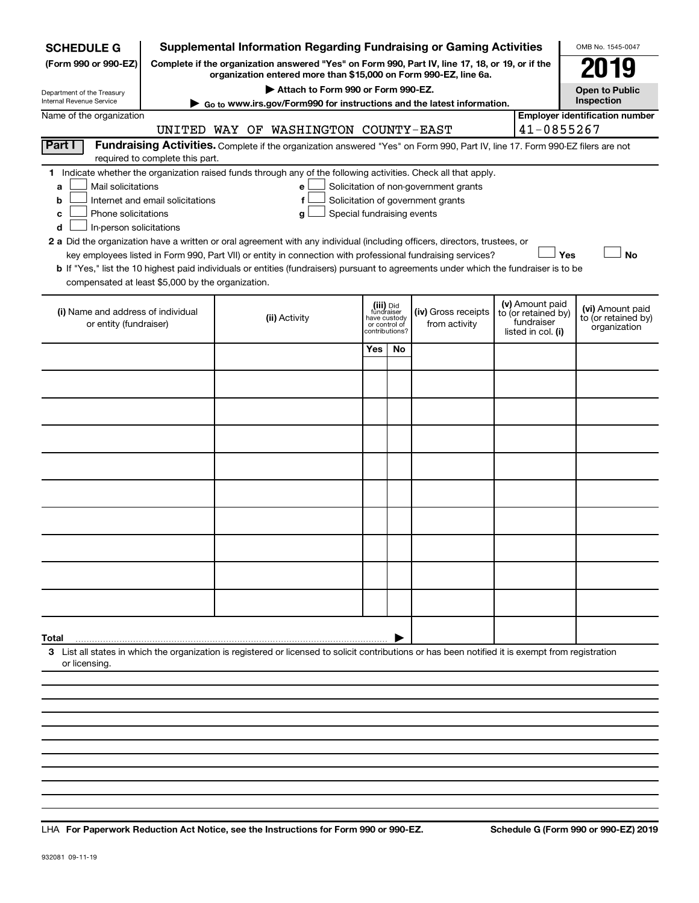**SCHEDULE G** (Form 990 or 990-EZ)

Department of the Treasury
Internal Revenue Service

# Supplemental Information Regarding Fundraising or Gaming Activities

**Complete if the organization answered "Yes" on Form 990, Part IV, line 17, 18, or 19, or if the organization entered more than $15,000 on Form 990-EZ, line 6a.**

**▶ Attach to Form 990 or Form 990-EZ.**

**▶ Go to www.irs.gov/Form990 for instructions and the latest information.**

OMB No. 1545-0047

**2019**

**Open to Public Inspection**

Name of the organization: UNITED WAY OF WASHINGTON COUNTY-EAST

**Employer identification number:** 41-0855267

**Part I** **Fundraising Activities.** Complete if the organization answered "Yes" on Form 990, Part IV, line 17. Form 990-EZ filers are not required to complete this part.

**1** Indicate whether the organization raised funds through any of the following activities. Check all that apply.

- **a** ☐ Mail solicitations
- **b** ☐ Internet and email solicitations
- **c** ☐ Phone solicitations
- **d** ☐ In-person solicitations
- **e** ☐ Solicitation of non-government grants
- **f** ☐ Solicitation of government grants
- **g** ☐ Special fundraising events

**2 a** Did the organization have a written or oral agreement with any individual (including officers, directors, trustees, or key employees listed in Form 990, Part VII) or entity in connection with professional fundraising services? ☐ **Yes** ☐ **No**

**b** If "Yes," list the 10 highest paid individuals or entities (fundraisers) pursuant to agreements under which the fundraiser is to be compensated at least $5,000 by the organization.

| (i) Name and address of individual or entity (fundraiser) | (ii) Activity | (iii) Did fundraiser have custody or control of contributions? | | (iv) Gross receipts from activity | (v) Amount paid to (or retained by) fundraiser listed in col. (i) | (vi) Amount paid to (or retained by) organization |
|---|---|---|---|---|---|---|
| | | Yes | No | | | |
| | | | | | | |
| | | | | | | |
| | | | | | | |
| | | | | | | |
| | | | | | | |
| | | | | | | |
| | | | | | | |
| | | | | | | |
| | | | | | | |
| | | | | | | |
| **Total** ▶ | | | | | | |

**3** List all states in which the organization is registered or licensed to solicit contributions or has been notified it is exempt from registration or licensing.

LHA **For Paperwork Reduction Act Notice, see the Instructions for Form 990 or 990-EZ.** **Schedule G (Form 990 or 990-EZ) 2019**

932081 09-11-19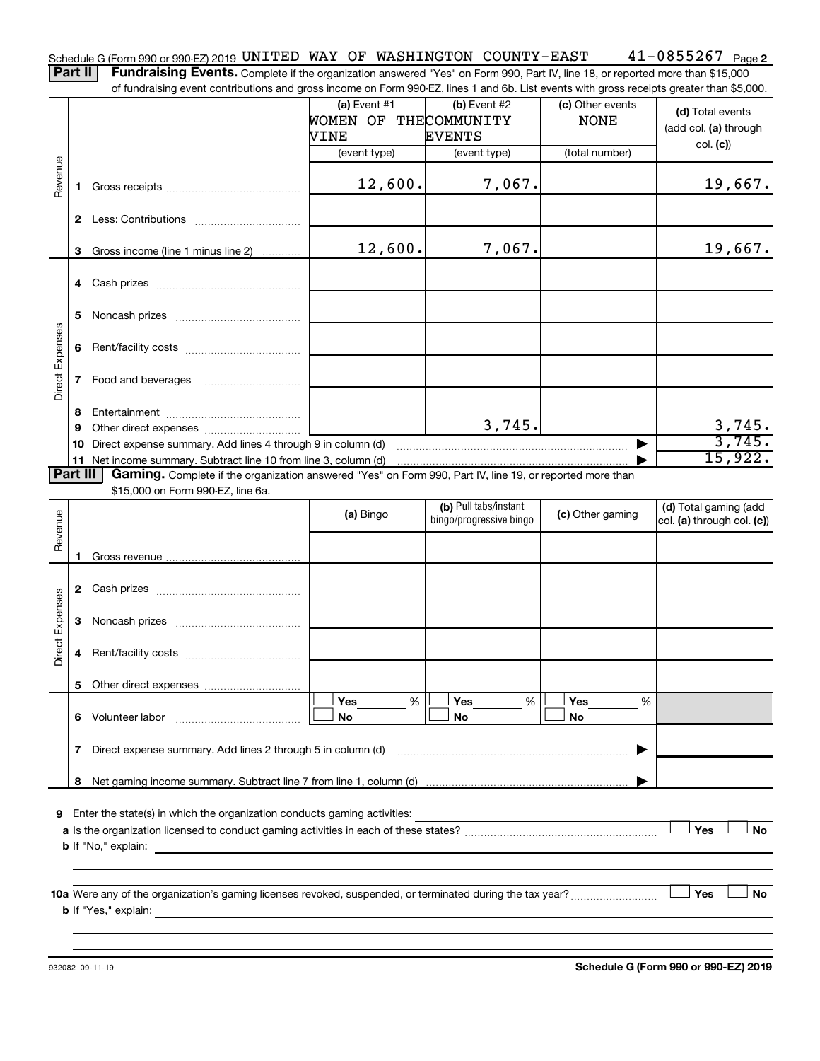Schedule G (Form 990 or 990-EZ) 2019 UNITED WAY OF WASHINGTON COUNTY-EAST 41-0855267 Page 2

**Part II** **Fundraising Events.** Complete if the organization answered "Yes" on Form 990, Part IV, line 18, or reported more than $15,000 of fundraising event contributions and gross income on Form 990-EZ, lines 1 and 6b. List events with gross receipts greater than $5,000.

| | | (a) Event #1<br>WOMEN OF THE VINE<br>(event type) | (b) Event #2<br>COMMUNITY EVENTS<br>(event type) | (c) Other events<br>NONE<br>(total number) | (d) Total events (add col. (a) through col. (c)) |
|---|---|---|---|---|---|
| Revenue | 1 Gross receipts | 12,600. | 7,067. | | 19,667. |
| | 2 Less: Contributions | | | | |
| | 3 Gross income (line 1 minus line 2) | 12,600. | 7,067. | | 19,667. |
| Direct Expenses | 4 Cash prizes | | | | |
| | 5 Noncash prizes | | | | |
| | 6 Rent/facility costs | | | | |
| | 7 Food and beverages | | | | |
| | 8 Entertainment | | | | |
| | 9 Other direct expenses | | 3,745. | | 3,745. |
| | 10 Direct expense summary. Add lines 4 through 9 in column (d) | | | | 3,745. |
| | 11 Net income summary. Subtract line 10 from line 3, column (d) | | | | 15,922. |

**Part III** **Gaming.** Complete if the organization answered "Yes" on Form 990, Part IV, line 19, or reported more than $15,000 on Form 990-EZ, line 6a.

| | | (a) Bingo | (b) Pull tabs/instant bingo/progressive bingo | (c) Other gaming | (d) Total gaming (add col. (a) through col. (c)) |
|---|---|---|---|---|---|
| Revenue | 1 Gross revenue | | | | |
| Direct Expenses | 2 Cash prizes | | | | |
| | 3 Noncash prizes | | | | |
| | 4 Rent/facility costs | | | | |
| | 5 Other direct expenses | | | | |
| | 6 Volunteer labor | ☐ Yes ___% ☐ No | ☐ Yes ___% ☐ No | ☐ Yes ___% ☐ No | |
| | 7 Direct expense summary. Add lines 2 through 5 in column (d) | | | | |
| | 8 Net gaming income summary. Subtract line 7 from line 1, column (d) | | | | |

9 Enter the state(s) in which the organization conducts gaming activities:

a Is the organization licensed to conduct gaming activities in each of these states? ☐ Yes ☐ No

b If "No," explain:

10a Were any of the organization's gaming licenses revoked, suspended, or terminated during the tax year? ☐ Yes ☐ No

b If "Yes," explain:

932082 09-11-19 **Schedule G (Form 990 or 990-EZ) 2019**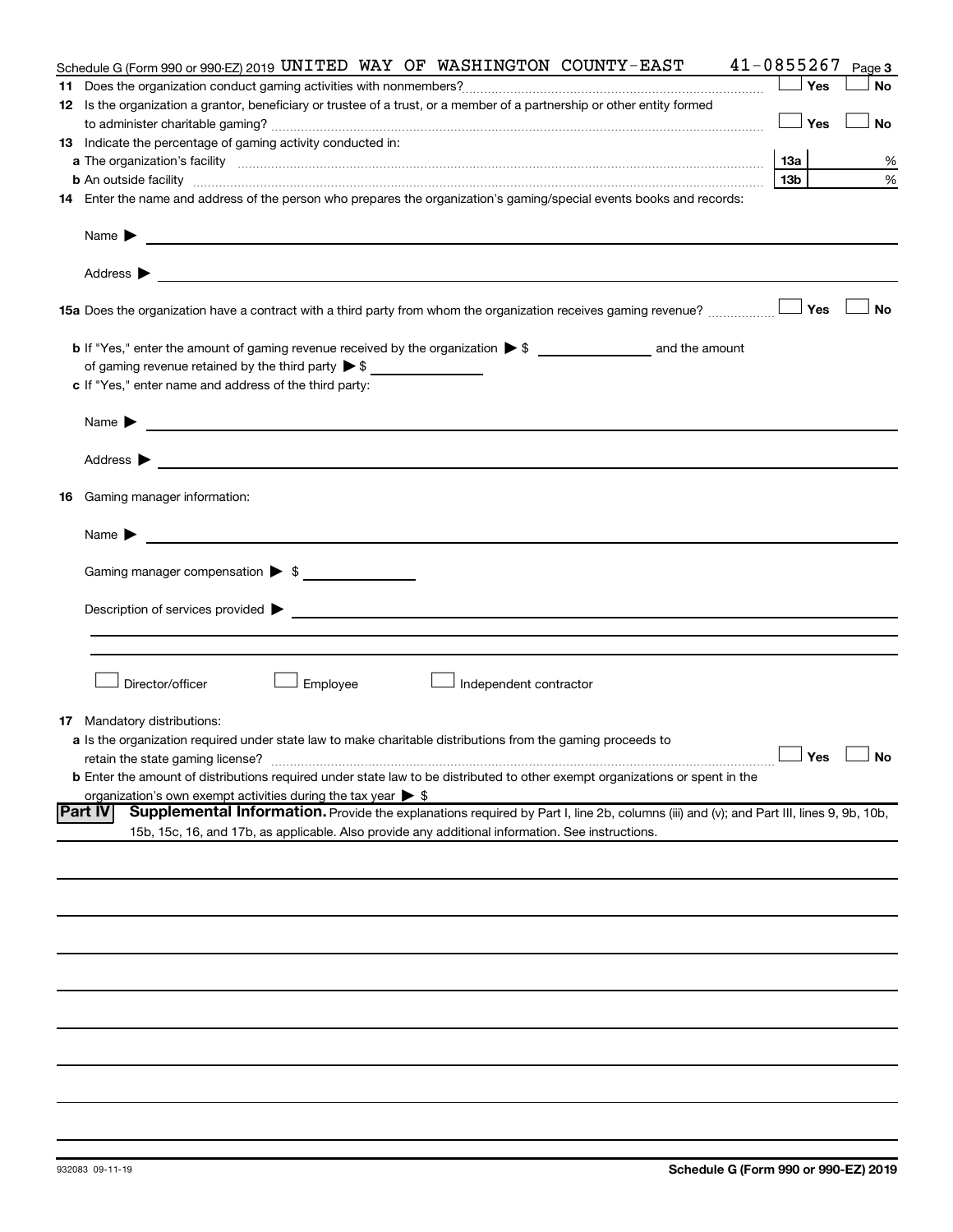Schedule G (Form 990 or 990-EZ) 2019 UNITED WAY OF WASHINGTON COUNTY-EAST 41-0855267 Page **3**

**11** Does the organization conduct gaming activities with nonmembers? ☐ Yes ☐ No

**12** Is the organization a grantor, beneficiary or trustee of a trust, or a member of a partnership or other entity formed to administer charitable gaming? ☐ Yes ☐ No

**13** Indicate the percentage of gaming activity conducted in:

**a** The organization's facility **13a** %

**b** An outside facility **13b** %

**14** Enter the name and address of the person who prepares the organization's gaming/special events books and records:

Name ▶

Address ▶

**15a** Does the organization have a contract with a third party from whom the organization receives gaming revenue? ☐ Yes ☐ No

**b** If "Yes," enter the amount of gaming revenue received by the organization ▶ $ ______ and the amount of gaming revenue retained by the third party ▶ $ ______

**c** If "Yes," enter name and address of the third party:

Name ▶

Address ▶

**16** Gaming manager information:

Name ▶

Gaming manager compensation ▶ $

Description of services provided ▶

☐ Director/officer ☐ Employee ☐ Independent contractor

**17** Mandatory distributions:

**a** Is the organization required under state law to make charitable distributions from the gaming proceeds to retain the state gaming license? ☐ Yes ☐ No

**b** Enter the amount of distributions required under state law to be distributed to other exempt organizations or spent in the organization's own exempt activities during the tax year ▶ $

**Part IV** **Supplemental Information.** Provide the explanations required by Part I, line 2b, columns (iii) and (v); and Part III, lines 9, 9b, 10b, 15b, 15c, 16, and 17b, as applicable. Also provide any additional information. See instructions.

932083 09-11-19 **Schedule G (Form 990 or 990-EZ) 2019**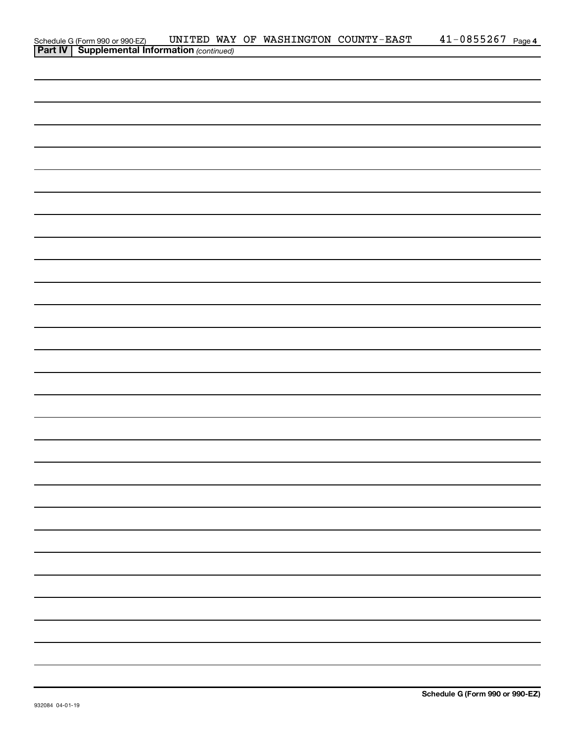Schedule G (Form 990 or 990-EZ) UNITED WAY OF WASHINGTON COUNTY-EAST 41-0855267 Page 4

**Part IV | Supplemental Information** *(continued)*

**Schedule G (Form 990 or 990-EZ)**

932084 04-01-19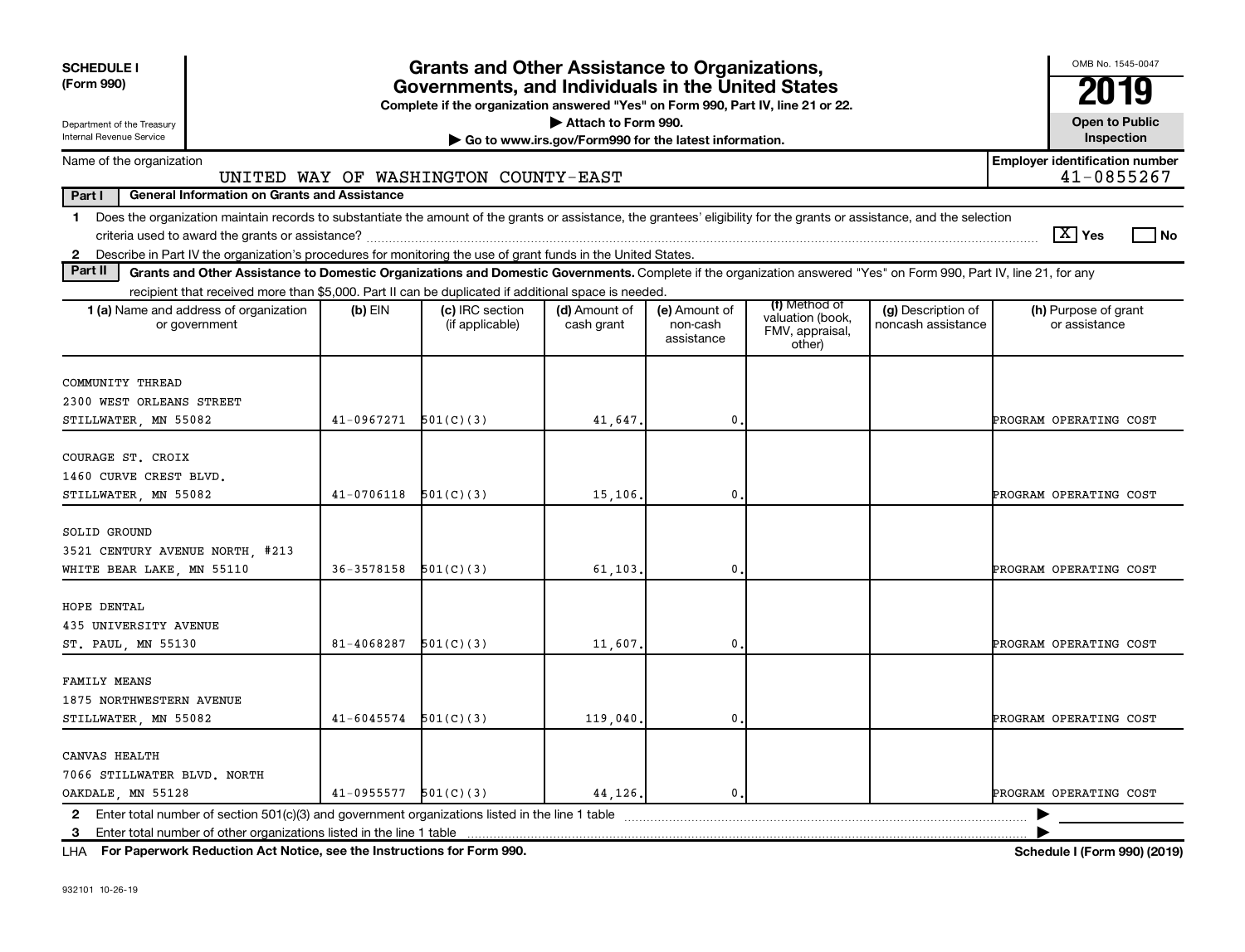**SCHEDULE I (Form 990)**

Department of the Treasury
Internal Revenue Service

# Grants and Other Assistance to Organizations, Governments, and Individuals in the United States

**Complete if the organization answered "Yes" on Form 990, Part IV, line 21 or 22.**
**▶ Attach to Form 990.**
**▶ Go to www.irs.gov/Form990 for the latest information.**

OMB No. 1545-0047

**2019**

**Open to Public Inspection**

Name of the organization: UNITED WAY OF WASHINGTON COUNTY-EAST

**Employer identification number:** 41-0855267

**Part I — General Information on Grants and Assistance**

1 Does the organization maintain records to substantiate the amount of the grants or assistance, the grantees' eligibility for the grants or assistance, and the selection criteria used to award the grants or assistance? [X] Yes [ ] No

2 Describe in Part IV the organization's procedures for monitoring the use of grant funds in the United States.

**Part II — Grants and Other Assistance to Domestic Organizations and Domestic Governments.** Complete if the organization answered "Yes" on Form 990, Part IV, line 21, for any recipient that received more than $5,000. Part II can be duplicated if additional space is needed.

| 1 (a) Name and address of organization or government | (b) EIN | (c) IRC section (if applicable) | (d) Amount of cash grant | (e) Amount of non-cash assistance | (f) Method of valuation (book, FMV, appraisal, other) | (g) Description of noncash assistance | (h) Purpose of grant or assistance |
|---|---|---|---|---|---|---|---|
| COMMUNITY THREAD<br>2300 WEST ORLEANS STREET<br>STILLWATER, MN 55082 | 41-0967271 | 501(C)(3) | 41,647. | 0. | | | PROGRAM OPERATING COST |
| COURAGE ST. CROIX<br>1460 CURVE CREST BLVD.<br>STILLWATER, MN 55082 | 41-0706118 | 501(C)(3) | 15,106. | 0. | | | PROGRAM OPERATING COST |
| SOLID GROUND<br>3521 CENTURY AVENUE NORTH, #213<br>WHITE BEAR LAKE, MN 55110 | 36-3578158 | 501(C)(3) | 61,103. | 0. | | | PROGRAM OPERATING COST |
| HOPE DENTAL<br>435 UNIVERSITY AVENUE<br>ST. PAUL, MN 55130 | 81-4068287 | 501(C)(3) | 11,607. | 0. | | | PROGRAM OPERATING COST |
| FAMILY MEANS<br>1875 NORTHWESTERN AVENUE<br>STILLWATER, MN 55082 | 41-6045574 | 501(C)(3) | 119,040. | 0. | | | PROGRAM OPERATING COST |
| CANVAS HEALTH<br>7066 STILLWATER BLVD. NORTH<br>OAKDALE, MN 55128 | 41-0955577 | 501(C)(3) | 44,126. | 0. | | | PROGRAM OPERATING COST |

2 Enter total number of section 501(c)(3) and government organizations listed in the line 1 table ▶

3 Enter total number of other organizations listed in the line 1 table ▶

LHA **For Paperwork Reduction Act Notice, see the Instructions for Form 990.** **Schedule I (Form 990) (2019)**

932101 10-26-19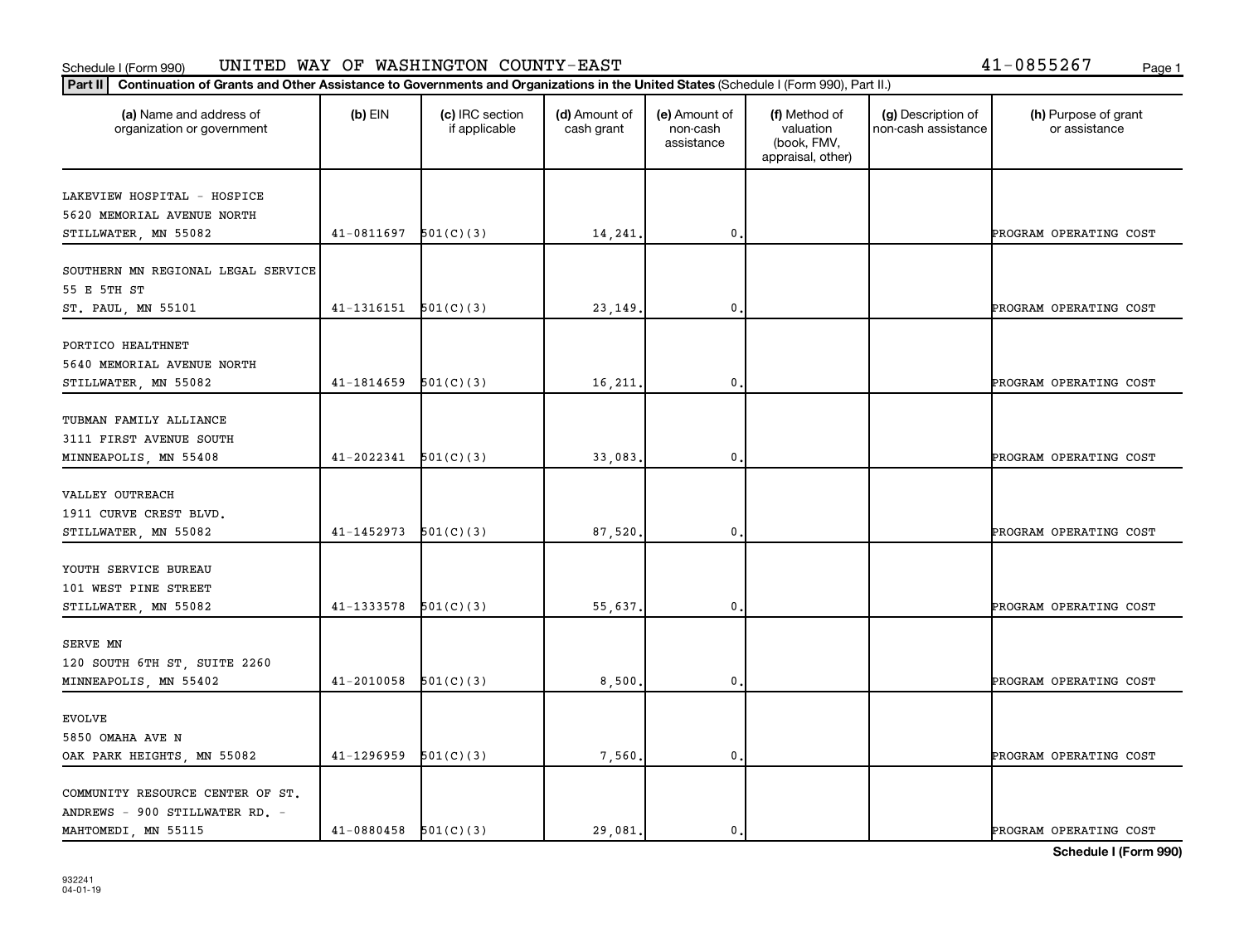Schedule I (Form 990) UNITED WAY OF WASHINGTON COUNTY-EAST 41-0855267

**Part II** **Continuation of Grants and Other Assistance to Governments and Organizations in the United States** (Schedule I (Form 990), Part II.)

| (a) Name and address of organization or government | (b) EIN | (c) IRC section if applicable | (d) Amount of cash grant | (e) Amount of non-cash assistance | (f) Method of valuation (book, FMV, appraisal, other) | (g) Description of non-cash assistance | (h) Purpose of grant or assistance |
|---|---|---|---|---|---|---|---|
| LAKEVIEW HOSPITAL - HOSPICE<br>5620 MEMORIAL AVENUE NORTH<br>STILLWATER, MN 55082 | 41-0811697 | 501(C)(3) | 14,241. | 0. | | | PROGRAM OPERATING COST |
| SOUTHERN MN REGIONAL LEGAL SERVICE<br>55 E 5TH ST<br>ST. PAUL, MN 55101 | 41-1316151 | 501(C)(3) | 23,149. | 0. | | | PROGRAM OPERATING COST |
| PORTICO HEALTHNET<br>5640 MEMORIAL AVENUE NORTH<br>STILLWATER, MN 55082 | 41-1814659 | 501(C)(3) | 16,211. | 0. | | | PROGRAM OPERATING COST |
| TUBMAN FAMILY ALLIANCE<br>3111 FIRST AVENUE SOUTH<br>MINNEAPOLIS, MN 55408 | 41-2022341 | 501(C)(3) | 33,083. | 0. | | | PROGRAM OPERATING COST |
| VALLEY OUTREACH<br>1911 CURVE CREST BLVD.<br>STILLWATER, MN 55082 | 41-1452973 | 501(C)(3) | 87,520. | 0. | | | PROGRAM OPERATING COST |
| YOUTH SERVICE BUREAU<br>101 WEST PINE STREET<br>STILLWATER, MN 55082 | 41-1333578 | 501(C)(3) | 55,637. | 0. | | | PROGRAM OPERATING COST |
| SERVE MN<br>120 SOUTH 6TH ST, SUITE 2260<br>MINNEAPOLIS, MN 55402 | 41-2010058 | 501(C)(3) | 8,500. | 0. | | | PROGRAM OPERATING COST |
| EVOLVE<br>5850 OMAHA AVE N<br>OAK PARK HEIGHTS, MN 55082 | 41-1296959 | 501(C)(3) | 7,560. | 0. | | | PROGRAM OPERATING COST |
| COMMUNITY RESOURCE CENTER OF ST. ANDREWS - 900 STILLWATER RD. -<br>MAHTOMEDI, MN 55115 | 41-0880458 | 501(C)(3) | 29,081. | 0. | | | PROGRAM OPERATING COST |

932241
04-01-19

**Schedule I (Form 990)**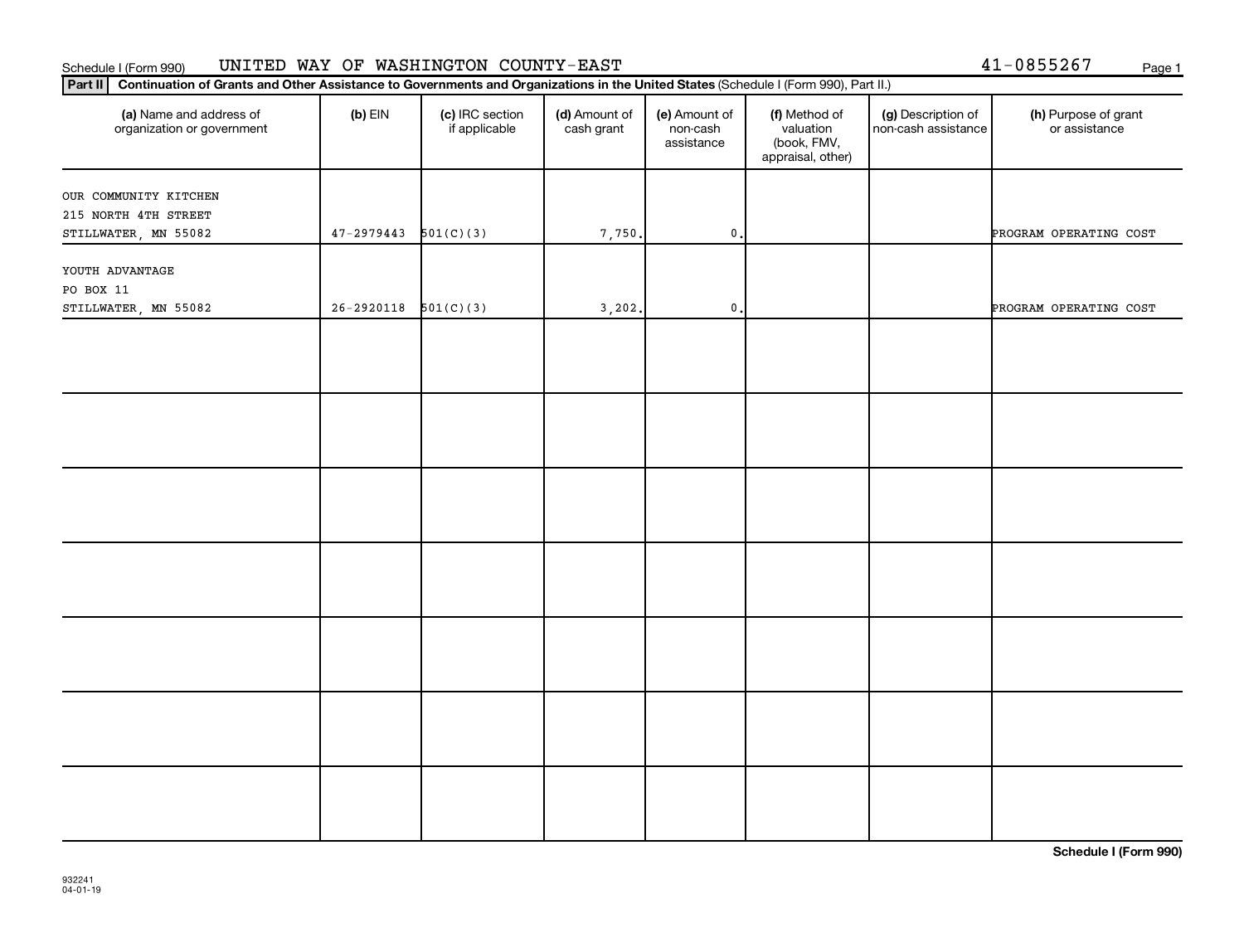Schedule I (Form 990) UNITED WAY OF WASHINGTON COUNTY-EAST 41-0855267

**Part II** **Continuation of Grants and Other Assistance to Governments and Organizations in the United States** (Schedule I (Form 990), Part II.)

| (a) Name and address of organization or government | (b) EIN | (c) IRC section if applicable | (d) Amount of cash grant | (e) Amount of non-cash assistance | (f) Method of valuation (book, FMV, appraisal, other) | (g) Description of non-cash assistance | (h) Purpose of grant or assistance |
|---|---|---|---|---|---|---|---|
| OUR COMMUNITY KITCHEN 215 NORTH 4TH STREET STILLWATER, MN 55082 | 47-2979443 | 501(C)(3) | 7,750. | 0. | | | PROGRAM OPERATING COST |
| YOUTH ADVANTAGE PO BOX 11 STILLWATER, MN 55082 | 26-2920118 | 501(C)(3) | 3,202. | 0. | | | PROGRAM OPERATING COST |
| | | | | | | | |
| | | | | | | | |
| | | | | | | | |
| | | | | | | | |
| | | | | | | | |
| | | | | | | | |
| | | | | | | | |

932241 04-01-19

**Schedule I (Form 990)**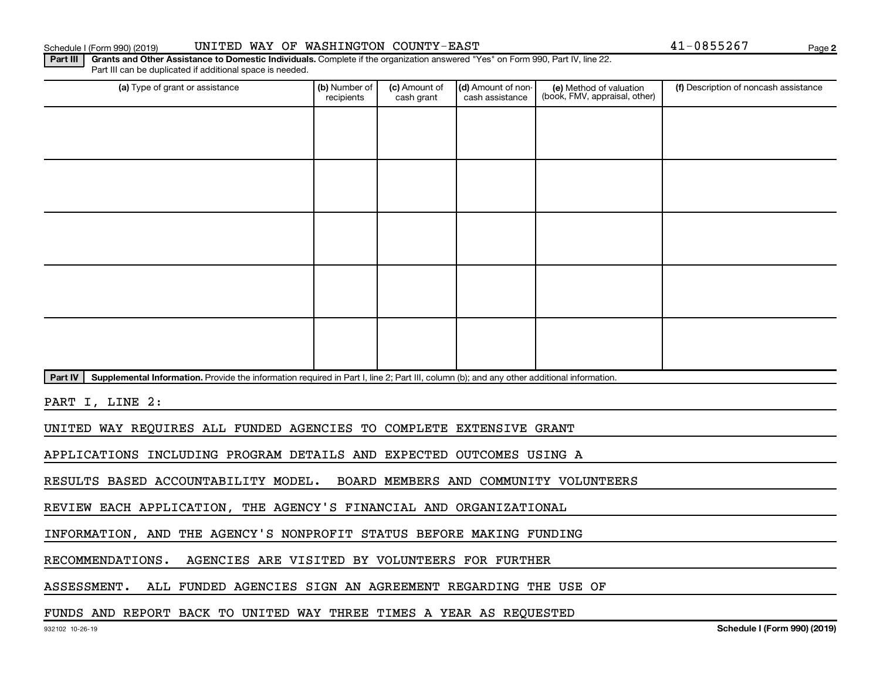**Part III** **Grants and Other Assistance to Domestic Individuals.** Complete if the organization answered "Yes" on Form 990, Part IV, line 22. Part III can be duplicated if additional space is needed.

| (a) Type of grant or assistance | (b) Number of recipients | (c) Amount of cash grant | (d) Amount of non-cash assistance | (e) Method of valuation (book, FMV, appraisal, other) | (f) Description of noncash assistance |
|---|---|---|---|---|---|
| | | | | | |
| | | | | | |
| | | | | | |
| | | | | | |
| | | | | | |

**Part IV** **Supplemental Information.** Provide the information required in Part I, line 2; Part III, column (b); and any other additional information.

PART I, LINE 2:

UNITED WAY REQUIRES ALL FUNDED AGENCIES TO COMPLETE EXTENSIVE GRANT APPLICATIONS INCLUDING PROGRAM DETAILS AND EXPECTED OUTCOMES USING A RESULTS BASED ACCOUNTABILITY MODEL. BOARD MEMBERS AND COMMUNITY VOLUNTEERS REVIEW EACH APPLICATION, THE AGENCY'S FINANCIAL AND ORGANIZATIONAL INFORMATION, AND THE AGENCY'S NONPROFIT STATUS BEFORE MAKING FUNDING RECOMMENDATIONS. AGENCIES ARE VISITED BY VOLUNTEERS FOR FURTHER ASSESSMENT. ALL FUNDED AGENCIES SIGN AN AGREEMENT REGARDING THE USE OF FUNDS AND REPORT BACK TO UNITED WAY THREE TIMES A YEAR AS REQUESTED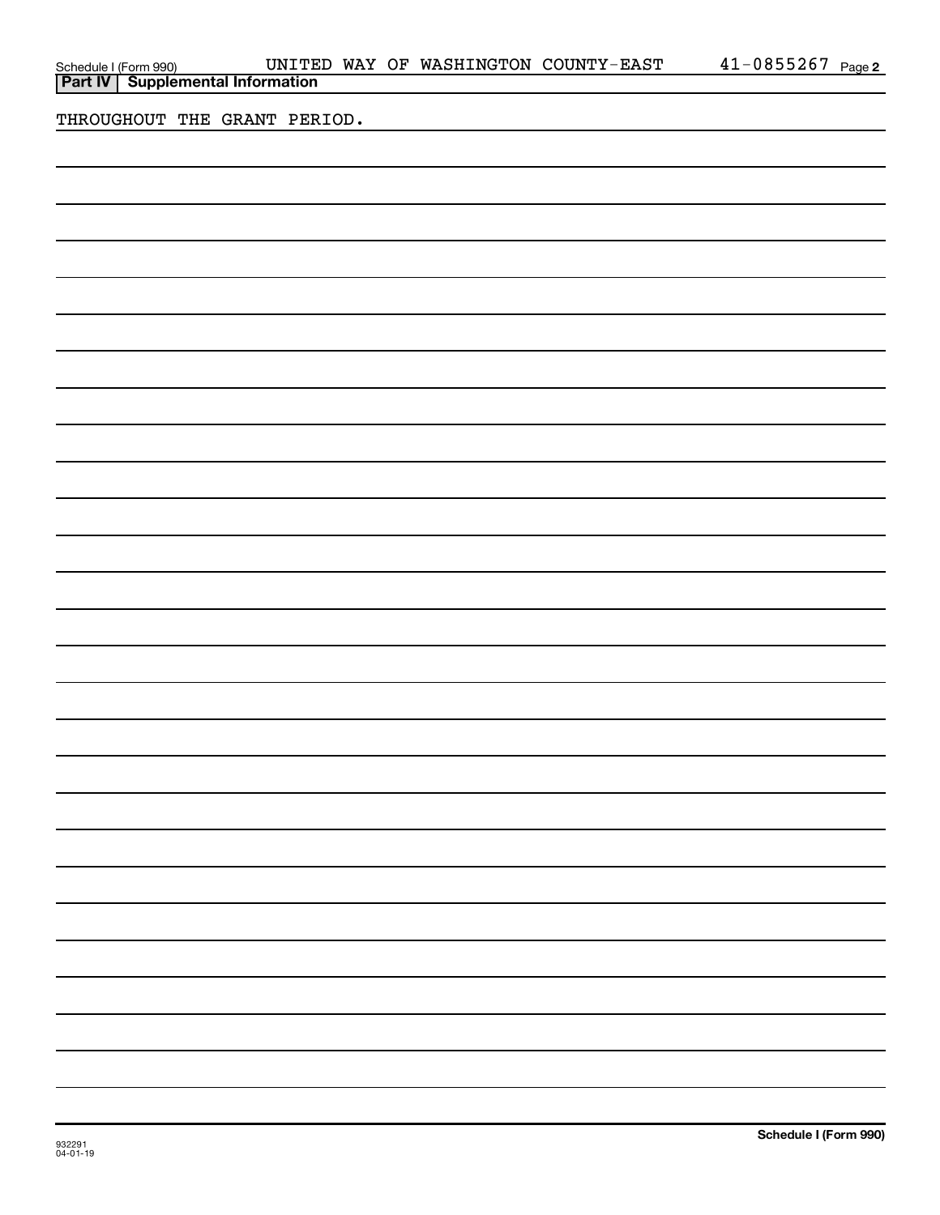## Part IV Supplemental Information

THROUGHOUT THE GRANT PERIOD.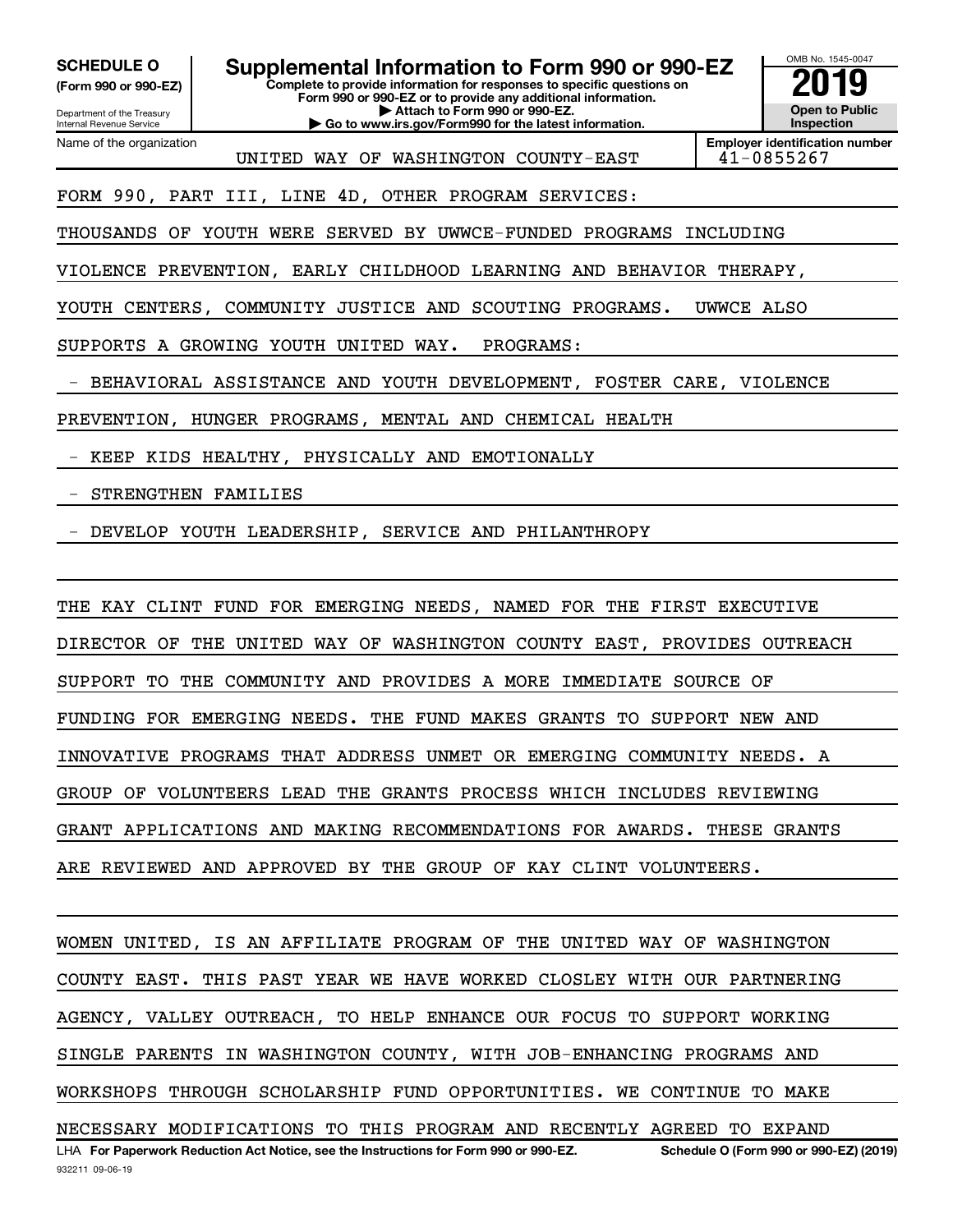**SCHEDULE O**
**(Form 990 or 990-EZ)**

Department of the Treasury
Internal Revenue Service

# Supplemental Information to Form 990 or 990-EZ

**Complete to provide information for responses to specific questions on Form 990 or 990-EZ or to provide any additional information.**
**▶ Attach to Form 990 or 990-EZ.**
**▶ Go to www.irs.gov/Form990 for the latest information.**

OMB No. 1545-0047
**2019**
**Open to Public Inspection**

| Name of the organization | Employer identification number |
|---|---|
| UNITED WAY OF WASHINGTON COUNTY-EAST | 41-0855267 |

FORM 990, PART III, LINE 4D, OTHER PROGRAM SERVICES:

THOUSANDS OF YOUTH WERE SERVED BY UWWCE-FUNDED PROGRAMS INCLUDING VIOLENCE PREVENTION, EARLY CHILDHOOD LEARNING AND BEHAVIOR THERAPY, YOUTH CENTERS, COMMUNITY JUSTICE AND SCOUTING PROGRAMS. UWWCE ALSO SUPPORTS A GROWING YOUTH UNITED WAY. PROGRAMS:

- BEHAVIORAL ASSISTANCE AND YOUTH DEVELOPMENT, FOSTER CARE, VIOLENCE PREVENTION, HUNGER PROGRAMS, MENTAL AND CHEMICAL HEALTH
- KEEP KIDS HEALTHY, PHYSICALLY AND EMOTIONALLY
- STRENGTHEN FAMILIES
- DEVELOP YOUTH LEADERSHIP, SERVICE AND PHILANTHROPY

THE KAY CLINT FUND FOR EMERGING NEEDS, NAMED FOR THE FIRST EXECUTIVE DIRECTOR OF THE UNITED WAY OF WASHINGTON COUNTY EAST, PROVIDES OUTREACH SUPPORT TO THE COMMUNITY AND PROVIDES A MORE IMMEDIATE SOURCE OF FUNDING FOR EMERGING NEEDS. THE FUND MAKES GRANTS TO SUPPORT NEW AND INNOVATIVE PROGRAMS THAT ADDRESS UNMET OR EMERGING COMMUNITY NEEDS. A GROUP OF VOLUNTEERS LEAD THE GRANTS PROCESS WHICH INCLUDES REVIEWING GRANT APPLICATIONS AND MAKING RECOMMENDATIONS FOR AWARDS. THESE GRANTS ARE REVIEWED AND APPROVED BY THE GROUP OF KAY CLINT VOLUNTEERS.

WOMEN UNITED, IS AN AFFILIATE PROGRAM OF THE UNITED WAY OF WASHINGTON COUNTY EAST. THIS PAST YEAR WE HAVE WORKED CLOSLEY WITH OUR PARTNERING AGENCY, VALLEY OUTREACH, TO HELP ENHANCE OUR FOCUS TO SUPPORT WORKING SINGLE PARENTS IN WASHINGTON COUNTY, WITH JOB-ENHANCING PROGRAMS AND WORKSHOPS THROUGH SCHOLARSHIP FUND OPPORTUNITIES. WE CONTINUE TO MAKE NECESSARY MODIFICATIONS TO THIS PROGRAM AND RECENTLY AGREED TO EXPAND

LHA **For Paperwork Reduction Act Notice, see the Instructions for Form 990 or 990-EZ.** **Schedule O (Form 990 or 990-EZ) (2019)**
932211 09-06-19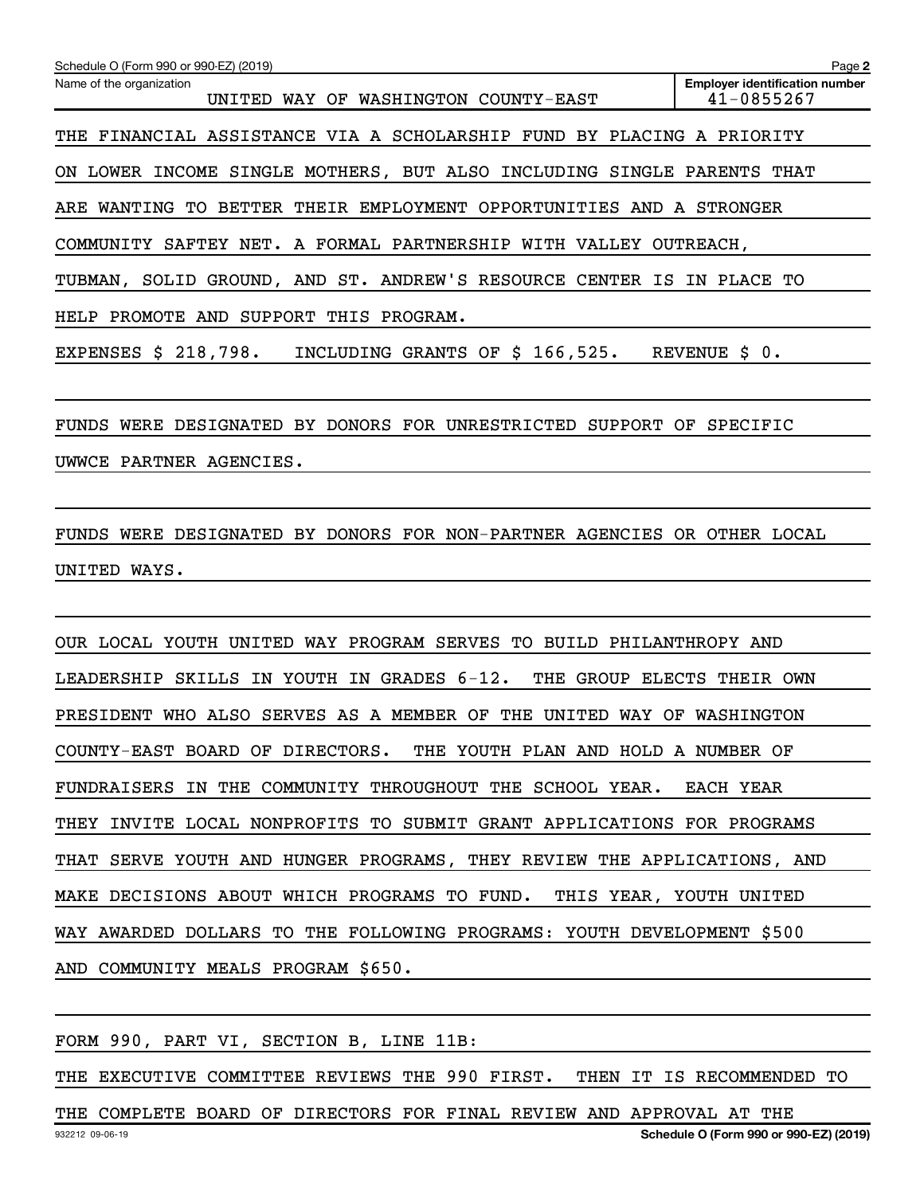Name of the organization: UNITED WAY OF WASHINGTON COUNTY-EAST

Employer identification number: 41-0855267

THE FINANCIAL ASSISTANCE VIA A SCHOLARSHIP FUND BY PLACING A PRIORITY ON LOWER INCOME SINGLE MOTHERS, BUT ALSO INCLUDING SINGLE PARENTS THAT ARE WANTING TO BETTER THEIR EMPLOYMENT OPPORTUNITIES AND A STRONGER COMMUNITY SAFTEY NET. A FORMAL PARTNERSHIP WITH VALLEY OUTREACH, TUBMAN, SOLID GROUND, AND ST. ANDREW'S RESOURCE CENTER IS IN PLACE TO HELP PROMOTE AND SUPPORT THIS PROGRAM.

EXPENSES $ 218,798. INCLUDING GRANTS OF $ 166,525. REVENUE $ 0.

FUNDS WERE DESIGNATED BY DONORS FOR UNRESTRICTED SUPPORT OF SPECIFIC UWWCE PARTNER AGENCIES.

FUNDS WERE DESIGNATED BY DONORS FOR NON-PARTNER AGENCIES OR OTHER LOCAL UNITED WAYS.

OUR LOCAL YOUTH UNITED WAY PROGRAM SERVES TO BUILD PHILANTHROPY AND LEADERSHIP SKILLS IN YOUTH IN GRADES 6-12. THE GROUP ELECTS THEIR OWN PRESIDENT WHO ALSO SERVES AS A MEMBER OF THE UNITED WAY OF WASHINGTON COUNTY-EAST BOARD OF DIRECTORS. THE YOUTH PLAN AND HOLD A NUMBER OF FUNDRAISERS IN THE COMMUNITY THROUGHOUT THE SCHOOL YEAR. EACH YEAR THEY INVITE LOCAL NONPROFITS TO SUBMIT GRANT APPLICATIONS FOR PROGRAMS THAT SERVE YOUTH AND HUNGER PROGRAMS, THEY REVIEW THE APPLICATIONS, AND MAKE DECISIONS ABOUT WHICH PROGRAMS TO FUND. THIS YEAR, YOUTH UNITED WAY AWARDED DOLLARS TO THE FOLLOWING PROGRAMS: YOUTH DEVELOPMENT $500 AND COMMUNITY MEALS PROGRAM $650.

FORM 990, PART VI, SECTION B, LINE 11B:

THE EXECUTIVE COMMITTEE REVIEWS THE 990 FIRST. THEN IT IS RECOMMENDED TO THE COMPLETE BOARD OF DIRECTORS FOR FINAL REVIEW AND APPROVAL AT THE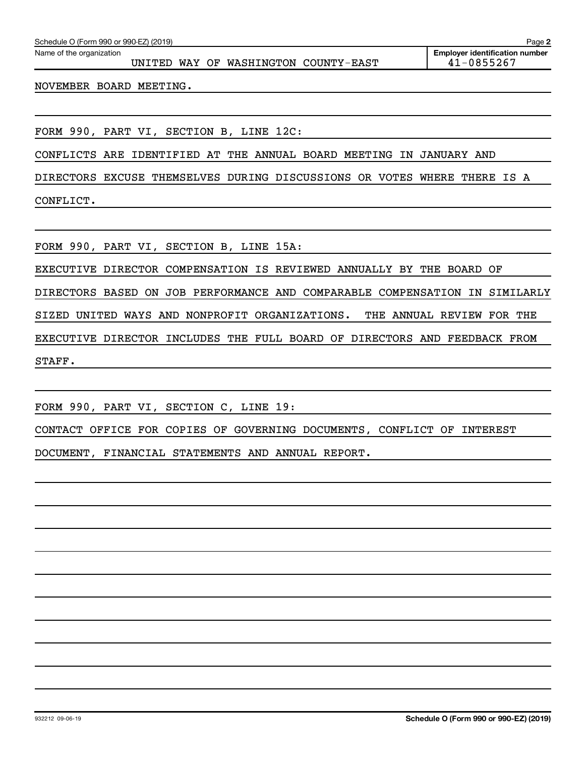Name of the organization: UNITED WAY OF WASHINGTON COUNTY-EAST

Employer identification number: 41-0855267

NOVEMBER BOARD MEETING.

FORM 990, PART VI, SECTION B, LINE 12C:

CONFLICTS ARE IDENTIFIED AT THE ANNUAL BOARD MEETING IN JANUARY AND DIRECTORS EXCUSE THEMSELVES DURING DISCUSSIONS OR VOTES WHERE THERE IS A CONFLICT.

FORM 990, PART VI, SECTION B, LINE 15A:

EXECUTIVE DIRECTOR COMPENSATION IS REVIEWED ANNUALLY BY THE BOARD OF DIRECTORS BASED ON JOB PERFORMANCE AND COMPARABLE COMPENSATION IN SIMILARLY SIZED UNITED WAYS AND NONPROFIT ORGANIZATIONS. THE ANNUAL REVIEW FOR THE EXECUTIVE DIRECTOR INCLUDES THE FULL BOARD OF DIRECTORS AND FEEDBACK FROM STAFF.

FORM 990, PART VI, SECTION C, LINE 19:

CONTACT OFFICE FOR COPIES OF GOVERNING DOCUMENTS, CONFLICT OF INTEREST DOCUMENT, FINANCIAL STATEMENTS AND ANNUAL REPORT.

932212 09-06-19